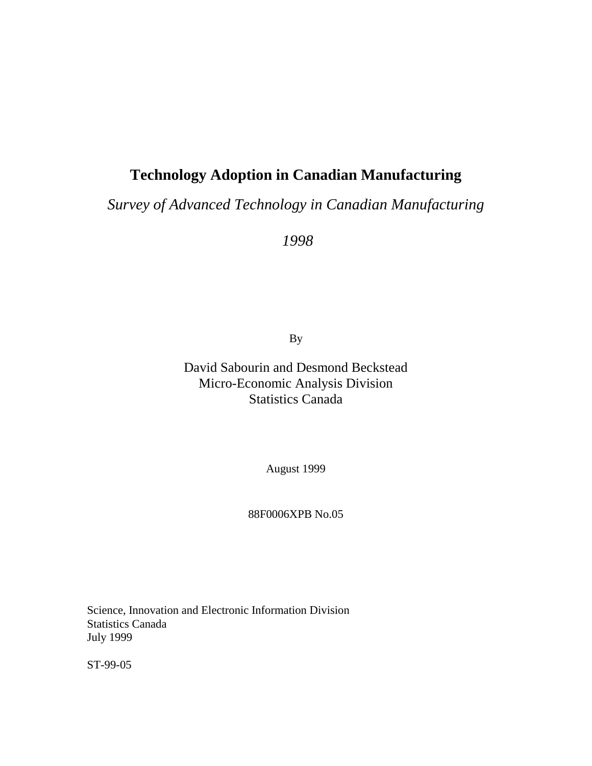# Technology Adoption in Canadian Manufacturing

*Survey of Advanced Technology in Canadian Manufacturing*

*1998*

By

David Sabourin and Desmond Beckstead
Micro-Economic Analysis Division
Statistics Canada

August 1999

88F0006XPB No.05

Science, Innovation and Electronic Information Division
Statistics Canada
July 1999

ST-99-05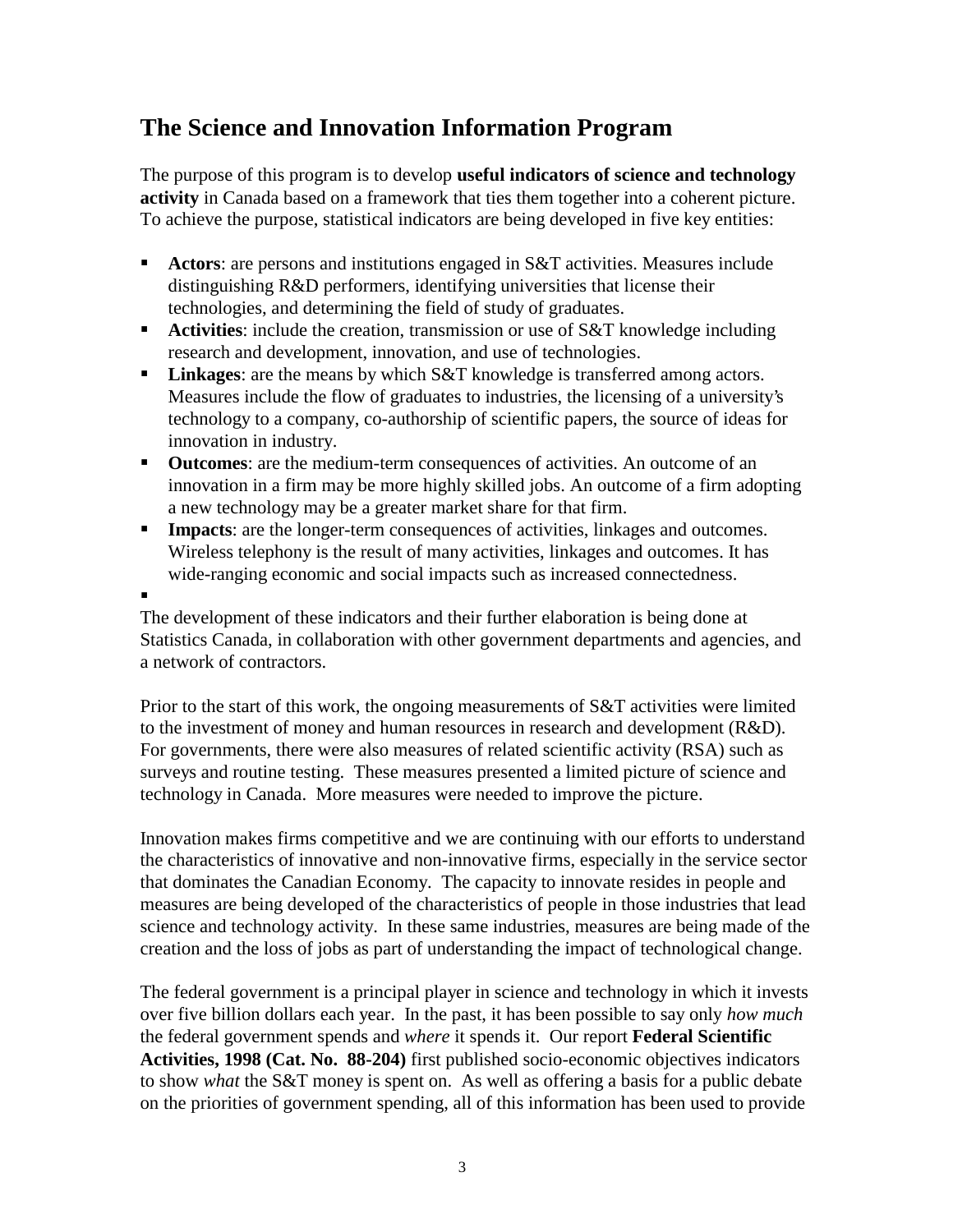## The Science and Innovation Information Program

The purpose of this program is to develop **useful indicators of science and technology activity** in Canada based on a framework that ties them together into a coherent picture. To achieve the purpose, statistical indicators are being developed in five key entities:

- **Actors**: are persons and institutions engaged in S&T activities. Measures include distinguishing R&D performers, identifying universities that license their technologies, and determining the field of study of graduates.
- **Activities**: include the creation, transmission or use of S&T knowledge including research and development, innovation, and use of technologies.
- **Linkages**: are the means by which S&T knowledge is transferred among actors. Measures include the flow of graduates to industries, the licensing of a university's technology to a company, co-authorship of scientific papers, the source of ideas for innovation in industry.
- **Outcomes**: are the medium-term consequences of activities. An outcome of an innovation in a firm may be more highly skilled jobs. An outcome of a firm adopting a new technology may be a greater market share for that firm.
- **Impacts**: are the longer-term consequences of activities, linkages and outcomes. Wireless telephony is the result of many activities, linkages and outcomes. It has wide-ranging economic and social impacts such as increased connectedness.

The development of these indicators and their further elaboration is being done at Statistics Canada, in collaboration with other government departments and agencies, and a network of contractors.

Prior to the start of this work, the ongoing measurements of S&T activities were limited to the investment of money and human resources in research and development (R&D). For governments, there were also measures of related scientific activity (RSA) such as surveys and routine testing. These measures presented a limited picture of science and technology in Canada. More measures were needed to improve the picture.

Innovation makes firms competitive and we are continuing with our efforts to understand the characteristics of innovative and non-innovative firms, especially in the service sector that dominates the Canadian Economy. The capacity to innovate resides in people and measures are being developed of the characteristics of people in those industries that lead science and technology activity. In these same industries, measures are being made of the creation and the loss of jobs as part of understanding the impact of technological change.

The federal government is a principal player in science and technology in which it invests over five billion dollars each year. In the past, it has been possible to say only *how much* the federal government spends and *where* it spends it. Our report **Federal Scientific Activities, 1998 (Cat. No. 88-204)** first published socio-economic objectives indicators to show *what* the S&T money is spent on. As well as offering a basis for a public debate on the priorities of government spending, all of this information has been used to provide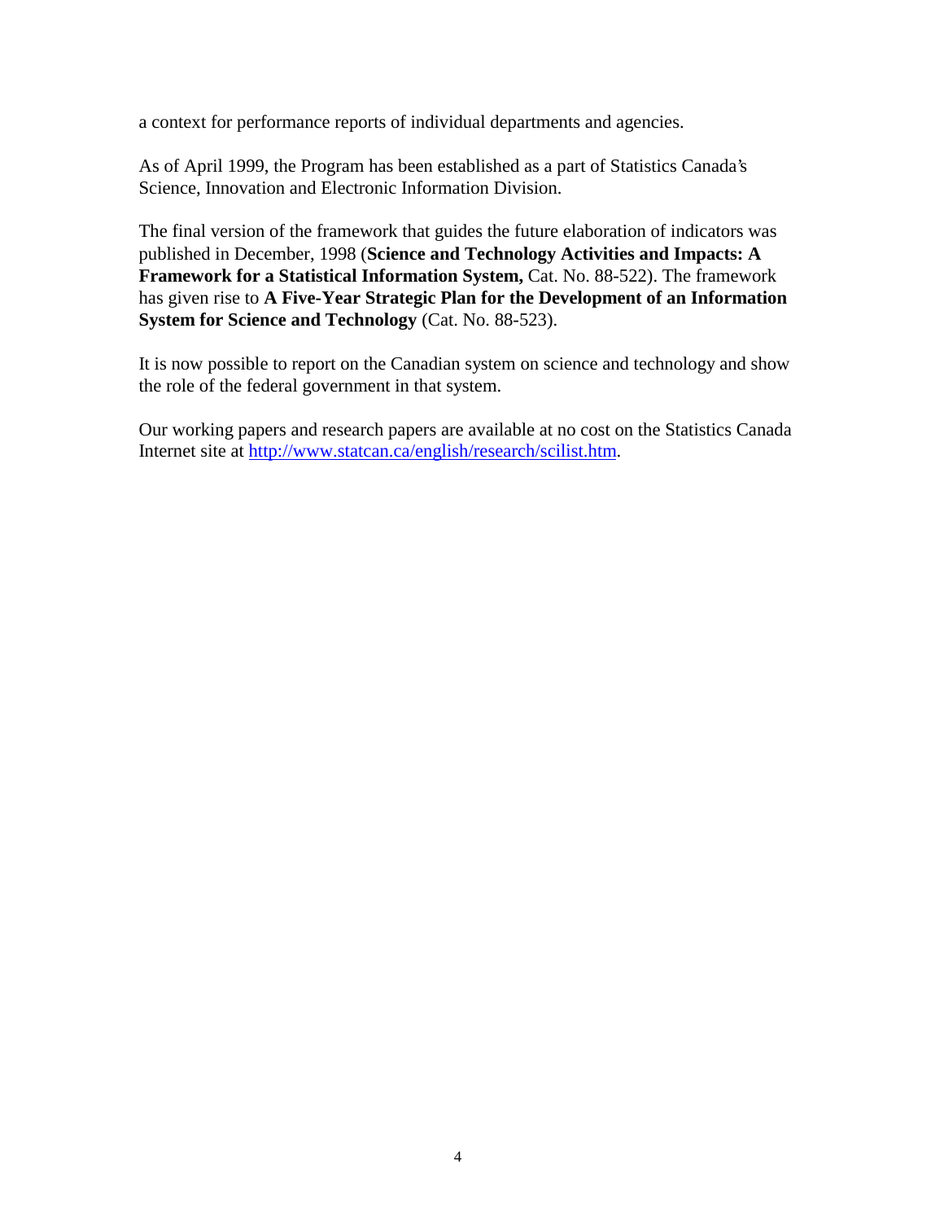a context for performance reports of individual departments and agencies.

As of April 1999, the Program has been established as a part of Statistics Canada's Science, Innovation and Electronic Information Division.

The final version of the framework that guides the future elaboration of indicators was published in December, 1998 (**Science and Technology Activities and Impacts: A Framework for a Statistical Information System,** Cat. No. 88-522). The framework has given rise to **A Five-Year Strategic Plan for the Development of an Information System for Science and Technology** (Cat. No. 88-523).

It is now possible to report on the Canadian system on science and technology and show the role of the federal government in that system.

Our working papers and research papers are available at no cost on the Statistics Canada Internet site at http://www.statcan.ca/english/research/scilist.htm.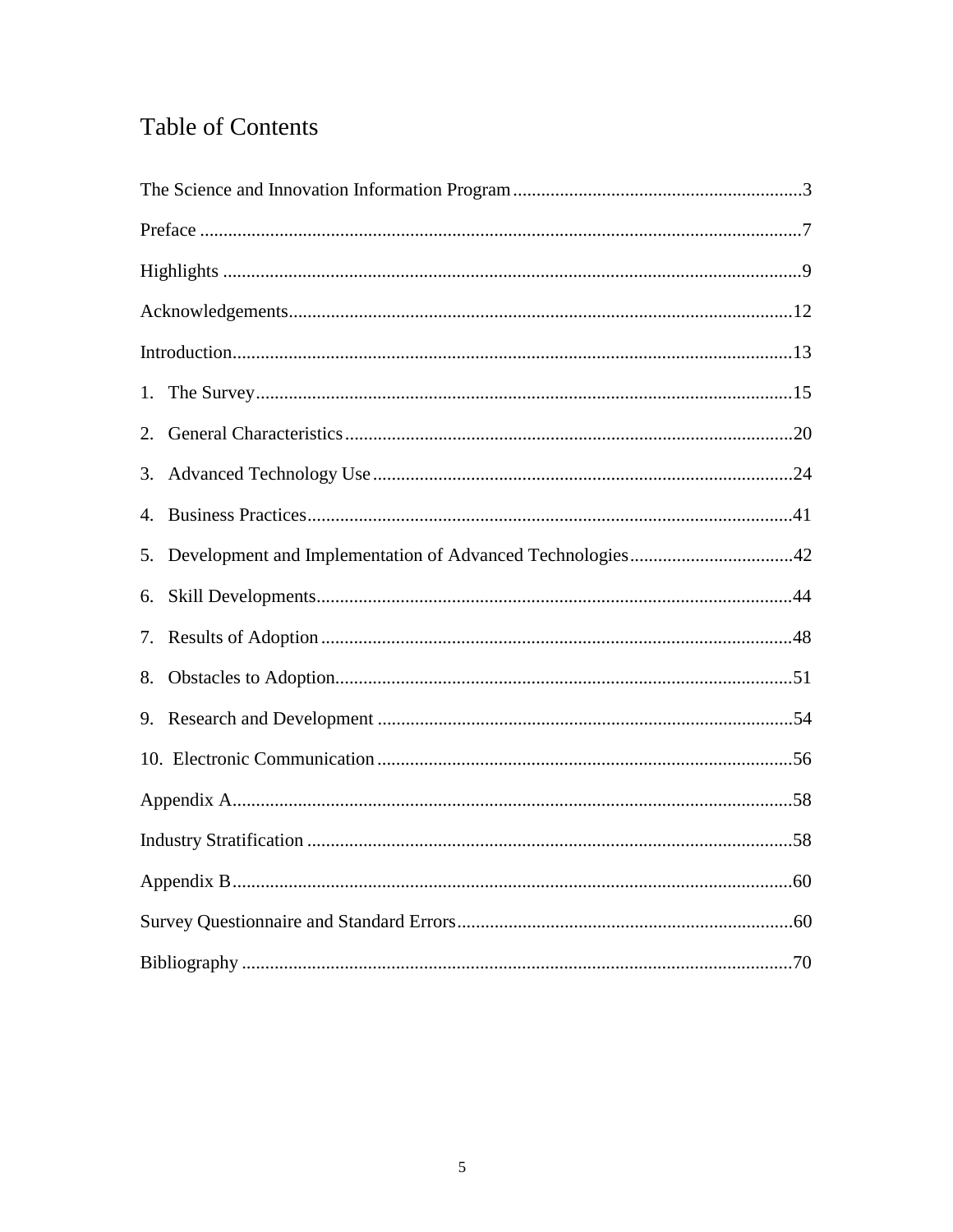# Table of Contents

The Science and Innovation Information Program ............................................................. 3

Preface ............................................................................................................................... 7

Highlights .......................................................................................................................... 9

Acknowledgements .......................................................................................................... 12

Introduction ...................................................................................................................... 13

1. The Survey .................................................................................................................. 15

2. General Characteristics ............................................................................................... 20

3. Advanced Technology Use ......................................................................................... 24

4. Business Practices ....................................................................................................... 41

5. Development and Implementation of Advanced Technologies ................................... 42

6. Skill Developments ..................................................................................................... 44

7. Results of Adoption .................................................................................................... 48

8. Obstacles to Adoption ................................................................................................. 51

9. Research and Development ........................................................................................ 54

10. Electronic Communication ........................................................................................ 56

Appendix A ....................................................................................................................... 58

Industry Stratification ....................................................................................................... 58

Appendix B ....................................................................................................................... 60

Survey Questionnaire and Standard Errors ....................................................................... 60

Bibliography ..................................................................................................................... 70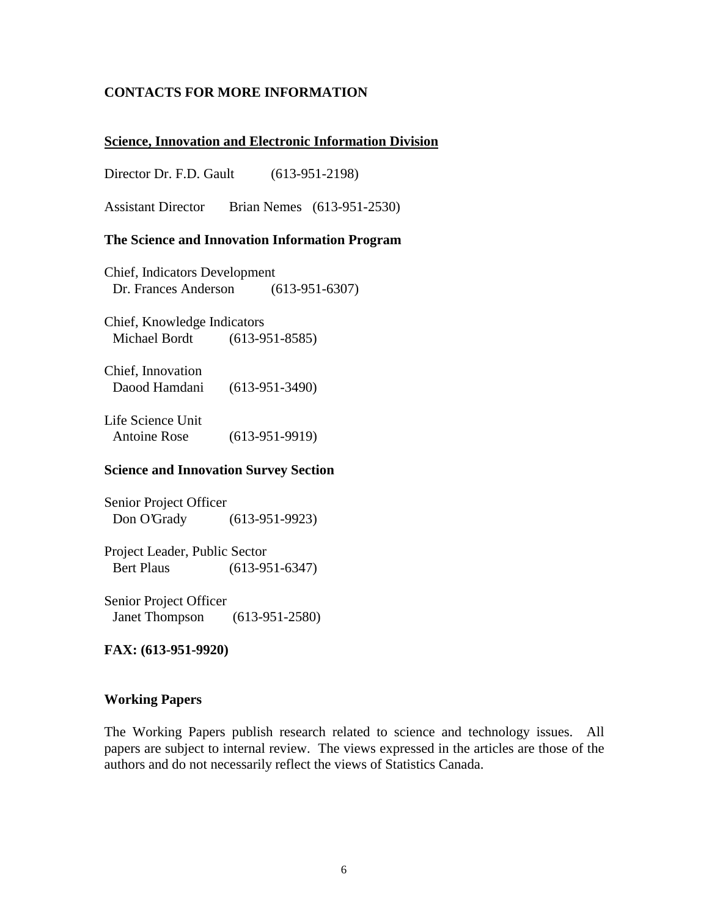## CONTACTS FOR MORE INFORMATION

### Science, Innovation and Electronic Information Division

Director Dr. F.D. Gault (613-951-2198)

Assistant Director Brian Nemes (613-951-2530)

### The Science and Innovation Information Program

Chief, Indicators Development
Dr. Frances Anderson (613-951-6307)

Chief, Knowledge Indicators
Michael Bordt (613-951-8585)

Chief, Innovation
Daood Hamdani (613-951-3490)

Life Science Unit
Antoine Rose (613-951-9919)

### Science and Innovation Survey Section

Senior Project Officer
Don O'Grady (613-951-9923)

Project Leader, Public Sector
Bert Plaus (613-951-6347)

Senior Project Officer
Janet Thompson (613-951-2580)

**FAX: (613-951-9920)**

### Working Papers

The Working Papers publish research related to science and technology issues. All papers are subject to internal review. The views expressed in the articles are those of the authors and do not necessarily reflect the views of Statistics Canada.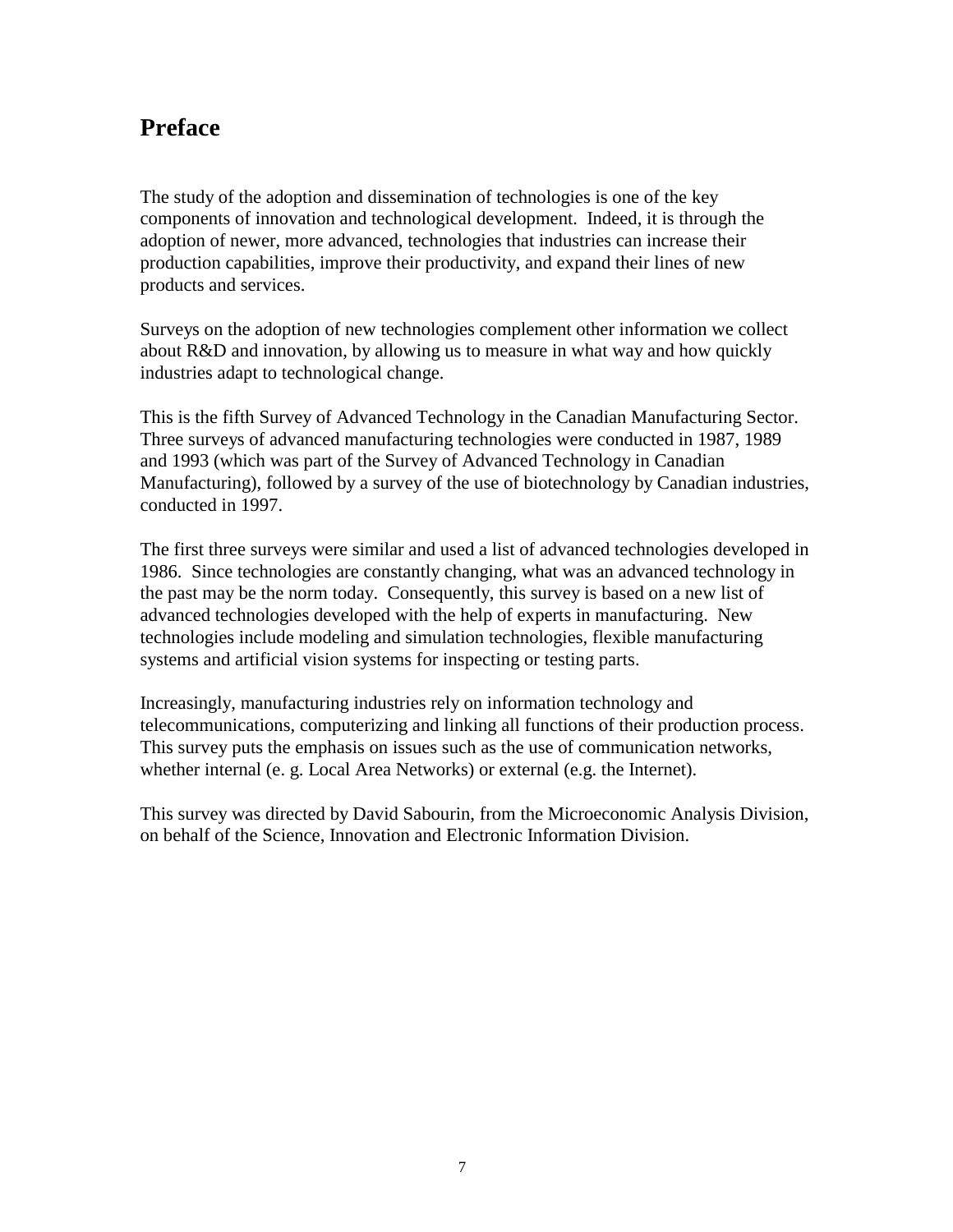# Preface

The study of the adoption and dissemination of technologies is one of the key components of innovation and technological development. Indeed, it is through the adoption of newer, more advanced, technologies that industries can increase their production capabilities, improve their productivity, and expand their lines of new products and services.

Surveys on the adoption of new technologies complement other information we collect about R&D and innovation, by allowing us to measure in what way and how quickly industries adapt to technological change.

This is the fifth Survey of Advanced Technology in the Canadian Manufacturing Sector. Three surveys of advanced manufacturing technologies were conducted in 1987, 1989 and 1993 (which was part of the Survey of Advanced Technology in Canadian Manufacturing), followed by a survey of the use of biotechnology by Canadian industries, conducted in 1997.

The first three surveys were similar and used a list of advanced technologies developed in 1986. Since technologies are constantly changing, what was an advanced technology in the past may be the norm today. Consequently, this survey is based on a new list of advanced technologies developed with the help of experts in manufacturing. New technologies include modeling and simulation technologies, flexible manufacturing systems and artificial vision systems for inspecting or testing parts.

Increasingly, manufacturing industries rely on information technology and telecommunications, computerizing and linking all functions of their production process. This survey puts the emphasis on issues such as the use of communication networks, whether internal (e. g. Local Area Networks) or external (e.g. the Internet).

This survey was directed by David Sabourin, from the Microeconomic Analysis Division, on behalf of the Science, Innovation and Electronic Information Division.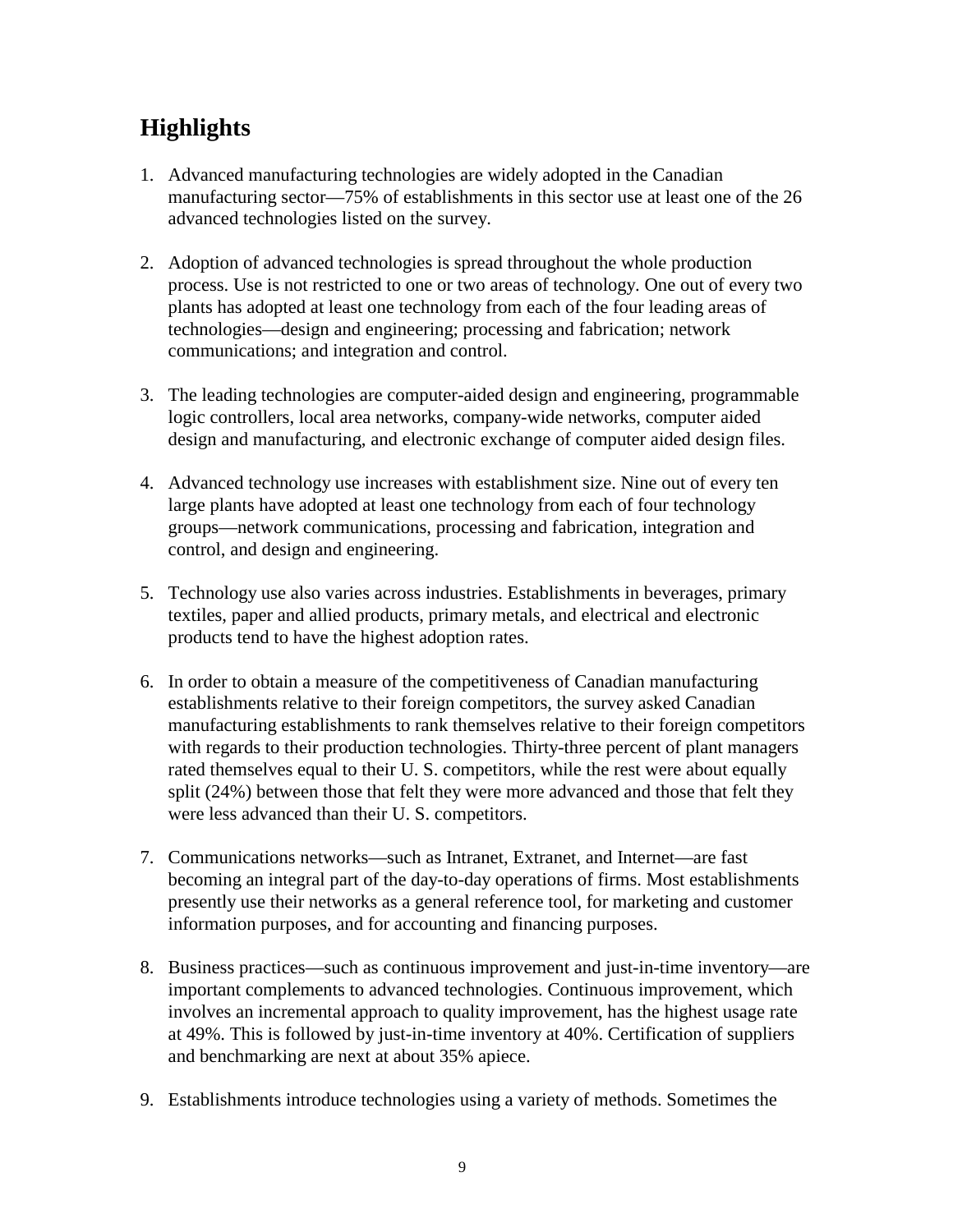## Highlights

1. Advanced manufacturing technologies are widely adopted in the Canadian manufacturing sector—75% of establishments in this sector use at least one of the 26 advanced technologies listed on the survey.

2. Adoption of advanced technologies is spread throughout the whole production process. Use is not restricted to one or two areas of technology. One out of every two plants has adopted at least one technology from each of the four leading areas of technologies—design and engineering; processing and fabrication; network communications; and integration and control.

3. The leading technologies are computer-aided design and engineering, programmable logic controllers, local area networks, company-wide networks, computer aided design and manufacturing, and electronic exchange of computer aided design files.

4. Advanced technology use increases with establishment size. Nine out of every ten large plants have adopted at least one technology from each of four technology groups—network communications, processing and fabrication, integration and control, and design and engineering.

5. Technology use also varies across industries. Establishments in beverages, primary textiles, paper and allied products, primary metals, and electrical and electronic products tend to have the highest adoption rates.

6. In order to obtain a measure of the competitiveness of Canadian manufacturing establishments relative to their foreign competitors, the survey asked Canadian manufacturing establishments to rank themselves relative to their foreign competitors with regards to their production technologies. Thirty-three percent of plant managers rated themselves equal to their U. S. competitors, while the rest were about equally split (24%) between those that felt they were more advanced and those that felt they were less advanced than their U. S. competitors.

7. Communications networks—such as Intranet, Extranet, and Internet—are fast becoming an integral part of the day-to-day operations of firms. Most establishments presently use their networks as a general reference tool, for marketing and customer information purposes, and for accounting and financing purposes.

8. Business practices—such as continuous improvement and just-in-time inventory—are important complements to advanced technologies. Continuous improvement, which involves an incremental approach to quality improvement, has the highest usage rate at 49%. This is followed by just-in-time inventory at 40%. Certification of suppliers and benchmarking are next at about 35% apiece.

9. Establishments introduce technologies using a variety of methods. Sometimes the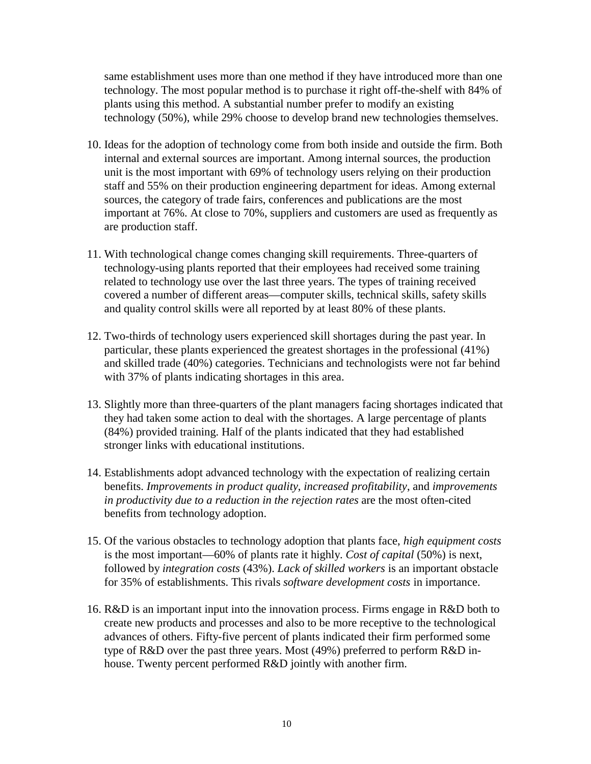same establishment uses more than one method if they have introduced more than one technology. The most popular method is to purchase it right off-the-shelf with 84% of plants using this method. A substantial number prefer to modify an existing technology (50%), while 29% choose to develop brand new technologies themselves.

10. Ideas for the adoption of technology come from both inside and outside the firm. Both internal and external sources are important. Among internal sources, the production unit is the most important with 69% of technology users relying on their production staff and 55% on their production engineering department for ideas. Among external sources, the category of trade fairs, conferences and publications are the most important at 76%. At close to 70%, suppliers and customers are used as frequently as are production staff.

11. With technological change comes changing skill requirements. Three-quarters of technology-using plants reported that their employees had received some training related to technology use over the last three years. The types of training received covered a number of different areas—computer skills, technical skills, safety skills and quality control skills were all reported by at least 80% of these plants.

12. Two-thirds of technology users experienced skill shortages during the past year. In particular, these plants experienced the greatest shortages in the professional (41%) and skilled trade (40%) categories. Technicians and technologists were not far behind with 37% of plants indicating shortages in this area.

13. Slightly more than three-quarters of the plant managers facing shortages indicated that they had taken some action to deal with the shortages. A large percentage of plants (84%) provided training. Half of the plants indicated that they had established stronger links with educational institutions.

14. Establishments adopt advanced technology with the expectation of realizing certain benefits. *Improvements in product quality*, *increased profitability*, and *improvements in productivity due to a reduction in the rejection rates* are the most often-cited benefits from technology adoption.

15. Of the various obstacles to technology adoption that plants face, *high equipment costs* is the most important—60% of plants rate it highly. *Cost of capital* (50%) is next, followed by *integration costs* (43%). *Lack of skilled workers* is an important obstacle for 35% of establishments. This rivals *software development costs* in importance.

16. R&D is an important input into the innovation process. Firms engage in R&D both to create new products and processes and also to be more receptive to the technological advances of others. Fifty-five percent of plants indicated their firm performed some type of R&D over the past three years. Most (49%) preferred to perform R&D in-house. Twenty percent performed R&D jointly with another firm.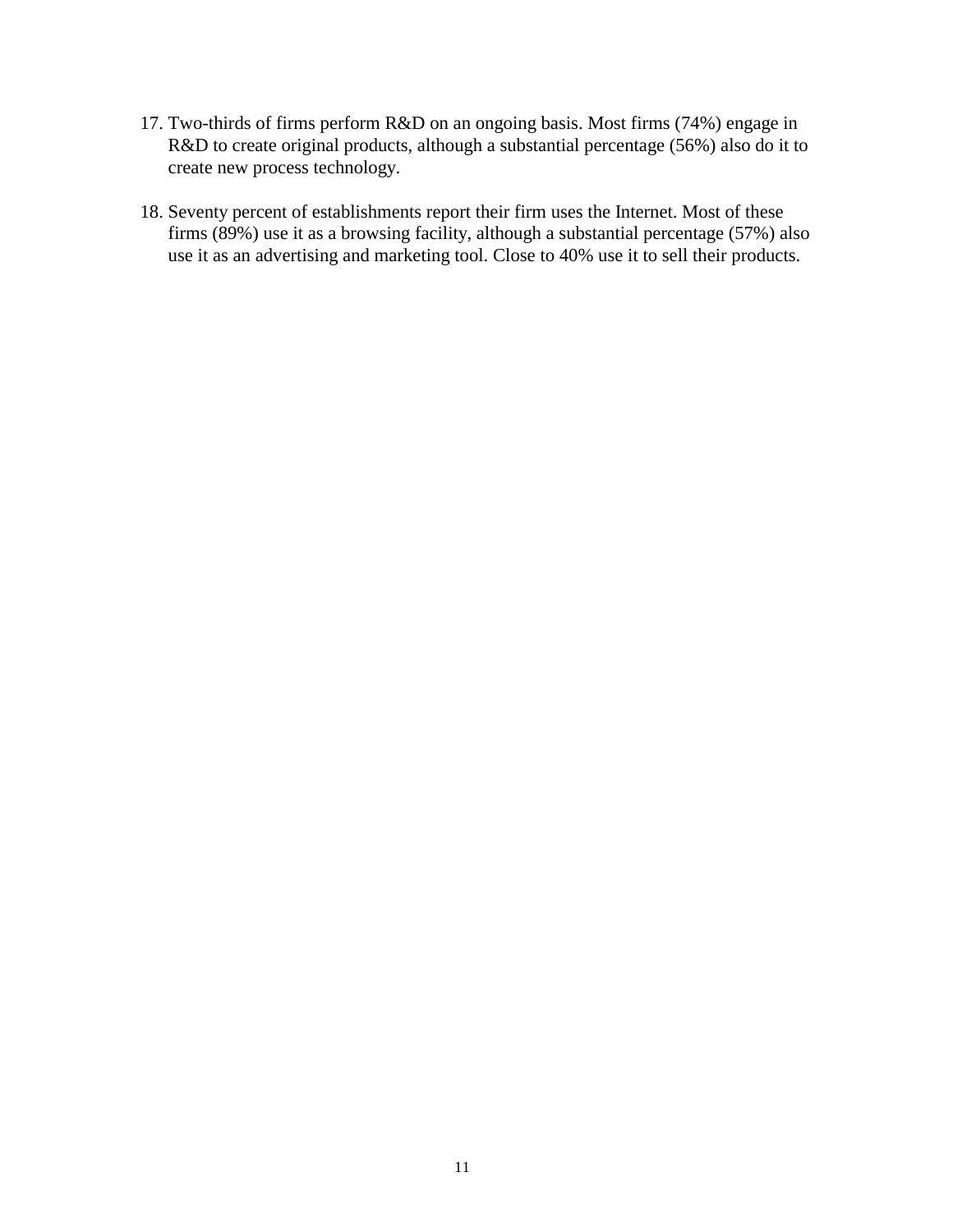17. Two-thirds of firms perform R&D on an ongoing basis. Most firms (74%) engage in R&D to create original products, although a substantial percentage (56%) also do it to create new process technology.

18. Seventy percent of establishments report their firm uses the Internet. Most of these firms (89%) use it as a browsing facility, although a substantial percentage (57%) also use it as an advertising and marketing tool. Close to 40% use it to sell their products.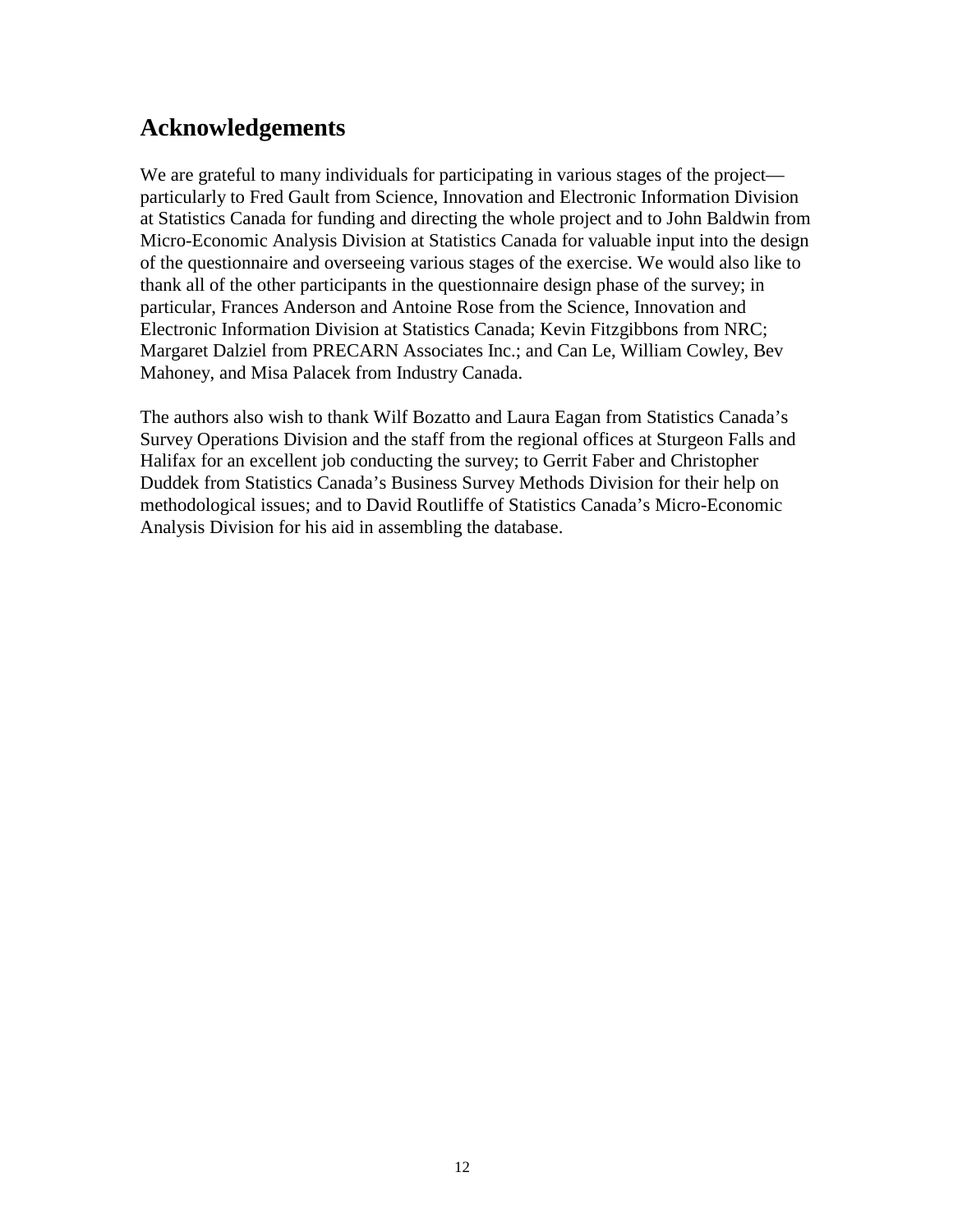## Acknowledgements

We are grateful to many individuals for participating in various stages of the project—particularly to Fred Gault from Science, Innovation and Electronic Information Division at Statistics Canada for funding and directing the whole project and to John Baldwin from Micro-Economic Analysis Division at Statistics Canada for valuable input into the design of the questionnaire and overseeing various stages of the exercise. We would also like to thank all of the other participants in the questionnaire design phase of the survey; in particular, Frances Anderson and Antoine Rose from the Science, Innovation and Electronic Information Division at Statistics Canada; Kevin Fitzgibbons from NRC; Margaret Dalziel from PRECARN Associates Inc.; and Can Le, William Cowley, Bev Mahoney, and Misa Palacek from Industry Canada.

The authors also wish to thank Wilf Bozatto and Laura Eagan from Statistics Canada's Survey Operations Division and the staff from the regional offices at Sturgeon Falls and Halifax for an excellent job conducting the survey; to Gerrit Faber and Christopher Duddek from Statistics Canada's Business Survey Methods Division for their help on methodological issues; and to David Routliffe of Statistics Canada's Micro-Economic Analysis Division for his aid in assembling the database.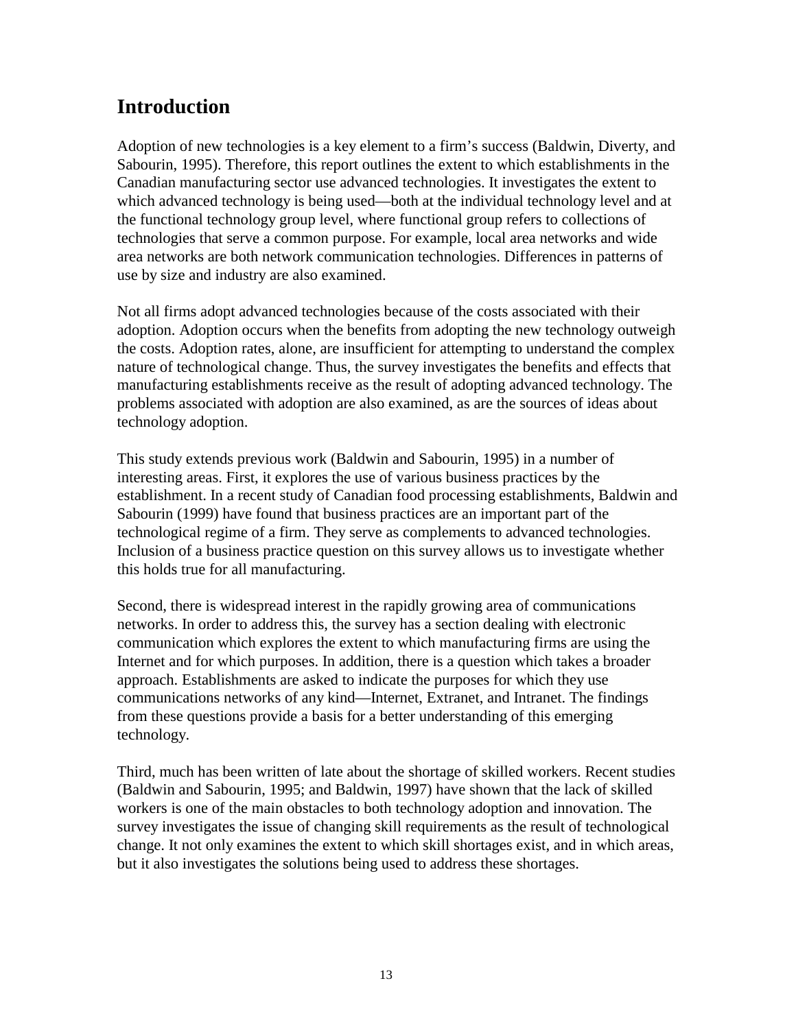# Introduction

Adoption of new technologies is a key element to a firm's success (Baldwin, Diverty, and Sabourin, 1995). Therefore, this report outlines the extent to which establishments in the Canadian manufacturing sector use advanced technologies. It investigates the extent to which advanced technology is being used—both at the individual technology level and at the functional technology group level, where functional group refers to collections of technologies that serve a common purpose. For example, local area networks and wide area networks are both network communication technologies. Differences in patterns of use by size and industry are also examined.

Not all firms adopt advanced technologies because of the costs associated with their adoption. Adoption occurs when the benefits from adopting the new technology outweigh the costs. Adoption rates, alone, are insufficient for attempting to understand the complex nature of technological change. Thus, the survey investigates the benefits and effects that manufacturing establishments receive as the result of adopting advanced technology. The problems associated with adoption are also examined, as are the sources of ideas about technology adoption.

This study extends previous work (Baldwin and Sabourin, 1995) in a number of interesting areas. First, it explores the use of various business practices by the establishment. In a recent study of Canadian food processing establishments, Baldwin and Sabourin (1999) have found that business practices are an important part of the technological regime of a firm. They serve as complements to advanced technologies. Inclusion of a business practice question on this survey allows us to investigate whether this holds true for all manufacturing.

Second, there is widespread interest in the rapidly growing area of communications networks. In order to address this, the survey has a section dealing with electronic communication which explores the extent to which manufacturing firms are using the Internet and for which purposes. In addition, there is a question which takes a broader approach. Establishments are asked to indicate the purposes for which they use communications networks of any kind—Internet, Extranet, and Intranet. The findings from these questions provide a basis for a better understanding of this emerging technology.

Third, much has been written of late about the shortage of skilled workers. Recent studies (Baldwin and Sabourin, 1995; and Baldwin, 1997) have shown that the lack of skilled workers is one of the main obstacles to both technology adoption and innovation. The survey investigates the issue of changing skill requirements as the result of technological change. It not only examines the extent to which skill shortages exist, and in which areas, but it also investigates the solutions being used to address these shortages.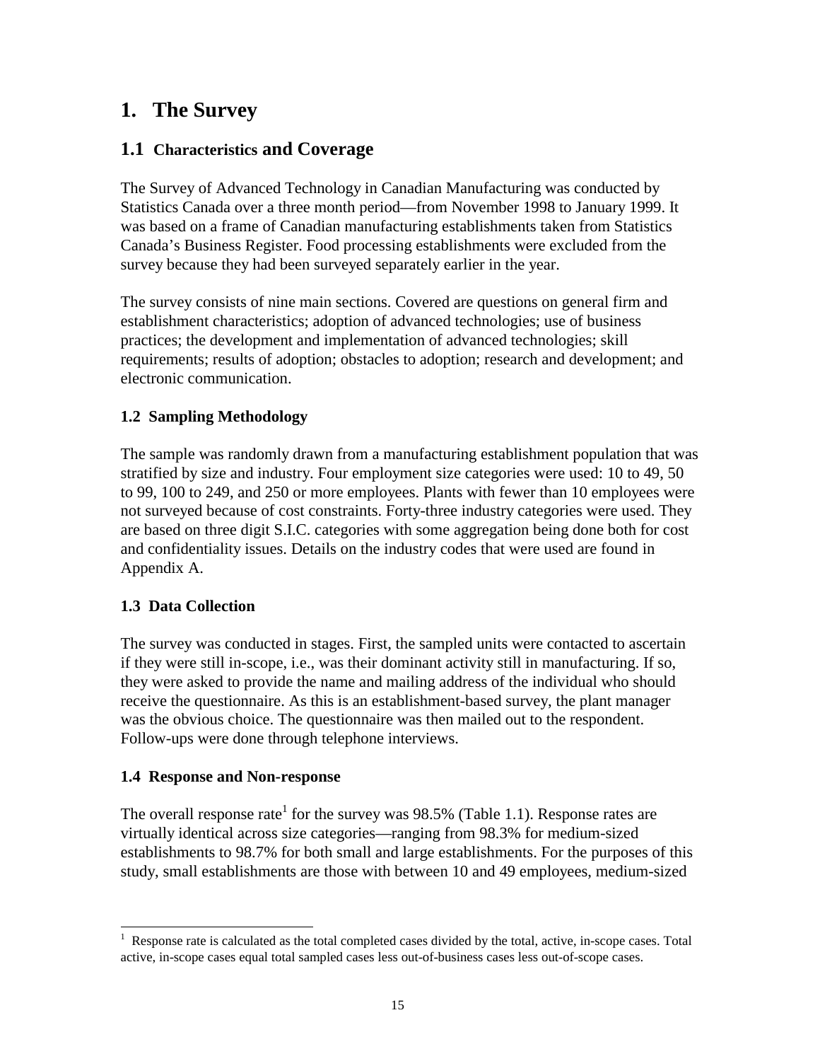# 1. The Survey

## 1.1 Characteristics and Coverage

The Survey of Advanced Technology in Canadian Manufacturing was conducted by Statistics Canada over a three month period—from November 1998 to January 1999. It was based on a frame of Canadian manufacturing establishments taken from Statistics Canada's Business Register. Food processing establishments were excluded from the survey because they had been surveyed separately earlier in the year.

The survey consists of nine main sections. Covered are questions on general firm and establishment characteristics; adoption of advanced technologies; use of business practices; the development and implementation of advanced technologies; skill requirements; results of adoption; obstacles to adoption; research and development; and electronic communication.

### 1.2 Sampling Methodology

The sample was randomly drawn from a manufacturing establishment population that was stratified by size and industry. Four employment size categories were used: 10 to 49, 50 to 99, 100 to 249, and 250 or more employees. Plants with fewer than 10 employees were not surveyed because of cost constraints. Forty-three industry categories were used. They are based on three digit S.I.C. categories with some aggregation being done both for cost and confidentiality issues. Details on the industry codes that were used are found in Appendix A.

### 1.3 Data Collection

The survey was conducted in stages. First, the sampled units were contacted to ascertain if they were still in-scope, i.e., was their dominant activity still in manufacturing. If so, they were asked to provide the name and mailing address of the individual who should receive the questionnaire. As this is an establishment-based survey, the plant manager was the obvious choice. The questionnaire was then mailed out to the respondent. Follow-ups were done through telephone interviews.

### 1.4 Response and Non-response

The overall response rate[1] for the survey was 98.5% (Table 1.1). Response rates are virtually identical across size categories—ranging from 98.3% for medium-sized establishments to 98.7% for both small and large establishments. For the purposes of this study, small establishments are those with between 10 and 49 employees, medium-sized

---

[1] Response rate is calculated as the total completed cases divided by the total, active, in-scope cases. Total active, in-scope cases equal total sampled cases less out-of-business cases less out-of-scope cases.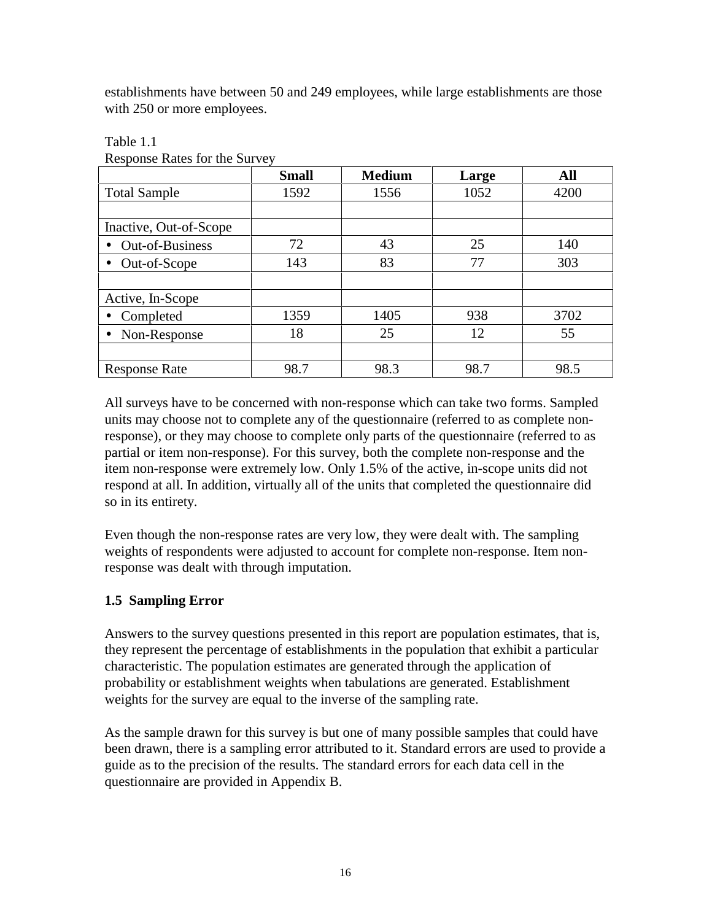establishments have between 50 and 249 employees, while large establishments are those with 250 or more employees.

Table 1.1
Response Rates for the Survey

| | **Small** | **Medium** | **Large** | **All** |
|---|---|---|---|---|
| Total Sample | 1592 | 1556 | 1052 | 4200 |
| | | | | |
| Inactive, Out-of-Scope | | | | |
| • Out-of-Business | 72 | 43 | 25 | 140 |
| • Out-of-Scope | 143 | 83 | 77 | 303 |
| | | | | |
| Active, In-Scope | | | | |
| • Completed | 1359 | 1405 | 938 | 3702 |
| • Non-Response | 18 | 25 | 12 | 55 |
| | | | | |
| Response Rate | 98.7 | 98.3 | 98.7 | 98.5 |

All surveys have to be concerned with non-response which can take two forms. Sampled units may choose not to complete any of the questionnaire (referred to as complete non-response), or they may choose to complete only parts of the questionnaire (referred to as partial or item non-response). For this survey, both the complete non-response and the item non-response were extremely low. Only 1.5% of the active, in-scope units did not respond at all. In addition, virtually all of the units that completed the questionnaire did so in its entirety.

Even though the non-response rates are very low, they were dealt with. The sampling weights of respondents were adjusted to account for complete non-response. Item non-response was dealt with through imputation.

### 1.5 Sampling Error

Answers to the survey questions presented in this report are population estimates, that is, they represent the percentage of establishments in the population that exhibit a particular characteristic. The population estimates are generated through the application of probability or establishment weights when tabulations are generated. Establishment weights for the survey are equal to the inverse of the sampling rate.

As the sample drawn for this survey is but one of many possible samples that could have been drawn, there is a sampling error attributed to it. Standard errors are used to provide a guide as to the precision of the results. The standard errors for each data cell in the questionnaire are provided in Appendix B.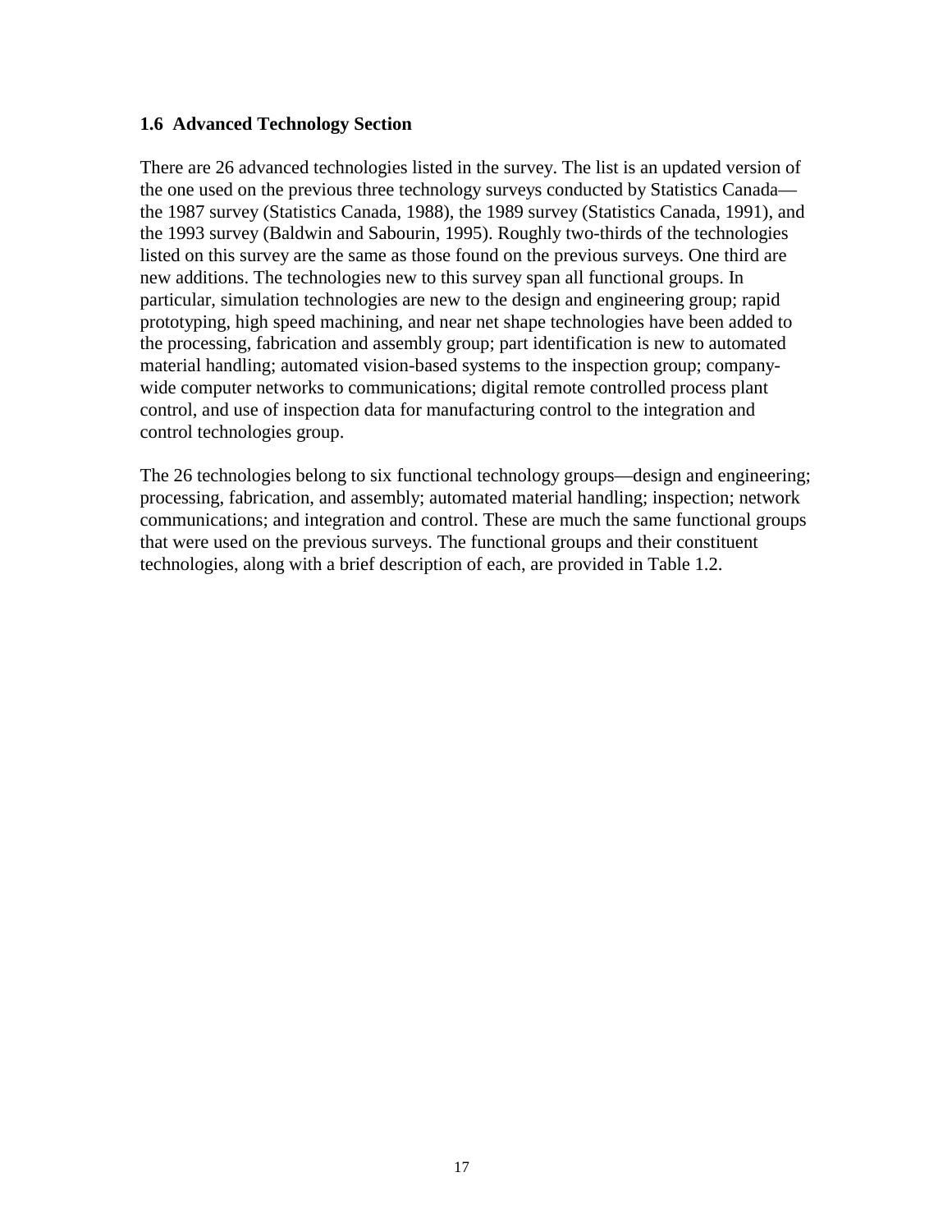### 1.6 Advanced Technology Section

There are 26 advanced technologies listed in the survey. The list is an updated version of the one used on the previous three technology surveys conducted by Statistics Canada—the 1987 survey (Statistics Canada, 1988), the 1989 survey (Statistics Canada, 1991), and the 1993 survey (Baldwin and Sabourin, 1995). Roughly two-thirds of the technologies listed on this survey are the same as those found on the previous surveys. One third are new additions. The technologies new to this survey span all functional groups. In particular, simulation technologies are new to the design and engineering group; rapid prototyping, high speed machining, and near net shape technologies have been added to the processing, fabrication and assembly group; part identification is new to automated material handling; automated vision-based systems to the inspection group; company-wide computer networks to communications; digital remote controlled process plant control, and use of inspection data for manufacturing control to the integration and control technologies group.

The 26 technologies belong to six functional technology groups—design and engineering; processing, fabrication, and assembly; automated material handling; inspection; network communications; and integration and control. These are much the same functional groups that were used on the previous surveys. The functional groups and their constituent technologies, along with a brief description of each, are provided in Table 1.2.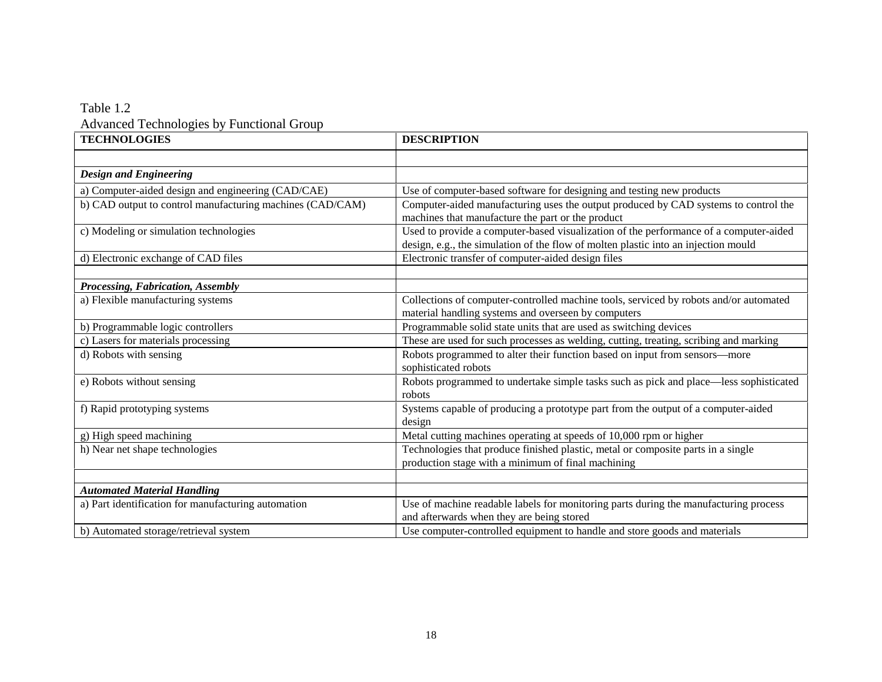Table 1.2
Advanced Technologies by Functional Group

| TECHNOLOGIES | DESCRIPTION |
|---|---|
| | |
| ***Design and Engineering*** | |
| a) Computer-aided design and engineering (CAD/CAE) | Use of computer-based software for designing and testing new products |
| b) CAD output to control manufacturing machines (CAD/CAM) | Computer-aided manufacturing uses the output produced by CAD systems to control the machines that manufacture the part or the product |
| c) Modeling or simulation technologies | Used to provide a computer-based visualization of the performance of a computer-aided design, e.g., the simulation of the flow of molten plastic into an injection mould |
| d) Electronic exchange of CAD files | Electronic transfer of computer-aided design files |
| | |
| ***Processing, Fabrication, Assembly*** | |
| a) Flexible manufacturing systems | Collections of computer-controlled machine tools, serviced by robots and/or automated material handling systems and overseen by computers |
| b) Programmable logic controllers | Programmable solid state units that are used as switching devices |
| c) Lasers for materials processing | These are used for such processes as welding, cutting, treating, scribing and marking |
| d) Robots with sensing | Robots programmed to alter their function based on input from sensors—more sophisticated robots |
| e) Robots without sensing | Robots programmed to undertake simple tasks such as pick and place—less sophisticated robots |
| f) Rapid prototyping systems | Systems capable of producing a prototype part from the output of a computer-aided design |
| g) High speed machining | Metal cutting machines operating at speeds of 10,000 rpm or higher |
| h) Near net shape technologies | Technologies that produce finished plastic, metal or composite parts in a single production stage with a minimum of final machining |
| | |
| ***Automated Material Handling*** | |
| a) Part identification for manufacturing automation | Use of machine readable labels for monitoring parts during the manufacturing process and afterwards when they are being stored |
| b) Automated storage/retrieval system | Use computer-controlled equipment to handle and store goods and materials |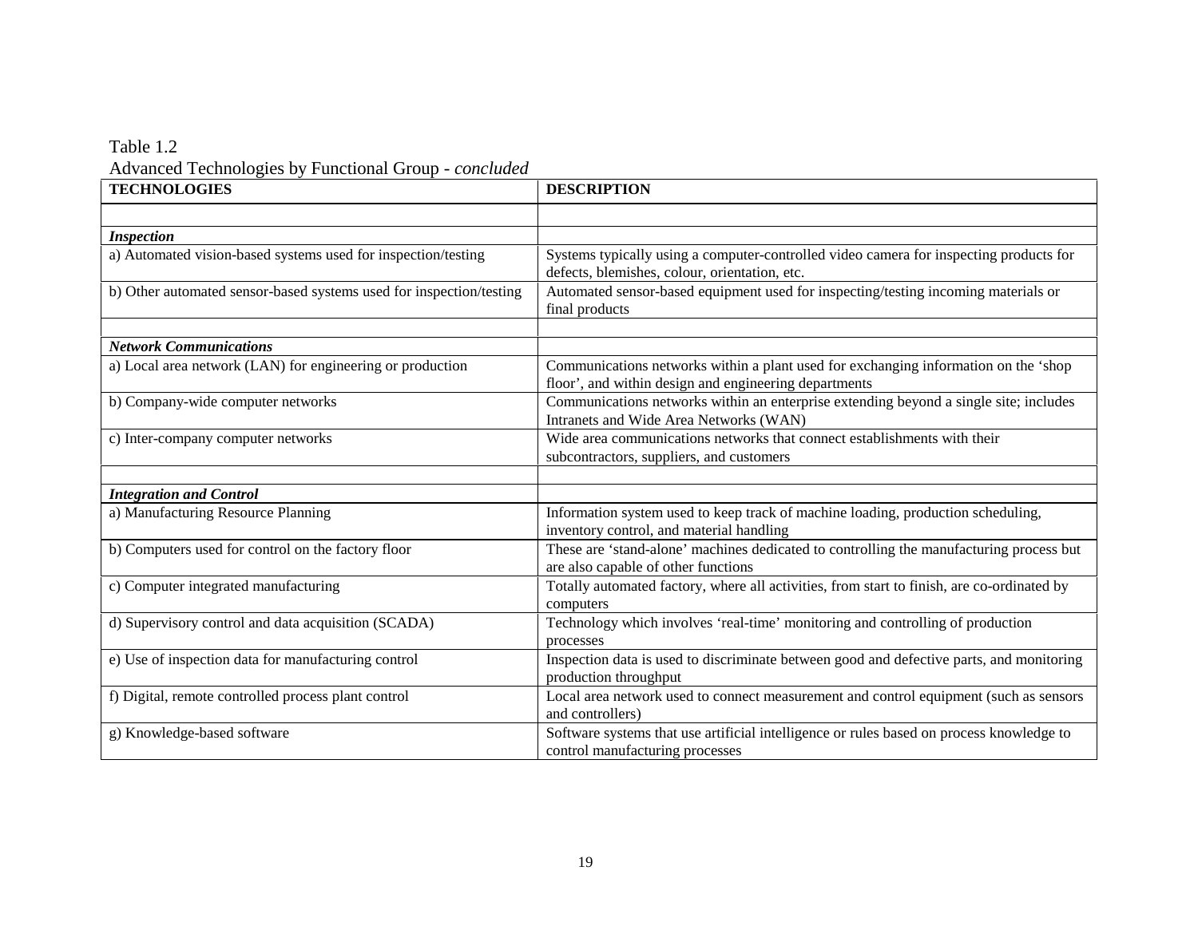Table 1.2

Advanced Technologies by Functional Group - *concluded*

| TECHNOLOGIES | DESCRIPTION |
|---|---|
| | |
| ***Inspection*** | |
| a) Automated vision-based systems used for inspection/testing | Systems typically using a computer-controlled video camera for inspecting products for defects, blemishes, colour, orientation, etc. |
| b) Other automated sensor-based systems used for inspection/testing | Automated sensor-based equipment used for inspecting/testing incoming materials or final products |
| | |
| ***Network Communications*** | |
| a) Local area network (LAN) for engineering or production | Communications networks within a plant used for exchanging information on the 'shop floor', and within design and engineering departments |
| b) Company-wide computer networks | Communications networks within an enterprise extending beyond a single site; includes Intranets and Wide Area Networks (WAN) |
| c) Inter-company computer networks | Wide area communications networks that connect establishments with their subcontractors, suppliers, and customers |
| | |
| ***Integration and Control*** | |
| a) Manufacturing Resource Planning | Information system used to keep track of machine loading, production scheduling, inventory control, and material handling |
| b) Computers used for control on the factory floor | These are 'stand-alone' machines dedicated to controlling the manufacturing process but are also capable of other functions |
| c) Computer integrated manufacturing | Totally automated factory, where all activities, from start to finish, are co-ordinated by computers |
| d) Supervisory control and data acquisition (SCADA) | Technology which involves 'real-time' monitoring and controlling of production processes |
| e) Use of inspection data for manufacturing control | Inspection data is used to discriminate between good and defective parts, and monitoring production throughput |
| f) Digital, remote controlled process plant control | Local area network used to connect measurement and control equipment (such as sensors and controllers) |
| g) Knowledge-based software | Software systems that use artificial intelligence or rules based on process knowledge to control manufacturing processes |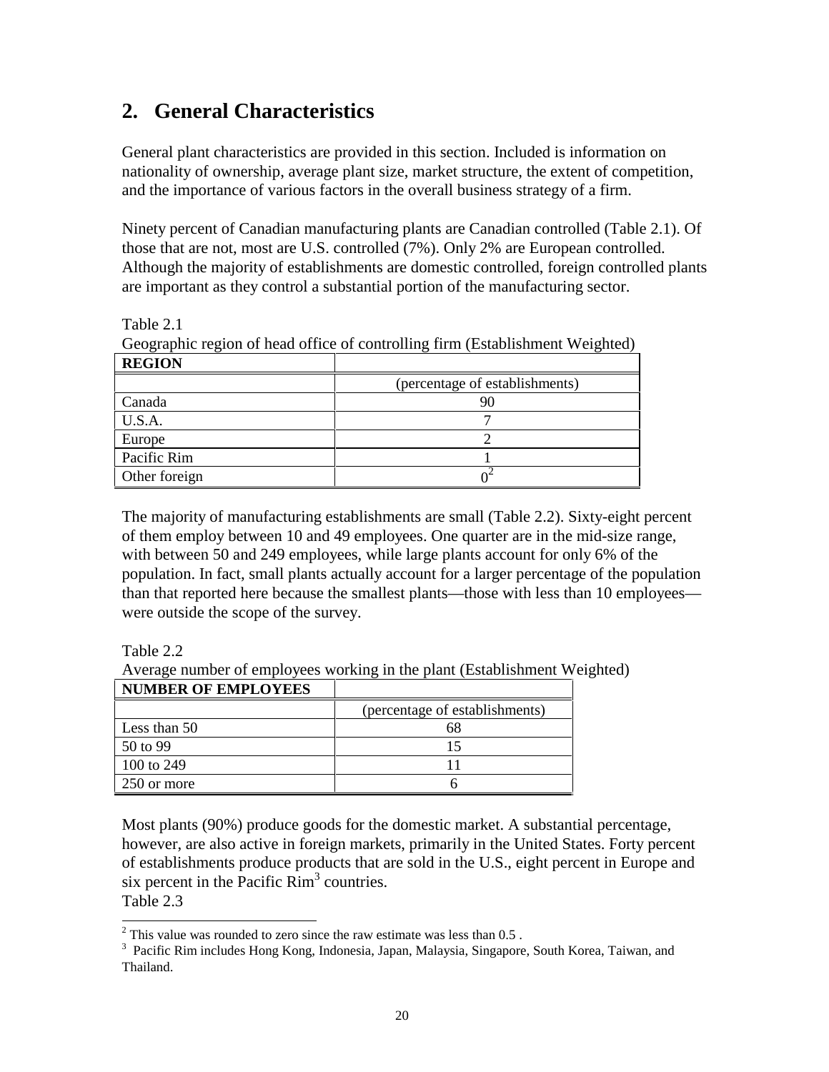## 2. General Characteristics

General plant characteristics are provided in this section. Included is information on nationality of ownership, average plant size, market structure, the extent of competition, and the importance of various factors in the overall business strategy of a firm.

Ninety percent of Canadian manufacturing plants are Canadian controlled (Table 2.1). Of those that are not, most are U.S. controlled (7%). Only 2% are European controlled. Although the majority of establishments are domestic controlled, foreign controlled plants are important as they control a substantial portion of the manufacturing sector.

Table 2.1
Geographic region of head office of controlling firm (Establishment Weighted)

| REGION | |
|---|---|
| | (percentage of establishments) |
| Canada | 90 |
| U.S.A. | 7 |
| Europe | 2 |
| Pacific Rim | 1 |
| Other foreign | 0[2] |

The majority of manufacturing establishments are small (Table 2.2). Sixty-eight percent of them employ between 10 and 49 employees. One quarter are in the mid-size range, with between 50 and 249 employees, while large plants account for only 6% of the population. In fact, small plants actually account for a larger percentage of the population than that reported here because the smallest plants—those with less than 10 employees—were outside the scope of the survey.

Table 2.2
Average number of employees working in the plant (Establishment Weighted)

| NUMBER OF EMPLOYEES | |
|---|---|
| | (percentage of establishments) |
| Less than 50 | 68 |
| 50 to 99 | 15 |
| 100 to 249 | 11 |
| 250 or more | 6 |

Most plants (90%) produce goods for the domestic market. A substantial percentage, however, are also active in foreign markets, primarily in the United States. Forty percent of establishments produce products that are sold in the U.S., eight percent in Europe and six percent in the Pacific Rim[3] countries.

Table 2.3

---

[2] This value was rounded to zero since the raw estimate was less than 0.5 .

[3] Pacific Rim includes Hong Kong, Indonesia, Japan, Malaysia, Singapore, South Korea, Taiwan, and Thailand.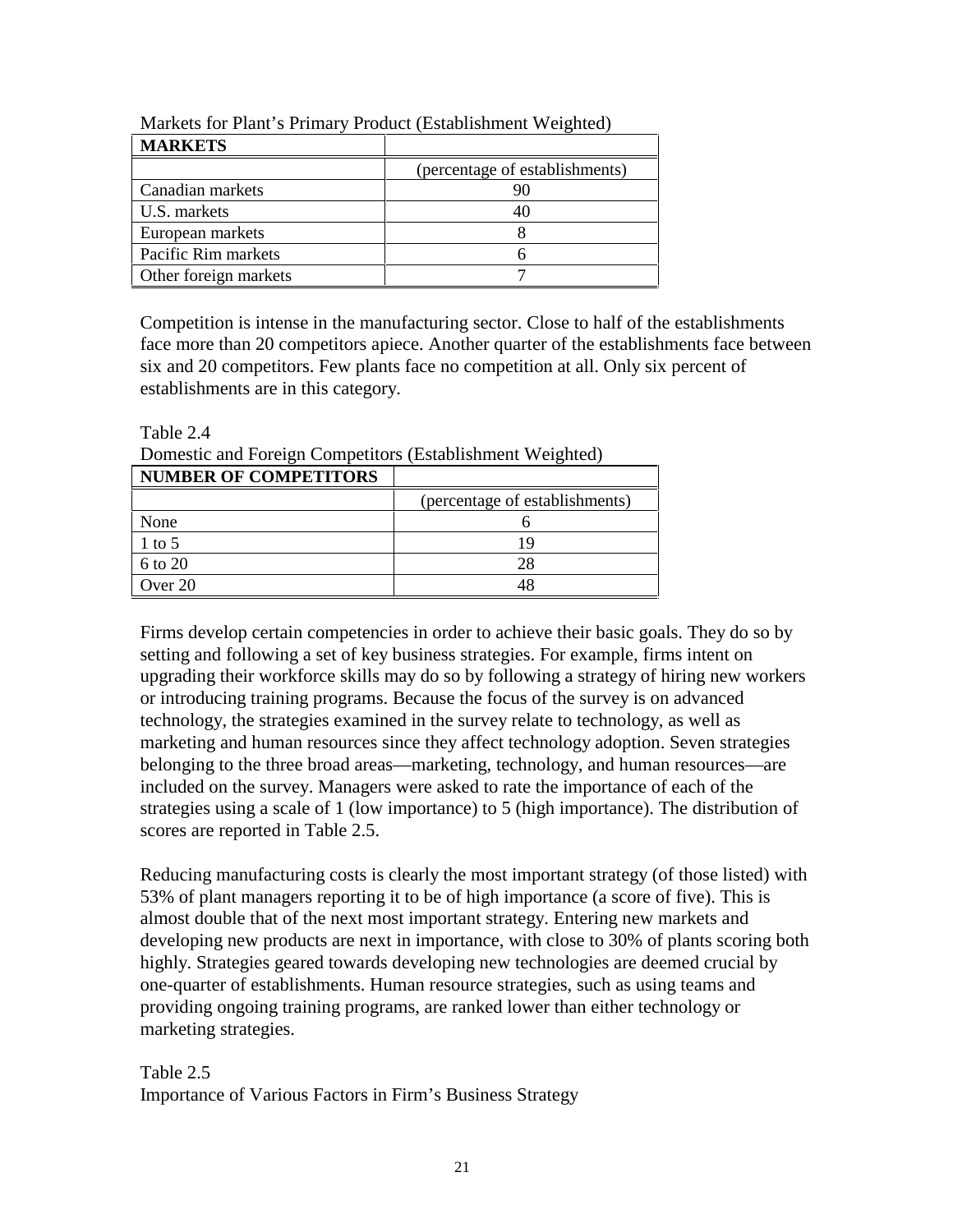Markets for Plant's Primary Product (Establishment Weighted)

| MARKETS | |
|---|---|
| | (percentage of establishments) |
| Canadian markets | 90 |
| U.S. markets | 40 |
| European markets | 8 |
| Pacific Rim markets | 6 |
| Other foreign markets | 7 |

Competition is intense in the manufacturing sector. Close to half of the establishments face more than 20 competitors apiece. Another quarter of the establishments face between six and 20 competitors. Few plants face no competition at all. Only six percent of establishments are in this category.

Table 2.4
Domestic and Foreign Competitors (Establishment Weighted)

| NUMBER OF COMPETITORS | |
|---|---|
| | (percentage of establishments) |
| None | 6 |
| 1 to 5 | 19 |
| 6 to 20 | 28 |
| Over 20 | 48 |

Firms develop certain competencies in order to achieve their basic goals. They do so by setting and following a set of key business strategies. For example, firms intent on upgrading their workforce skills may do so by following a strategy of hiring new workers or introducing training programs. Because the focus of the survey is on advanced technology, the strategies examined in the survey relate to technology, as well as marketing and human resources since they affect technology adoption. Seven strategies belonging to the three broad areas—marketing, technology, and human resources—are included on the survey. Managers were asked to rate the importance of each of the strategies using a scale of 1 (low importance) to 5 (high importance). The distribution of scores are reported in Table 2.5.

Reducing manufacturing costs is clearly the most important strategy (of those listed) with 53% of plant managers reporting it to be of high importance (a score of five). This is almost double that of the next most important strategy. Entering new markets and developing new products are next in importance, with close to 30% of plants scoring both highly. Strategies geared towards developing new technologies are deemed crucial by one-quarter of establishments. Human resource strategies, such as using teams and providing ongoing training programs, are ranked lower than either technology or marketing strategies.

Table 2.5
Importance of Various Factors in Firm's Business Strategy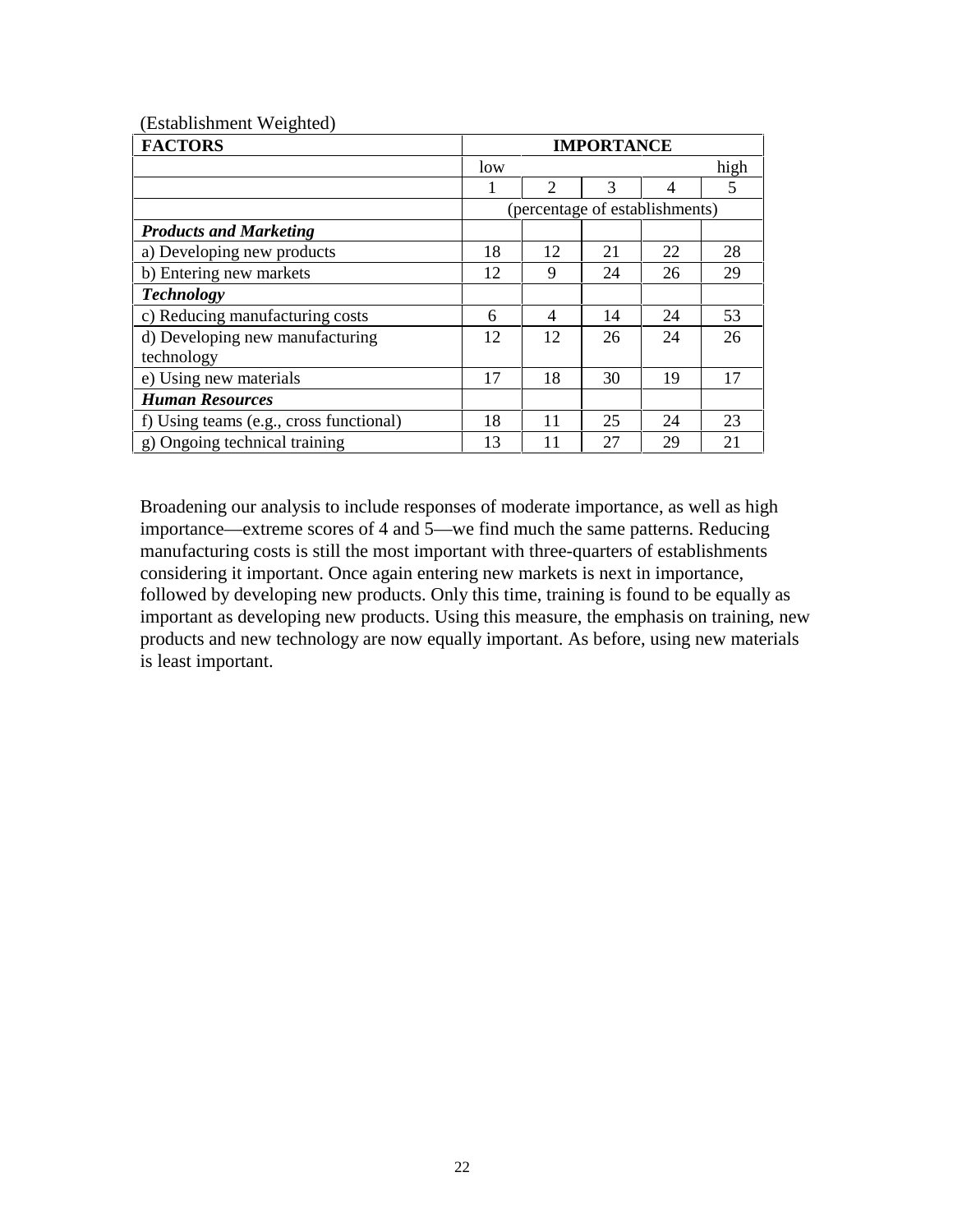(Establishment Weighted)

| FACTORS | IMPORTANCE | | | | |
|---|---|---|---|---|---|
| | low | | | | high |
| | 1 | 2 | 3 | 4 | 5 |
| | (percentage of establishments) | | | | |
| ***Products and Marketing*** | | | | | |
| a) Developing new products | 18 | 12 | 21 | 22 | 28 |
| b) Entering new markets | 12 | 9 | 24 | 26 | 29 |
| ***Technology*** | | | | | |
| c) Reducing manufacturing costs | 6 | 4 | 14 | 24 | 53 |
| d) Developing new manufacturing technology | 12 | 12 | 26 | 24 | 26 |
| e) Using new materials | 17 | 18 | 30 | 19 | 17 |
| ***Human Resources*** | | | | | |
| f) Using teams (e.g., cross functional) | 18 | 11 | 25 | 24 | 23 |
| g) Ongoing technical training | 13 | 11 | 27 | 29 | 21 |

Broadening our analysis to include responses of moderate importance, as well as high importance—extreme scores of 4 and 5—we find much the same patterns. Reducing manufacturing costs is still the most important with three-quarters of establishments considering it important. Once again entering new markets is next in importance, followed by developing new products. Only this time, training is found to be equally as important as developing new products. Using this measure, the emphasis on training, new products and new technology are now equally important. As before, using new materials is least important.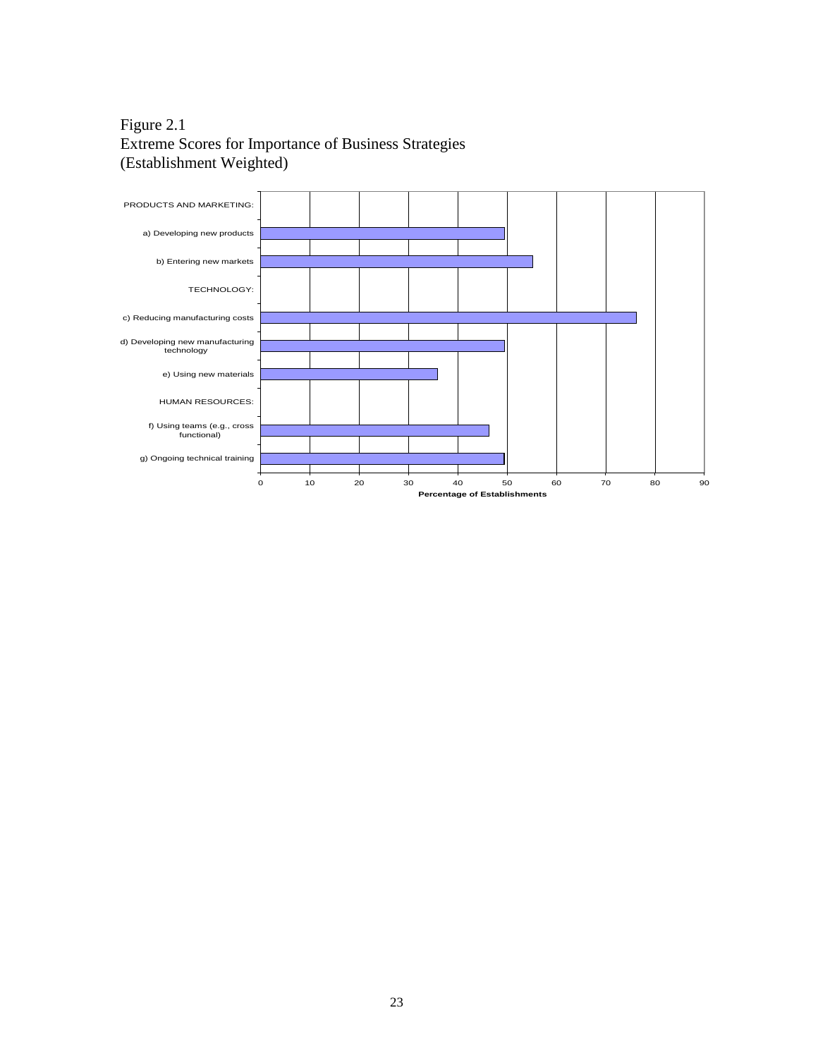Figure 2.1
Extreme Scores for Importance of Business Strategies
(Establishment Weighted)

PRODUCTS AND MARKETING:

a) Developing new products

b) Entering new markets

TECHNOLOGY:

c) Reducing manufacturing costs

d) Developing new manufacturing technology

e) Using new materials

HUMAN RESOURCES:

f) Using teams (e.g., cross functional)

g) Ongoing technical training

0 10 20 30 40 50 60 70 80 90

**Percentage of Establishments**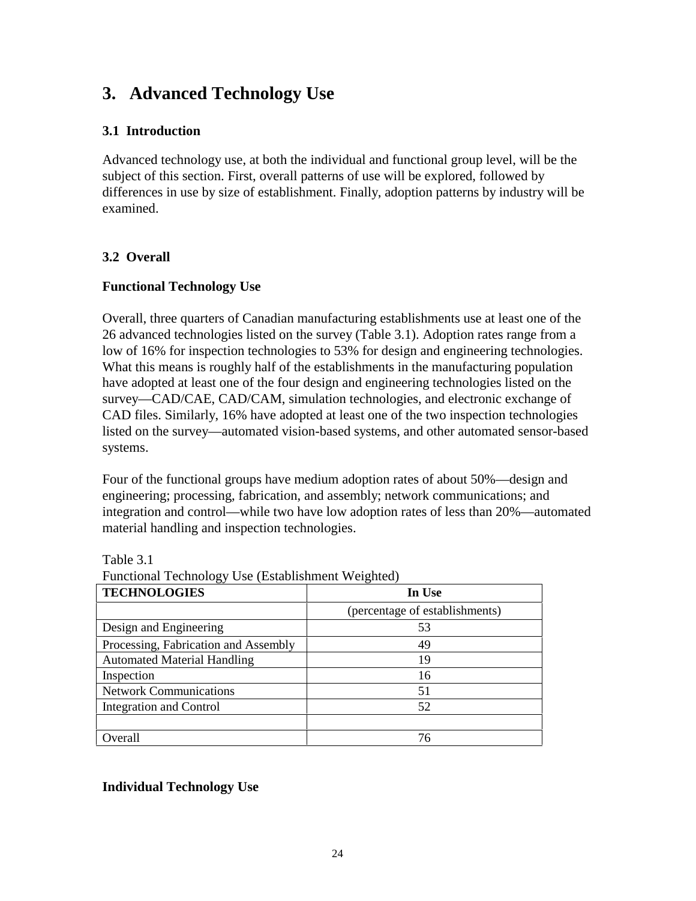# 3. Advanced Technology Use

## 3.1 Introduction

Advanced technology use, at both the individual and functional group level, will be the subject of this section. First, overall patterns of use will be explored, followed by differences in use by size of establishment. Finally, adoption patterns by industry will be examined.

## 3.2 Overall

### Functional Technology Use

Overall, three quarters of Canadian manufacturing establishments use at least one of the 26 advanced technologies listed on the survey (Table 3.1). Adoption rates range from a low of 16% for inspection technologies to 53% for design and engineering technologies. What this means is roughly half of the establishments in the manufacturing population have adopted at least one of the four design and engineering technologies listed on the survey—CAD/CAE, CAD/CAM, simulation technologies, and electronic exchange of CAD files. Similarly, 16% have adopted at least one of the two inspection technologies listed on the survey—automated vision-based systems, and other automated sensor-based systems.

Four of the functional groups have medium adoption rates of about 50%—design and engineering; processing, fabrication, and assembly; network communications; and integration and control—while two have low adoption rates of less than 20%—automated material handling and inspection technologies.

Table 3.1
Functional Technology Use (Establishment Weighted)

| TECHNOLOGIES | In Use |
|---|---|
| | (percentage of establishments) |
| Design and Engineering | 53 |
| Processing, Fabrication and Assembly | 49 |
| Automated Material Handling | 19 |
| Inspection | 16 |
| Network Communications | 51 |
| Integration and Control | 52 |
| | |
| Overall | 76 |

### Individual Technology Use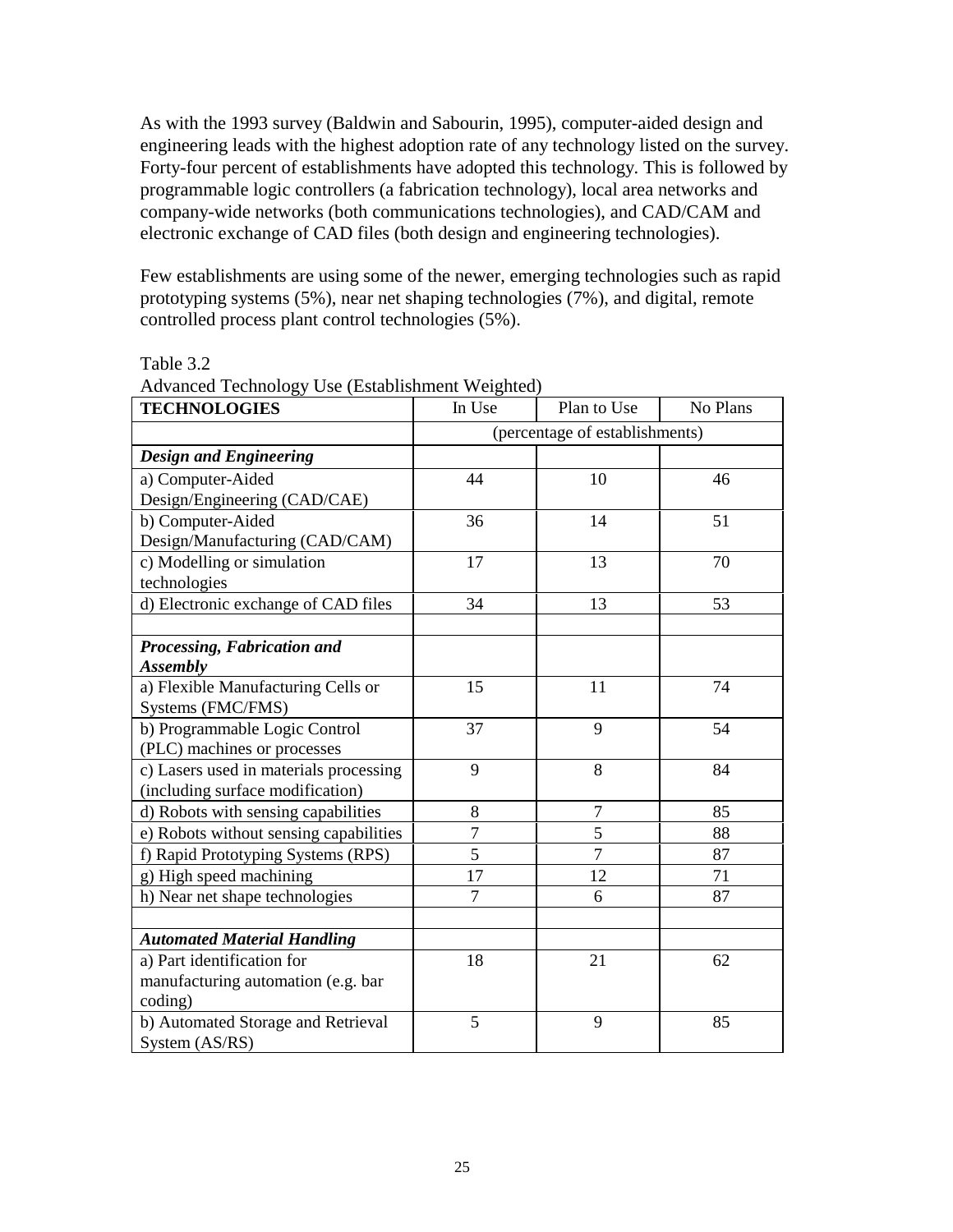As with the 1993 survey (Baldwin and Sabourin, 1995), computer-aided design and engineering leads with the highest adoption rate of any technology listed on the survey. Forty-four percent of establishments have adopted this technology. This is followed by programmable logic controllers (a fabrication technology), local area networks and company-wide networks (both communications technologies), and CAD/CAM and electronic exchange of CAD files (both design and engineering technologies).

Few establishments are using some of the newer, emerging technologies such as rapid prototyping systems (5%), near net shaping technologies (7%), and digital, remote controlled process plant control technologies (5%).

Table 3.2
Advanced Technology Use (Establishment Weighted)

| **TECHNOLOGIES** | In Use | Plan to Use | No Plans |
|---|---|---|---|
| | (percentage of establishments) | | |
| ***Design and Engineering*** | | | |
| a) Computer-Aided Design/Engineering (CAD/CAE) | 44 | 10 | 46 |
| b) Computer-Aided Design/Manufacturing (CAD/CAM) | 36 | 14 | 51 |
| c) Modelling or simulation technologies | 17 | 13 | 70 |
| d) Electronic exchange of CAD files | 34 | 13 | 53 |
| | | | |
| ***Processing, Fabrication and Assembly*** | | | |
| a) Flexible Manufacturing Cells or Systems (FMC/FMS) | 15 | 11 | 74 |
| b) Programmable Logic Control (PLC) machines or processes | 37 | 9 | 54 |
| c) Lasers used in materials processing (including surface modification) | 9 | 8 | 84 |
| d) Robots with sensing capabilities | 8 | 7 | 85 |
| e) Robots without sensing capabilities | 7 | 5 | 88 |
| f) Rapid Prototyping Systems (RPS) | 5 | 7 | 87 |
| g) High speed machining | 17 | 12 | 71 |
| h) Near net shape technologies | 7 | 6 | 87 |
| | | | |
| ***Automated Material Handling*** | | | |
| a) Part identification for manufacturing automation (e.g. bar coding) | 18 | 21 | 62 |
| b) Automated Storage and Retrieval System (AS/RS) | 5 | 9 | 85 |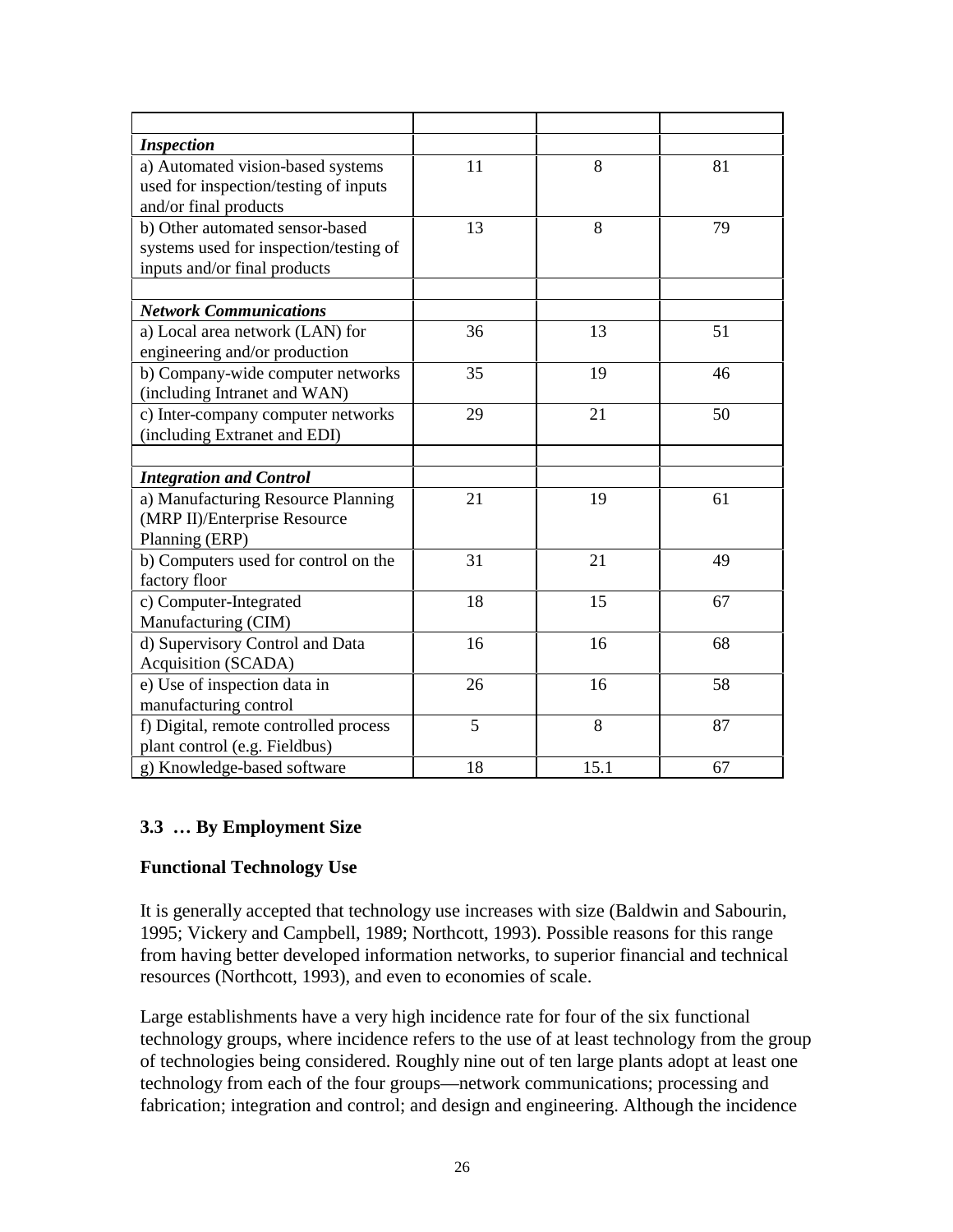| | | | |
|---|---|---|---|
| ***Inspection*** | | | |
| a) Automated vision-based systems used for inspection/testing of inputs and/or final products | 11 | 8 | 81 |
| b) Other automated sensor-based systems used for inspection/testing of inputs and/or final products | 13 | 8 | 79 |
| | | | |
| ***Network Communications*** | | | |
| a) Local area network (LAN) for engineering and/or production | 36 | 13 | 51 |
| b) Company-wide computer networks (including Intranet and WAN) | 35 | 19 | 46 |
| c) Inter-company computer networks (including Extranet and EDI) | 29 | 21 | 50 |
| | | | |
| ***Integration and Control*** | | | |
| a) Manufacturing Resource Planning (MRP II)/Enterprise Resource Planning (ERP) | 21 | 19 | 61 |
| b) Computers used for control on the factory floor | 31 | 21 | 49 |
| c) Computer-Integrated Manufacturing (CIM) | 18 | 15 | 67 |
| d) Supervisory Control and Data Acquisition (SCADA) | 16 | 16 | 68 |
| e) Use of inspection data in manufacturing control | 26 | 16 | 58 |
| f) Digital, remote controlled process plant control (e.g. Fieldbus) | 5 | 8 | 87 |
| g) Knowledge-based software | 18 | 15.1 | 67 |

### 3.3 … By Employment Size

#### Functional Technology Use

It is generally accepted that technology use increases with size (Baldwin and Sabourin, 1995; Vickery and Campbell, 1989; Northcott, 1993). Possible reasons for this range from having better developed information networks, to superior financial and technical resources (Northcott, 1993), and even to economies of scale.

Large establishments have a very high incidence rate for four of the six functional technology groups, where incidence refers to the use of at least technology from the group of technologies being considered. Roughly nine out of ten large plants adopt at least one technology from each of the four groups—network communications; processing and fabrication; integration and control; and design and engineering. Although the incidence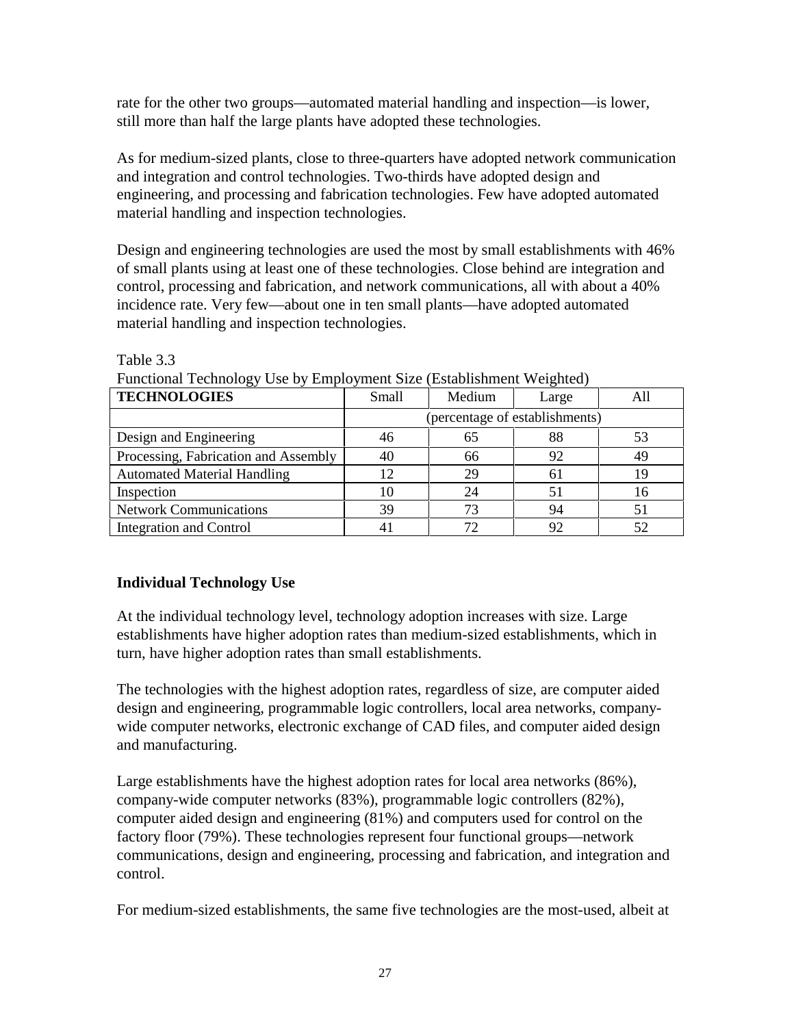rate for the other two groups—automated material handling and inspection—is lower, still more than half the large plants have adopted these technologies.

As for medium-sized plants, close to three-quarters have adopted network communication and integration and control technologies. Two-thirds have adopted design and engineering, and processing and fabrication technologies. Few have adopted automated material handling and inspection technologies.

Design and engineering technologies are used the most by small establishments with 46% of small plants using at least one of these technologies. Close behind are integration and control, processing and fabrication, and network communications, all with about a 40% incidence rate. Very few—about one in ten small plants—have adopted automated material handling and inspection technologies.

Table 3.3
Functional Technology Use by Employment Size (Establishment Weighted)

| **TECHNOLOGIES** | Small | Medium | Large | All |
|---|---|---|---|---|
| | (percentage of establishments) | | | |
| Design and Engineering | 46 | 65 | 88 | 53 |
| Processing, Fabrication and Assembly | 40 | 66 | 92 | 49 |
| Automated Material Handling | 12 | 29 | 61 | 19 |
| Inspection | 10 | 24 | 51 | 16 |
| Network Communications | 39 | 73 | 94 | 51 |
| Integration and Control | 41 | 72 | 92 | 52 |

### Individual Technology Use

At the individual technology level, technology adoption increases with size. Large establishments have higher adoption rates than medium-sized establishments, which in turn, have higher adoption rates than small establishments.

The technologies with the highest adoption rates, regardless of size, are computer aided design and engineering, programmable logic controllers, local area networks, company-wide computer networks, electronic exchange of CAD files, and computer aided design and manufacturing.

Large establishments have the highest adoption rates for local area networks (86%), company-wide computer networks (83%), programmable logic controllers (82%), computer aided design and engineering (81%) and computers used for control on the factory floor (79%). These technologies represent four functional groups—network communications, design and engineering, processing and fabrication, and integration and control.

For medium-sized establishments, the same five technologies are the most-used, albeit at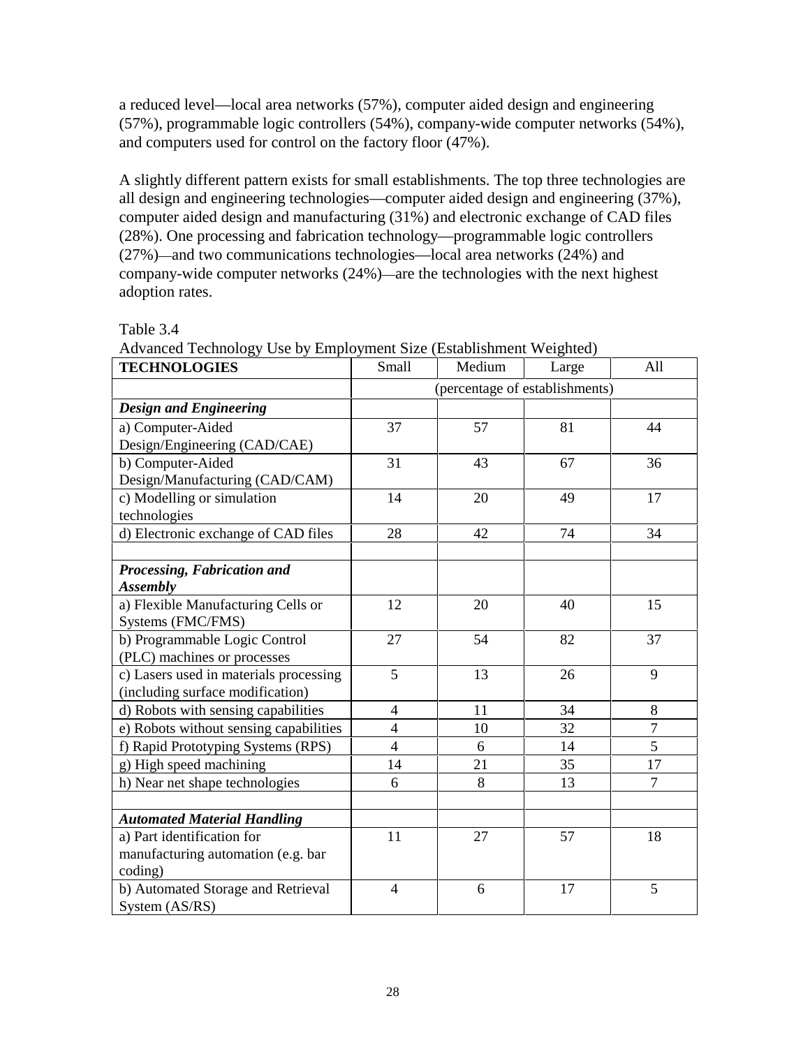a reduced level—local area networks (57%), computer aided design and engineering (57%), programmable logic controllers (54%), company-wide computer networks (54%), and computers used for control on the factory floor (47%).

A slightly different pattern exists for small establishments. The top three technologies are all design and engineering technologies—computer aided design and engineering (37%), computer aided design and manufacturing (31%) and electronic exchange of CAD files (28%). One processing and fabrication technology—programmable logic controllers (27%)—and two communications technologies—local area networks (24%) and company-wide computer networks (24%)—are the technologies with the next highest adoption rates.

Table 3.4
Advanced Technology Use by Employment Size (Establishment Weighted)

| **TECHNOLOGIES** | Small | Medium | Large | All |
|---|---|---|---|---|
| | (percentage of establishments) | | | |
| ***Design and Engineering*** | | | | |
| a) Computer-Aided Design/Engineering (CAD/CAE) | 37 | 57 | 81 | 44 |
| b) Computer-Aided Design/Manufacturing (CAD/CAM) | 31 | 43 | 67 | 36 |
| c) Modelling or simulation technologies | 14 | 20 | 49 | 17 |
| d) Electronic exchange of CAD files | 28 | 42 | 74 | 34 |
| | | | | |
| ***Processing, Fabrication and Assembly*** | | | | |
| a) Flexible Manufacturing Cells or Systems (FMC/FMS) | 12 | 20 | 40 | 15 |
| b) Programmable Logic Control (PLC) machines or processes | 27 | 54 | 82 | 37 |
| c) Lasers used in materials processing (including surface modification) | 5 | 13 | 26 | 9 |
| d) Robots with sensing capabilities | 4 | 11 | 34 | 8 |
| e) Robots without sensing capabilities | 4 | 10 | 32 | 7 |
| f) Rapid Prototyping Systems (RPS) | 4 | 6 | 14 | 5 |
| g) High speed machining | 14 | 21 | 35 | 17 |
| h) Near net shape technologies | 6 | 8 | 13 | 7 |
| | | | | |
| ***Automated Material Handling*** | | | | |
| a) Part identification for manufacturing automation (e.g. bar coding) | 11 | 27 | 57 | 18 |
| b) Automated Storage and Retrieval System (AS/RS) | 4 | 6 | 17 | 5 |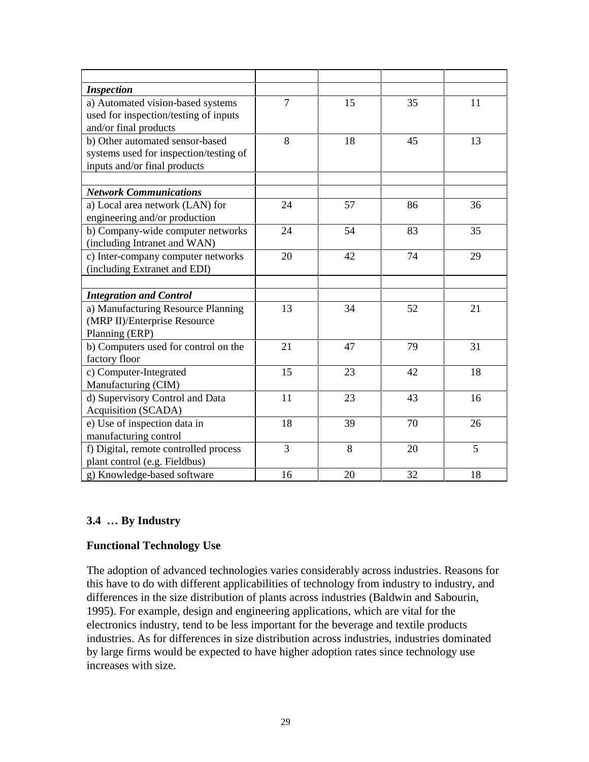| | | | | |
|---|---|---|---|---|
| ***Inspection*** | | | | |
| a) Automated vision-based systems used for inspection/testing of inputs and/or final products | 7 | 15 | 35 | 11 |
| b) Other automated sensor-based systems used for inspection/testing of inputs and/or final products | 8 | 18 | 45 | 13 |
| | | | | |
| ***Network Communications*** | | | | |
| a) Local area network (LAN) for engineering and/or production | 24 | 57 | 86 | 36 |
| b) Company-wide computer networks (including Intranet and WAN) | 24 | 54 | 83 | 35 |
| c) Inter-company computer networks (including Extranet and EDI) | 20 | 42 | 74 | 29 |
| | | | | |
| ***Integration and Control*** | | | | |
| a) Manufacturing Resource Planning (MRP II)/Enterprise Resource Planning (ERP) | 13 | 34 | 52 | 21 |
| b) Computers used for control on the factory floor | 21 | 47 | 79 | 31 |
| c) Computer-Integrated Manufacturing (CIM) | 15 | 23 | 42 | 18 |
| d) Supervisory Control and Data Acquisition (SCADA) | 11 | 23 | 43 | 16 |
| e) Use of inspection data in manufacturing control | 18 | 39 | 70 | 26 |
| f) Digital, remote controlled process plant control (e.g. Fieldbus) | 3 | 8 | 20 | 5 |
| g) Knowledge-based software | 16 | 20 | 32 | 18 |

### 3.4 … By Industry

**Functional Technology Use**

The adoption of advanced technologies varies considerably across industries. Reasons for this have to do with different applicabilities of technology from industry to industry, and differences in the size distribution of plants across industries (Baldwin and Sabourin, 1995). For example, design and engineering applications, which are vital for the electronics industry, tend to be less important for the beverage and textile products industries. As for differences in size distribution across industries, industries dominated by large firms would be expected to have higher adoption rates since technology use increases with size.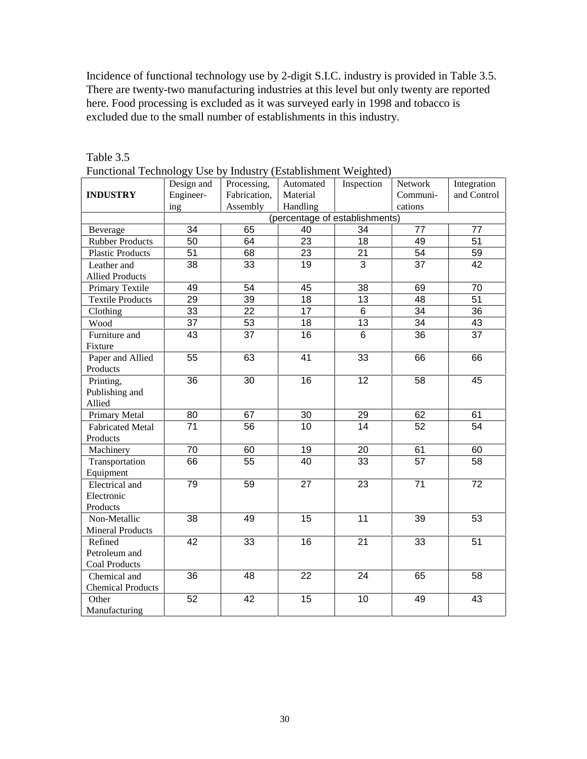Incidence of functional technology use by 2-digit S.I.C. industry is provided in Table 3.5. There are twenty-two manufacturing industries at this level but only twenty are reported here. Food processing is excluded as it was surveyed early in 1998 and tobacco is excluded due to the small number of establishments in this industry.

Table 3.5
Functional Technology Use by Industry (Establishment Weighted)

| INDUSTRY | Design and Engineering | Processing, Fabrication, Assembly | Automated Material Handling | Inspection | Network Communications | Integration and Control |
|---|---|---|---|---|---|---|
| | (percentage of establishments) | | | | | |
| Beverage | 34 | 65 | 40 | 34 | 77 | 77 |
| Rubber Products | 50 | 64 | 23 | 18 | 49 | 51 |
| Plastic Products | 51 | 68 | 23 | 21 | 54 | 59 |
| Leather and Allied Products | 38 | 33 | 19 | 3 | 37 | 42 |
| Primary Textile | 49 | 54 | 45 | 38 | 69 | 70 |
| Textile Products | 29 | 39 | 18 | 13 | 48 | 51 |
| Clothing | 33 | 22 | 17 | 6 | 34 | 36 |
| Wood | 37 | 53 | 18 | 13 | 34 | 43 |
| Furniture and Fixture | 43 | 37 | 16 | 6 | 36 | 37 |
| Paper and Allied Products | 55 | 63 | 41 | 33 | 66 | 66 |
| Printing, Publishing and Allied | 36 | 30 | 16 | 12 | 58 | 45 |
| Primary Metal | 80 | 67 | 30 | 29 | 62 | 61 |
| Fabricated Metal Products | 71 | 56 | 10 | 14 | 52 | 54 |
| Machinery | 70 | 60 | 19 | 20 | 61 | 60 |
| Transportation Equipment | 66 | 55 | 40 | 33 | 57 | 58 |
| Electrical and Electronic Products | 79 | 59 | 27 | 23 | 71 | 72 |
| Non-Metallic Mineral Products | 38 | 49 | 15 | 11 | 39 | 53 |
| Refined Petroleum and Coal Products | 42 | 33 | 16 | 21 | 33 | 51 |
| Chemical and Chemical Products | 36 | 48 | 22 | 24 | 65 | 58 |
| Other Manufacturing | 52 | 42 | 15 | 10 | 49 | 43 |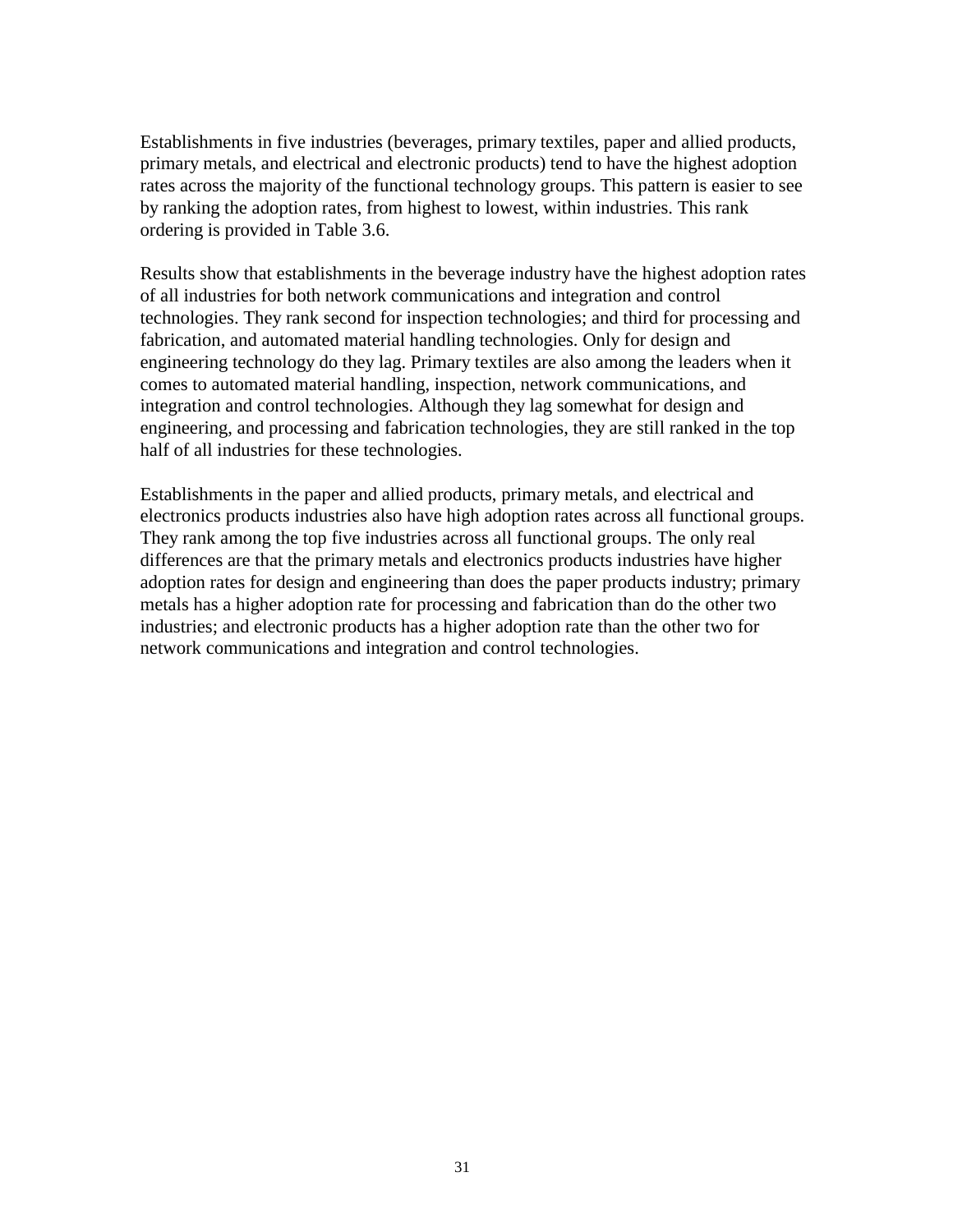Establishments in five industries (beverages, primary textiles, paper and allied products, primary metals, and electrical and electronic products) tend to have the highest adoption rates across the majority of the functional technology groups. This pattern is easier to see by ranking the adoption rates, from highest to lowest, within industries. This rank ordering is provided in Table 3.6.

Results show that establishments in the beverage industry have the highest adoption rates of all industries for both network communications and integration and control technologies. They rank second for inspection technologies; and third for processing and fabrication, and automated material handling technologies. Only for design and engineering technology do they lag. Primary textiles are also among the leaders when it comes to automated material handling, inspection, network communications, and integration and control technologies. Although they lag somewhat for design and engineering, and processing and fabrication technologies, they are still ranked in the top half of all industries for these technologies.

Establishments in the paper and allied products, primary metals, and electrical and electronics products industries also have high adoption rates across all functional groups. They rank among the top five industries across all functional groups. The only real differences are that the primary metals and electronics products industries have higher adoption rates for design and engineering than does the paper products industry; primary metals has a higher adoption rate for processing and fabrication than do the other two industries; and electronic products has a higher adoption rate than the other two for network communications and integration and control technologies.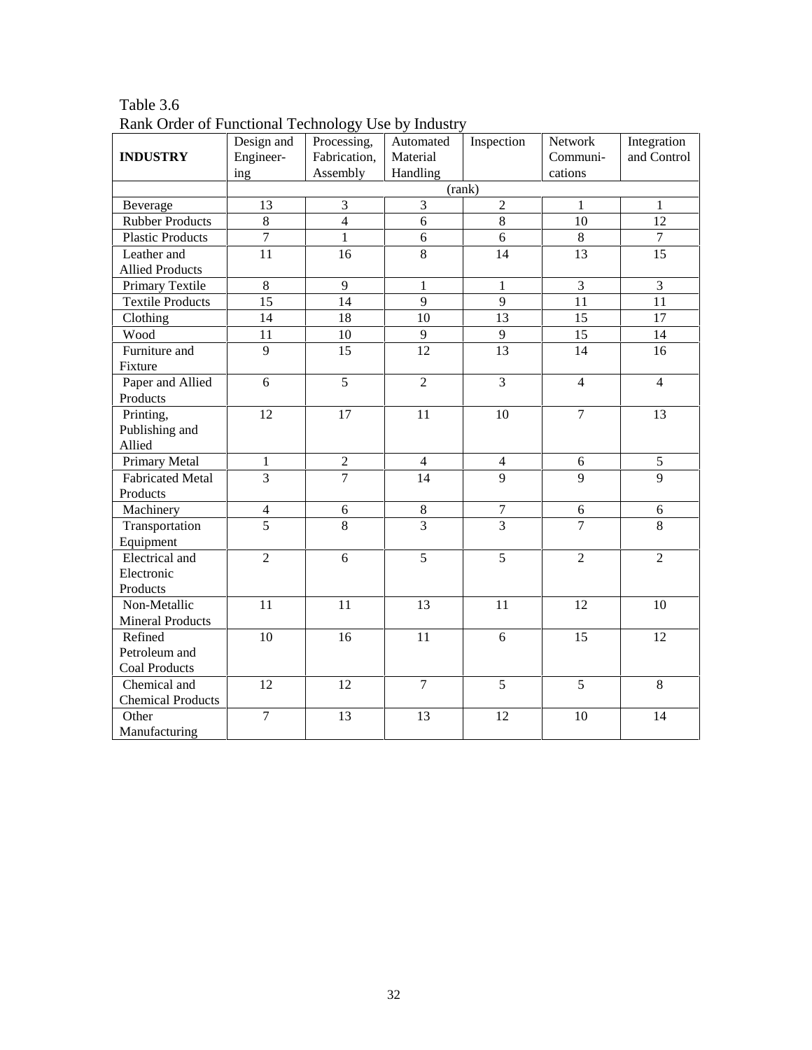Table 3.6
Rank Order of Functional Technology Use by Industry

| **INDUSTRY** | Design and Engineer-ing | Processing, Fabrication, Assembly | Automated Material Handling | Inspection | Network Communi-cations | Integration and Control |
|---|---|---|---|---|---|---|
| | (rank) | | | | | |
| Beverage | 13 | 3 | 3 | 2 | 1 | 1 |
| Rubber Products | 8 | 4 | 6 | 8 | 10 | 12 |
| Plastic Products | 7 | 1 | 6 | 6 | 8 | 7 |
| Leather and Allied Products | 11 | 16 | 8 | 14 | 13 | 15 |
| Primary Textile | 8 | 9 | 1 | 1 | 3 | 3 |
| Textile Products | 15 | 14 | 9 | 9 | 11 | 11 |
| Clothing | 14 | 18 | 10 | 13 | 15 | 17 |
| Wood | 11 | 10 | 9 | 9 | 15 | 14 |
| Furniture and Fixture | 9 | 15 | 12 | 13 | 14 | 16 |
| Paper and Allied Products | 6 | 5 | 2 | 3 | 4 | 4 |
| Printing, Publishing and Allied | 12 | 17 | 11 | 10 | 7 | 13 |
| Primary Metal | 1 | 2 | 4 | 4 | 6 | 5 |
| Fabricated Metal Products | 3 | 7 | 14 | 9 | 9 | 9 |
| Machinery | 4 | 6 | 8 | 7 | 6 | 6 |
| Transportation Equipment | 5 | 8 | 3 | 3 | 7 | 8 |
| Electrical and Electronic Products | 2 | 6 | 5 | 5 | 2 | 2 |
| Non-Metallic Mineral Products | 11 | 11 | 13 | 11 | 12 | 10 |
| Refined Petroleum and Coal Products | 10 | 16 | 11 | 6 | 15 | 12 |
| Chemical and Chemical Products | 12 | 12 | 7 | 5 | 5 | 8 |
| Other Manufacturing | 7 | 13 | 13 | 12 | 10 | 14 |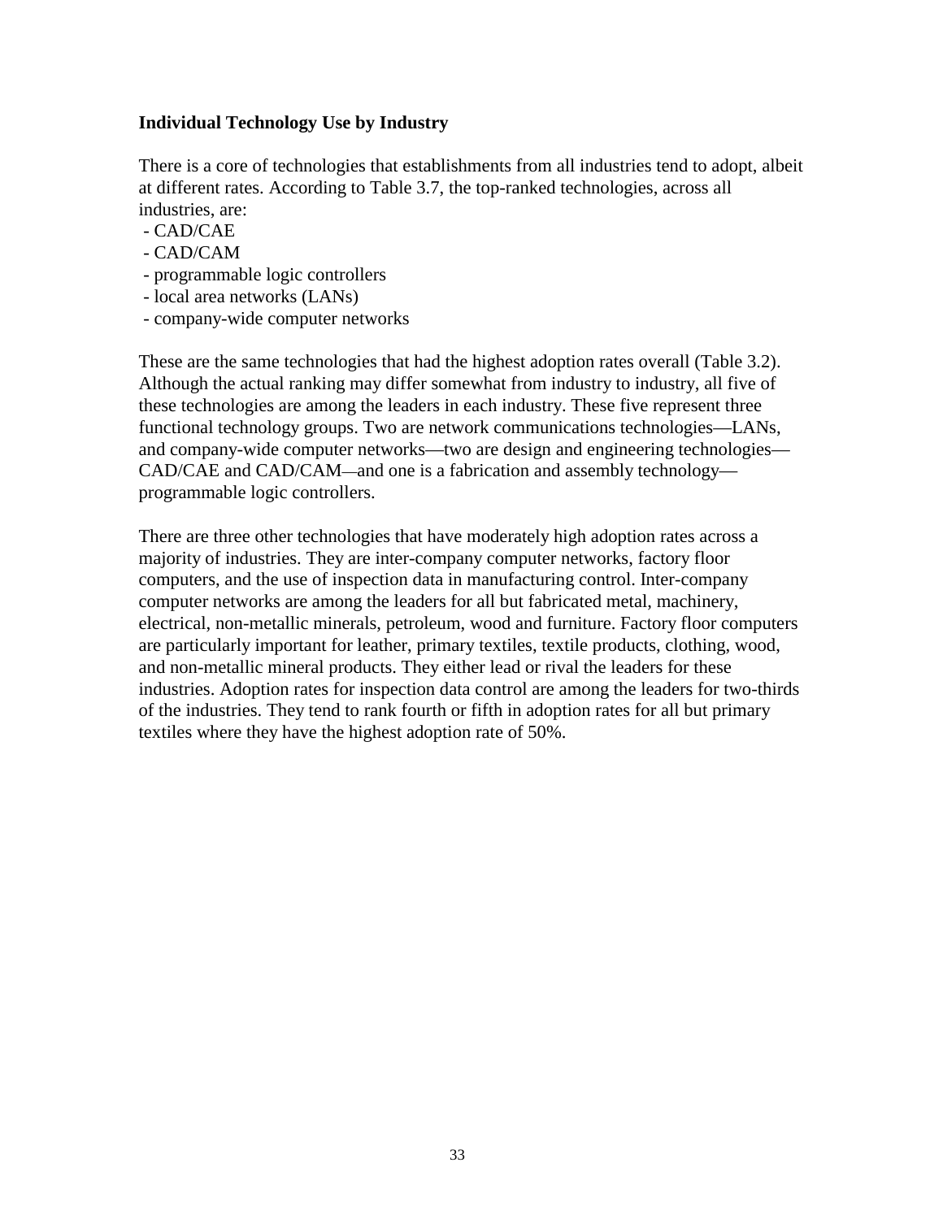### Individual Technology Use by Industry

There is a core of technologies that establishments from all industries tend to adopt, albeit at different rates. According to Table 3.7, the top-ranked technologies, across all industries, are:

- CAD/CAE
- CAD/CAM
- programmable logic controllers
- local area networks (LANs)
- company-wide computer networks

These are the same technologies that had the highest adoption rates overall (Table 3.2). Although the actual ranking may differ somewhat from industry to industry, all five of these technologies are among the leaders in each industry. These five represent three functional technology groups. Two are network communications technologies—LANs, and company-wide computer networks—two are design and engineering technologies—CAD/CAE and CAD/CAM—and one is a fabrication and assembly technology—programmable logic controllers.

There are three other technologies that have moderately high adoption rates across a majority of industries. They are inter-company computer networks, factory floor computers, and the use of inspection data in manufacturing control. Inter-company computer networks are among the leaders for all but fabricated metal, machinery, electrical, non-metallic minerals, petroleum, wood and furniture. Factory floor computers are particularly important for leather, primary textiles, textile products, clothing, wood, and non-metallic mineral products. They either lead or rival the leaders for these industries. Adoption rates for inspection data control are among the leaders for two-thirds of the industries. They tend to rank fourth or fifth in adoption rates for all but primary textiles where they have the highest adoption rate of 50%.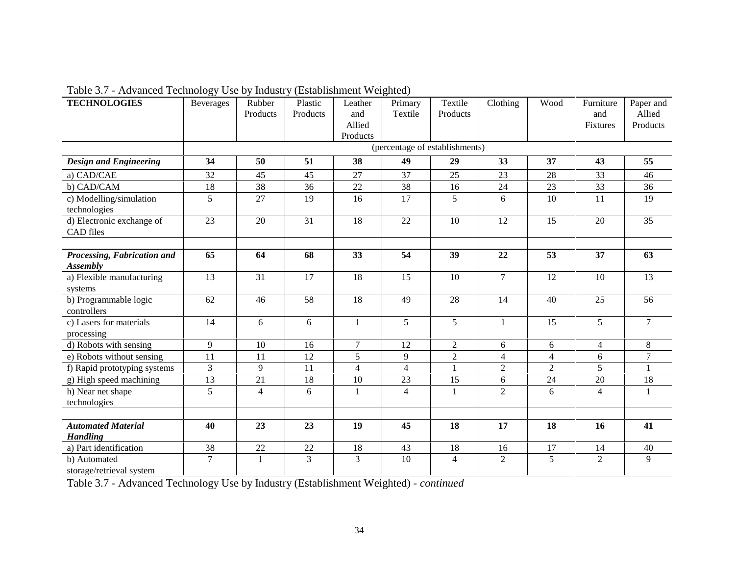Table 3.7 - Advanced Technology Use by Industry (Establishment Weighted)

| TECHNOLOGIES | Beverages | Rubber Products | Plastic Products | Leather and Allied Products | Primary Textile | Textile Products | Clothing | Wood | Furniture and Fixtures | Paper and Allied Products |
|---|---|---|---|---|---|---|---|---|---|---|
| | (percentage of establishments) | | | | | | | | | |
| ***Design and Engineering*** | **34** | **50** | **51** | **38** | **49** | **29** | **33** | **37** | **43** | **55** |
| a) CAD/CAE | 32 | 45 | 45 | 27 | 37 | 25 | 23 | 28 | 33 | 46 |
| b) CAD/CAM | 18 | 38 | 36 | 22 | 38 | 16 | 24 | 23 | 33 | 36 |
| c) Modelling/simulation technologies | 5 | 27 | 19 | 16 | 17 | 5 | 6 | 10 | 11 | 19 |
| d) Electronic exchange of CAD files | 23 | 20 | 31 | 18 | 22 | 10 | 12 | 15 | 20 | 35 |
| | | | | | | | | | | |
| ***Processing, Fabrication and Assembly*** | **65** | **64** | **68** | **33** | **54** | **39** | **22** | **53** | **37** | **63** |
| a) Flexible manufacturing systems | 13 | 31 | 17 | 18 | 15 | 10 | 7 | 12 | 10 | 13 |
| b) Programmable logic controllers | 62 | 46 | 58 | 18 | 49 | 28 | 14 | 40 | 25 | 56 |
| c) Lasers for materials processing | 14 | 6 | 6 | 1 | 5 | 5 | 1 | 15 | 5 | 7 |
| d) Robots with sensing | 9 | 10 | 16 | 7 | 12 | 2 | 6 | 6 | 4 | 8 |
| e) Robots without sensing | 11 | 11 | 12 | 5 | 9 | 2 | 4 | 4 | 6 | 7 |
| f) Rapid prototyping systems | 3 | 9 | 11 | 4 | 4 | 1 | 2 | 2 | 5 | 1 |
| g) High speed machining | 13 | 21 | 18 | 10 | 23 | 15 | 6 | 24 | 20 | 18 |
| h) Near net shape technologies | 5 | 4 | 6 | 1 | 4 | 1 | 2 | 6 | 4 | 1 |
| | | | | | | | | | | |
| ***Automated Material Handling*** | **40** | **23** | **23** | **19** | **45** | **18** | **17** | **18** | **16** | **41** |
| a) Part identification | 38 | 22 | 22 | 18 | 43 | 18 | 16 | 17 | 14 | 40 |
| b) Automated storage/retrieval system | 7 | 1 | 3 | 3 | 10 | 4 | 2 | 5 | 2 | 9 |

Table 3.7 - Advanced Technology Use by Industry (Establishment Weighted) - *continued*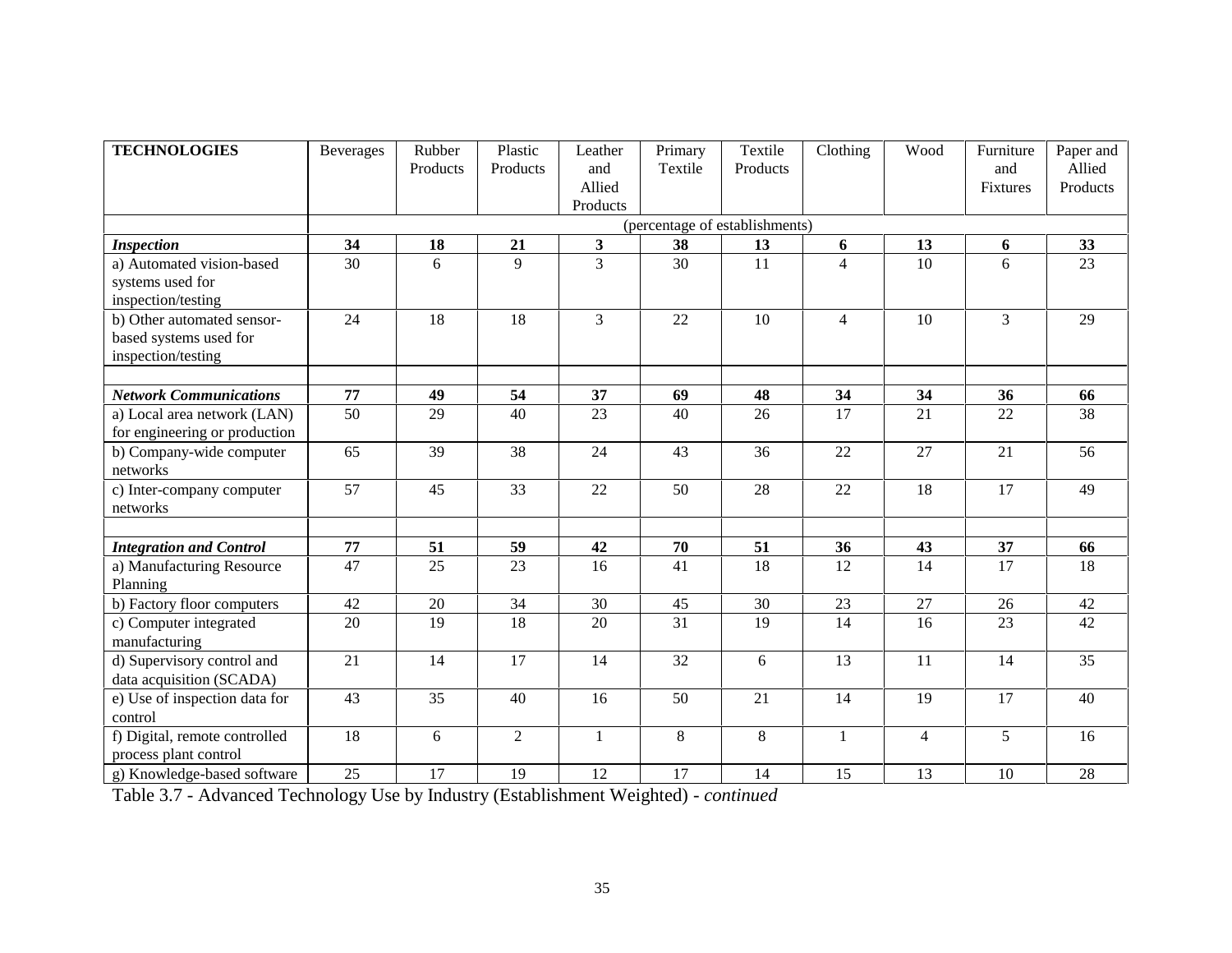| **TECHNOLOGIES** | Beverages | Rubber Products | Plastic Products | Leather and Allied Products | Primary Textile | Textile Products | Clothing | Wood | Furniture and Fixtures | Paper and Allied Products |
|---|---|---|---|---|---|---|---|---|---|---|
| | (percentage of establishments) | | | | | | | | | |
| ***Inspection*** | **34** | **18** | **21** | **3** | **38** | **13** | **6** | **13** | **6** | **33** |
| a) Automated vision-based systems used for inspection/testing | 30 | 6 | 9 | 3 | 30 | 11 | 4 | 10 | 6 | 23 |
| b) Other automated sensor-based systems used for inspection/testing | 24 | 18 | 18 | 3 | 22 | 10 | 4 | 10 | 3 | 29 |
| | | | | | | | | | | |
| ***Network Communications*** | **77** | **49** | **54** | **37** | **69** | **48** | **34** | **34** | **36** | **66** |
| a) Local area network (LAN) for engineering or production | 50 | 29 | 40 | 23 | 40 | 26 | 17 | 21 | 22 | 38 |
| b) Company-wide computer networks | 65 | 39 | 38 | 24 | 43 | 36 | 22 | 27 | 21 | 56 |
| c) Inter-company computer networks | 57 | 45 | 33 | 22 | 50 | 28 | 22 | 18 | 17 | 49 |
| | | | | | | | | | | |
| ***Integration and Control*** | **77** | **51** | **59** | **42** | **70** | **51** | **36** | **43** | **37** | **66** |
| a) Manufacturing Resource Planning | 47 | 25 | 23 | 16 | 41 | 18 | 12 | 14 | 17 | 18 |
| b) Factory floor computers | 42 | 20 | 34 | 30 | 45 | 30 | 23 | 27 | 26 | 42 |
| c) Computer integrated manufacturing | 20 | 19 | 18 | 20 | 31 | 19 | 14 | 16 | 23 | 42 |
| d) Supervisory control and data acquisition (SCADA) | 21 | 14 | 17 | 14 | 32 | 6 | 13 | 11 | 14 | 35 |
| e) Use of inspection data for control | 43 | 35 | 40 | 16 | 50 | 21 | 14 | 19 | 17 | 40 |
| f) Digital, remote controlled process plant control | 18 | 6 | 2 | 1 | 8 | 8 | 1 | 4 | 5 | 16 |
| g) Knowledge-based software | 25 | 17 | 19 | 12 | 17 | 14 | 15 | 13 | 10 | 28 |

Table 3.7 - Advanced Technology Use by Industry (Establishment Weighted) - *continued*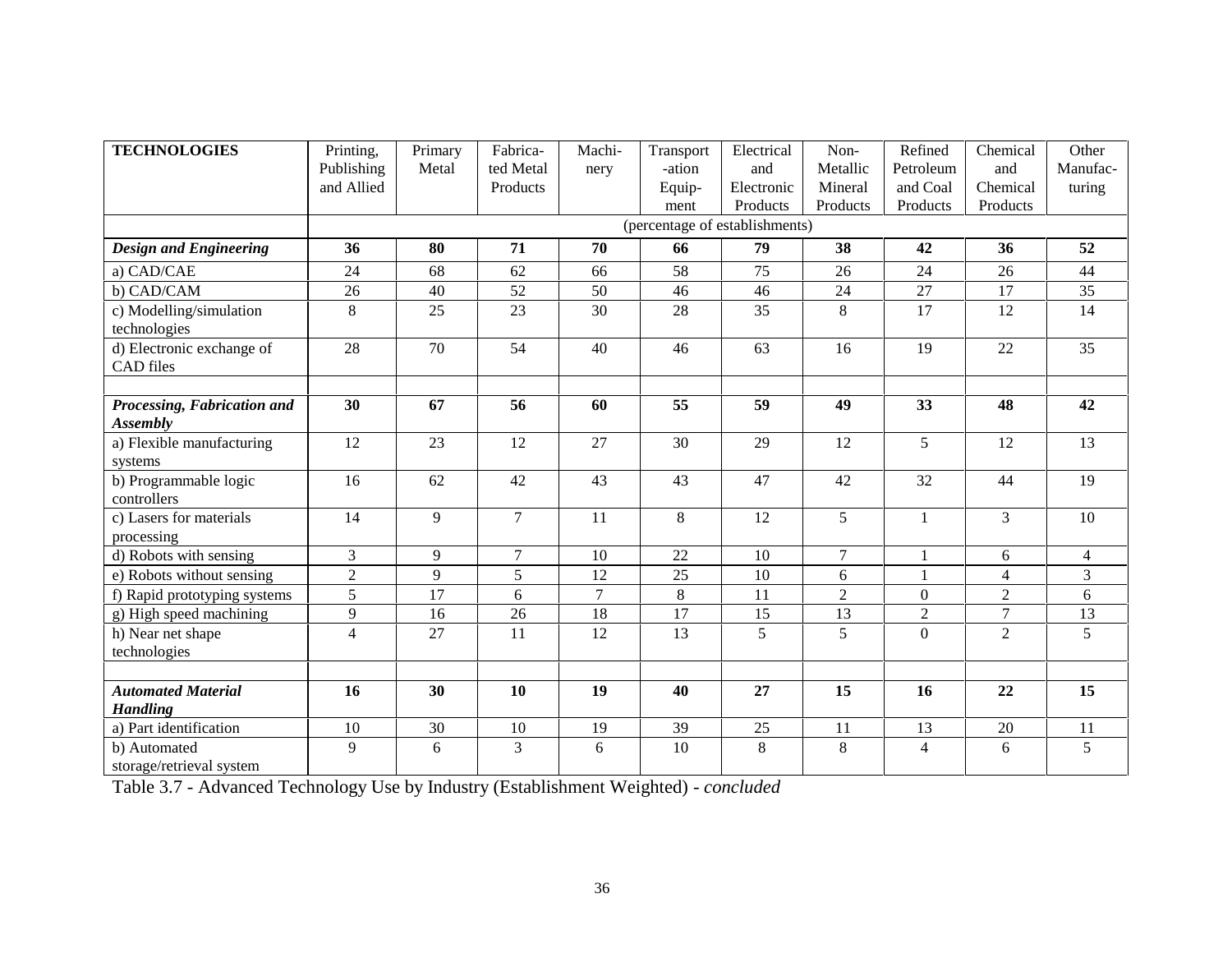| **TECHNOLOGIES** | Printing, Publishing and Allied | Primary Metal | Fabricated Metal Products | Machinery | Transportation Equipment | Electrical and Electronic Products | Non-Metallic Mineral Products | Refined Petroleum and Coal Products | Chemical and Chemical Products | Other Manufacturing |
|---|---|---|---|---|---|---|---|---|---|---|
| | (percentage of establishments) | | | | | | | | | |
| ***Design and Engineering*** | **36** | **80** | **71** | **70** | **66** | **79** | **38** | **42** | **36** | **52** |
| a) CAD/CAE | 24 | 68 | 62 | 66 | 58 | 75 | 26 | 24 | 26 | 44 |
| b) CAD/CAM | 26 | 40 | 52 | 50 | 46 | 46 | 24 | 27 | 17 | 35 |
| c) Modelling/simulation technologies | 8 | 25 | 23 | 30 | 28 | 35 | 8 | 17 | 12 | 14 |
| d) Electronic exchange of CAD files | 28 | 70 | 54 | 40 | 46 | 63 | 16 | 19 | 22 | 35 |
| | | | | | | | | | | |
| ***Processing, Fabrication and Assembly*** | **30** | **67** | **56** | **60** | **55** | **59** | **49** | **33** | **48** | **42** |
| a) Flexible manufacturing systems | 12 | 23 | 12 | 27 | 30 | 29 | 12 | 5 | 12 | 13 |
| b) Programmable logic controllers | 16 | 62 | 42 | 43 | 43 | 47 | 42 | 32 | 44 | 19 |
| c) Lasers for materials processing | 14 | 9 | 7 | 11 | 8 | 12 | 5 | 1 | 3 | 10 |
| d) Robots with sensing | 3 | 9 | 7 | 10 | 22 | 10 | 7 | 1 | 6 | 4 |
| e) Robots without sensing | 2 | 9 | 5 | 12 | 25 | 10 | 6 | 1 | 4 | 3 |
| f) Rapid prototyping systems | 5 | 17 | 6 | 7 | 8 | 11 | 2 | 0 | 2 | 6 |
| g) High speed machining | 9 | 16 | 26 | 18 | 17 | 15 | 13 | 2 | 7 | 13 |
| h) Near net shape technologies | 4 | 27 | 11 | 12 | 13 | 5 | 5 | 0 | 2 | 5 |
| | | | | | | | | | | |
| ***Automated Material Handling*** | **16** | **30** | **10** | **19** | **40** | **27** | **15** | **16** | **22** | **15** |
| a) Part identification | 10 | 30 | 10 | 19 | 39 | 25 | 11 | 13 | 20 | 11 |
| b) Automated storage/retrieval system | 9 | 6 | 3 | 6 | 10 | 8 | 8 | 4 | 6 | 5 |

Table 3.7 - Advanced Technology Use by Industry (Establishment Weighted) - *concluded*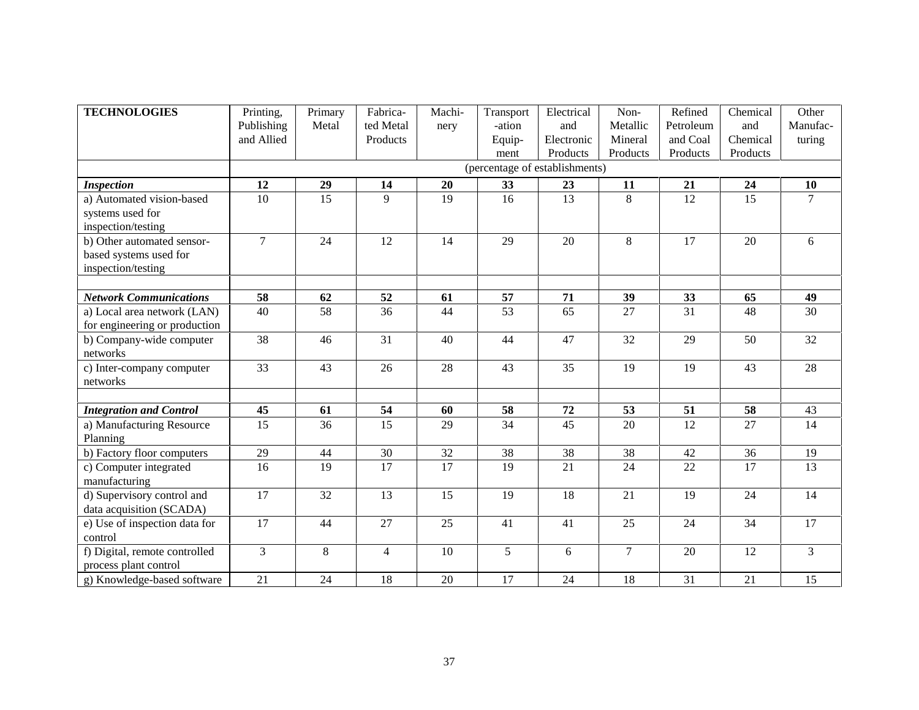| TECHNOLOGIES | Printing, Publishing and Allied | Primary Metal | Fabricated Metal Products | Machinery | Transportation Equipment | Electrical and Electronic Products | Non-Metallic Mineral Products | Refined Petroleum and Coal Products | Chemical and Chemical Products | Other Manufacturing |
|---|---|---|---|---|---|---|---|---|---|---|
| | (percentage of establishments) | | | | | | | | | |
| ***Inspection*** | **12** | **29** | **14** | **20** | **33** | **23** | **11** | **21** | **24** | **10** |
| a) Automated vision-based systems used for inspection/testing | 10 | 15 | 9 | 19 | 16 | 13 | 8 | 12 | 15 | 7 |
| b) Other automated sensor-based systems used for inspection/testing | 7 | 24 | 12 | 14 | 29 | 20 | 8 | 17 | 20 | 6 |
| | | | | | | | | | | |
| ***Network Communications*** | **58** | **62** | **52** | **61** | **57** | **71** | **39** | **33** | **65** | **49** |
| a) Local area network (LAN) for engineering or production | 40 | 58 | 36 | 44 | 53 | 65 | 27 | 31 | 48 | 30 |
| b) Company-wide computer networks | 38 | 46 | 31 | 40 | 44 | 47 | 32 | 29 | 50 | 32 |
| c) Inter-company computer networks | 33 | 43 | 26 | 28 | 43 | 35 | 19 | 19 | 43 | 28 |
| | | | | | | | | | | |
| ***Integration and Control*** | **45** | **61** | **54** | **60** | **58** | **72** | **53** | **51** | **58** | 43 |
| a) Manufacturing Resource Planning | 15 | 36 | 15 | 29 | 34 | 45 | 20 | 12 | 27 | 14 |
| b) Factory floor computers | 29 | 44 | 30 | 32 | 38 | 38 | 38 | 42 | 36 | 19 |
| c) Computer integrated manufacturing | 16 | 19 | 17 | 17 | 19 | 21 | 24 | 22 | 17 | 13 |
| d) Supervisory control and data acquisition (SCADA) | 17 | 32 | 13 | 15 | 19 | 18 | 21 | 19 | 24 | 14 |
| e) Use of inspection data for control | 17 | 44 | 27 | 25 | 41 | 41 | 25 | 24 | 34 | 17 |
| f) Digital, remote controlled process plant control | 3 | 8 | 4 | 10 | 5 | 6 | 7 | 20 | 12 | 3 |
| g) Knowledge-based software | 21 | 24 | 18 | 20 | 17 | 24 | 18 | 31 | 21 | 15 |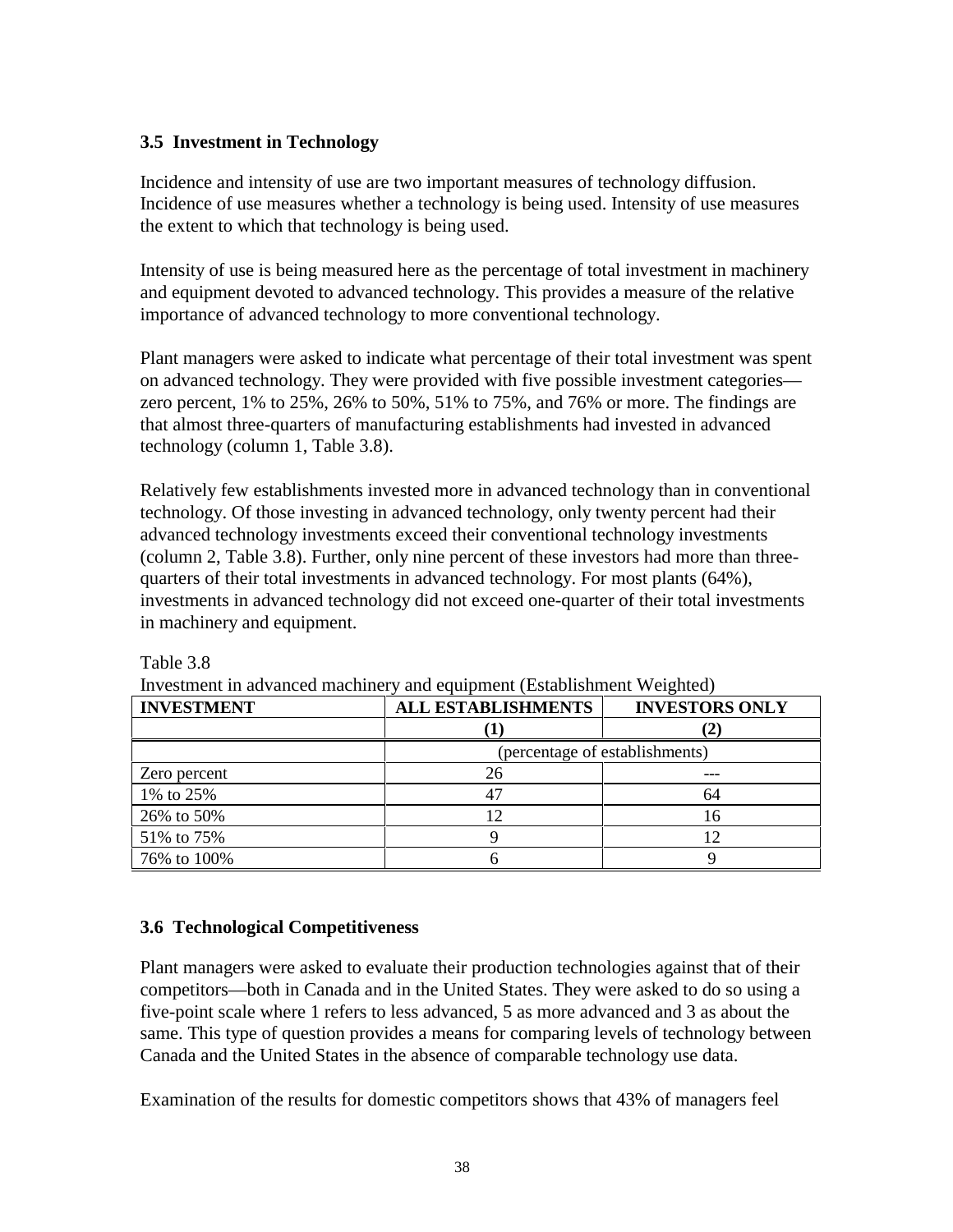### 3.5 Investment in Technology

Incidence and intensity of use are two important measures of technology diffusion. Incidence of use measures whether a technology is being used. Intensity of use measures the extent to which that technology is being used.

Intensity of use is being measured here as the percentage of total investment in machinery and equipment devoted to advanced technology. This provides a measure of the relative importance of advanced technology to more conventional technology.

Plant managers were asked to indicate what percentage of their total investment was spent on advanced technology. They were provided with five possible investment categories—zero percent, 1% to 25%, 26% to 50%, 51% to 75%, and 76% or more. The findings are that almost three-quarters of manufacturing establishments had invested in advanced technology (column 1, Table 3.8).

Relatively few establishments invested more in advanced technology than in conventional technology. Of those investing in advanced technology, only twenty percent had their advanced technology investments exceed their conventional technology investments (column 2, Table 3.8). Further, only nine percent of these investors had more than three-quarters of their total investments in advanced technology. For most plants (64%), investments in advanced technology did not exceed one-quarter of their total investments in machinery and equipment.

Table 3.8
Investment in advanced machinery and equipment (Establishment Weighted)

| INVESTMENT | ALL ESTABLISHMENTS | INVESTORS ONLY |
|---|---|---|
| | (1) | (2) |
| | (percentage of establishments) | |
| Zero percent | 26 | --- |
| 1% to 25% | 47 | 64 |
| 26% to 50% | 12 | 16 |
| 51% to 75% | 9 | 12 |
| 76% to 100% | 6 | 9 |

### 3.6 Technological Competitiveness

Plant managers were asked to evaluate their production technologies against that of their competitors—both in Canada and in the United States. They were asked to do so using a five-point scale where 1 refers to less advanced, 5 as more advanced and 3 as about the same. This type of question provides a means for comparing levels of technology between Canada and the United States in the absence of comparable technology use data.

Examination of the results for domestic competitors shows that 43% of managers feel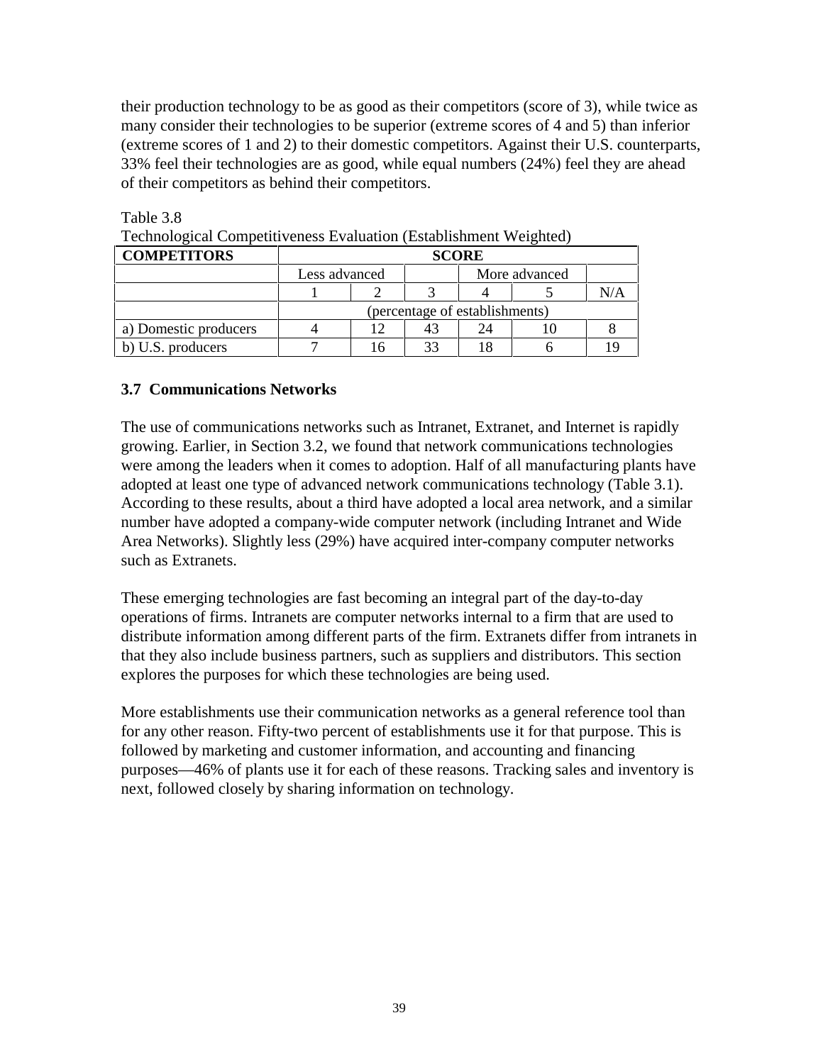their production technology to be as good as their competitors (score of 3), while twice as many consider their technologies to be superior (extreme scores of 4 and 5) than inferior (extreme scores of 1 and 2) to their domestic competitors. Against their U.S. counterparts, 33% feel their technologies are as good, while equal numbers (24%) feel they are ahead of their competitors as behind their competitors.

Table 3.8
Technological Competitiveness Evaluation (Establishment Weighted)

| COMPETITORS | SCORE | | | | | |
|---|---|---|---|---|---|---|
| | Less advanced | | | More advanced | | |
| | 1 | 2 | 3 | 4 | 5 | N/A |
| | (percentage of establishments) | | | | | |
| a) Domestic producers | 4 | 12 | 43 | 24 | 10 | 8 |
| b) U.S. producers | 7 | 16 | 33 | 18 | 6 | 19 |

### 3.7 Communications Networks

The use of communications networks such as Intranet, Extranet, and Internet is rapidly growing. Earlier, in Section 3.2, we found that network communications technologies were among the leaders when it comes to adoption. Half of all manufacturing plants have adopted at least one type of advanced network communications technology (Table 3.1). According to these results, about a third have adopted a local area network, and a similar number have adopted a company-wide computer network (including Intranet and Wide Area Networks). Slightly less (29%) have acquired inter-company computer networks such as Extranets.

These emerging technologies are fast becoming an integral part of the day-to-day operations of firms. Intranets are computer networks internal to a firm that are used to distribute information among different parts of the firm. Extranets differ from intranets in that they also include business partners, such as suppliers and distributors. This section explores the purposes for which these technologies are being used.

More establishments use their communication networks as a general reference tool than for any other reason. Fifty-two percent of establishments use it for that purpose. This is followed by marketing and customer information, and accounting and financing purposes—46% of plants use it for each of these reasons. Tracking sales and inventory is next, followed closely by sharing information on technology.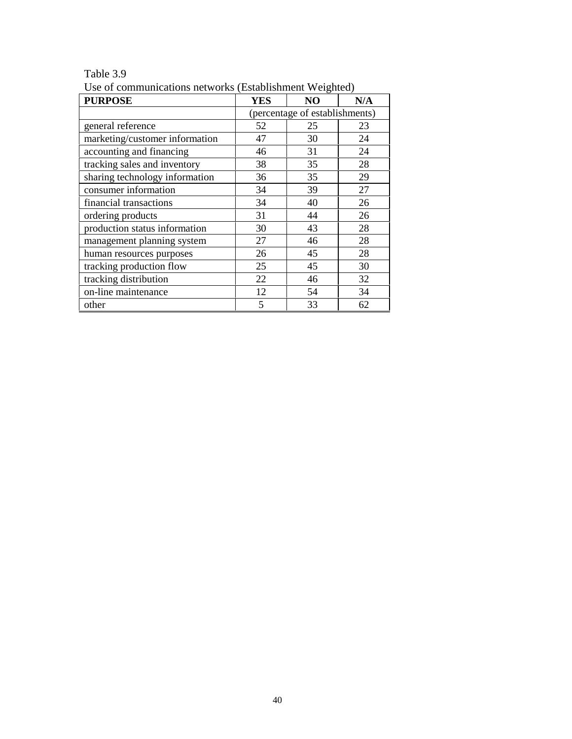Table 3.9
Use of communications networks (Establishment Weighted)

| PURPOSE | YES | NO | N/A |
|---|---|---|---|
| | (percentage of establishments) | | |
| general reference | 52 | 25 | 23 |
| marketing/customer information | 47 | 30 | 24 |
| accounting and financing | 46 | 31 | 24 |
| tracking sales and inventory | 38 | 35 | 28 |
| sharing technology information | 36 | 35 | 29 |
| consumer information | 34 | 39 | 27 |
| financial transactions | 34 | 40 | 26 |
| ordering products | 31 | 44 | 26 |
| production status information | 30 | 43 | 28 |
| management planning system | 27 | 46 | 28 |
| human resources purposes | 26 | 45 | 28 |
| tracking production flow | 25 | 45 | 30 |
| tracking distribution | 22 | 46 | 32 |
| on-line maintenance | 12 | 54 | 34 |
| other | 5 | 33 | 62 |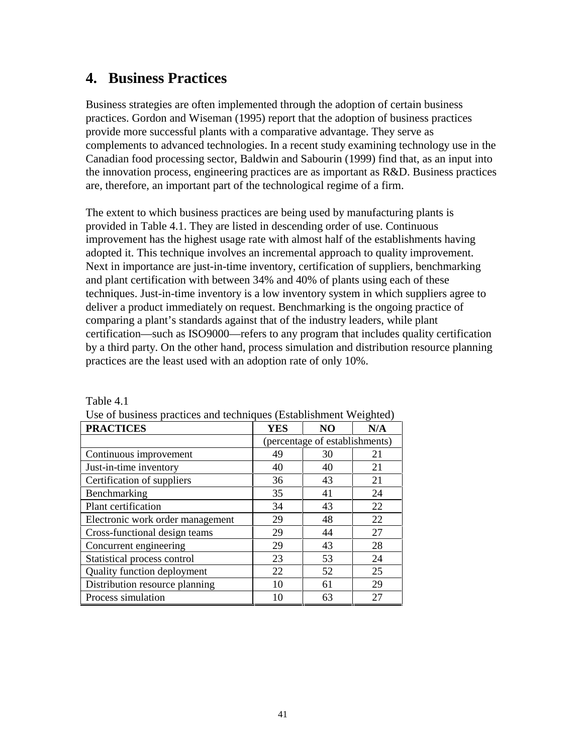# 4. Business Practices

Business strategies are often implemented through the adoption of certain business practices. Gordon and Wiseman (1995) report that the adoption of business practices provide more successful plants with a comparative advantage. They serve as complements to advanced technologies. In a recent study examining technology use in the Canadian food processing sector, Baldwin and Sabourin (1999) find that, as an input into the innovation process, engineering practices are as important as R&D. Business practices are, therefore, an important part of the technological regime of a firm.

The extent to which business practices are being used by manufacturing plants is provided in Table 4.1. They are listed in descending order of use. Continuous improvement has the highest usage rate with almost half of the establishments having adopted it. This technique involves an incremental approach to quality improvement. Next in importance are just-in-time inventory, certification of suppliers, benchmarking and plant certification with between 34% and 40% of plants using each of these techniques. Just-in-time inventory is a low inventory system in which suppliers agree to deliver a product immediately on request. Benchmarking is the ongoing practice of comparing a plant's standards against that of the industry leaders, while plant certification—such as ISO9000—refers to any program that includes quality certification by a third party. On the other hand, process simulation and distribution resource planning practices are the least used with an adoption rate of only 10%.

Table 4.1
Use of business practices and techniques (Establishment Weighted)

| PRACTICES | YES | NO | N/A |
|---|---|---|---|
| | (percentage of establishments) | | |
| Continuous improvement | 49 | 30 | 21 |
| Just-in-time inventory | 40 | 40 | 21 |
| Certification of suppliers | 36 | 43 | 21 |
| Benchmarking | 35 | 41 | 24 |
| Plant certification | 34 | 43 | 22 |
| Electronic work order management | 29 | 48 | 22 |
| Cross-functional design teams | 29 | 44 | 27 |
| Concurrent engineering | 29 | 43 | 28 |
| Statistical process control | 23 | 53 | 24 |
| Quality function deployment | 22 | 52 | 25 |
| Distribution resource planning | 10 | 61 | 29 |
| Process simulation | 10 | 63 | 27 |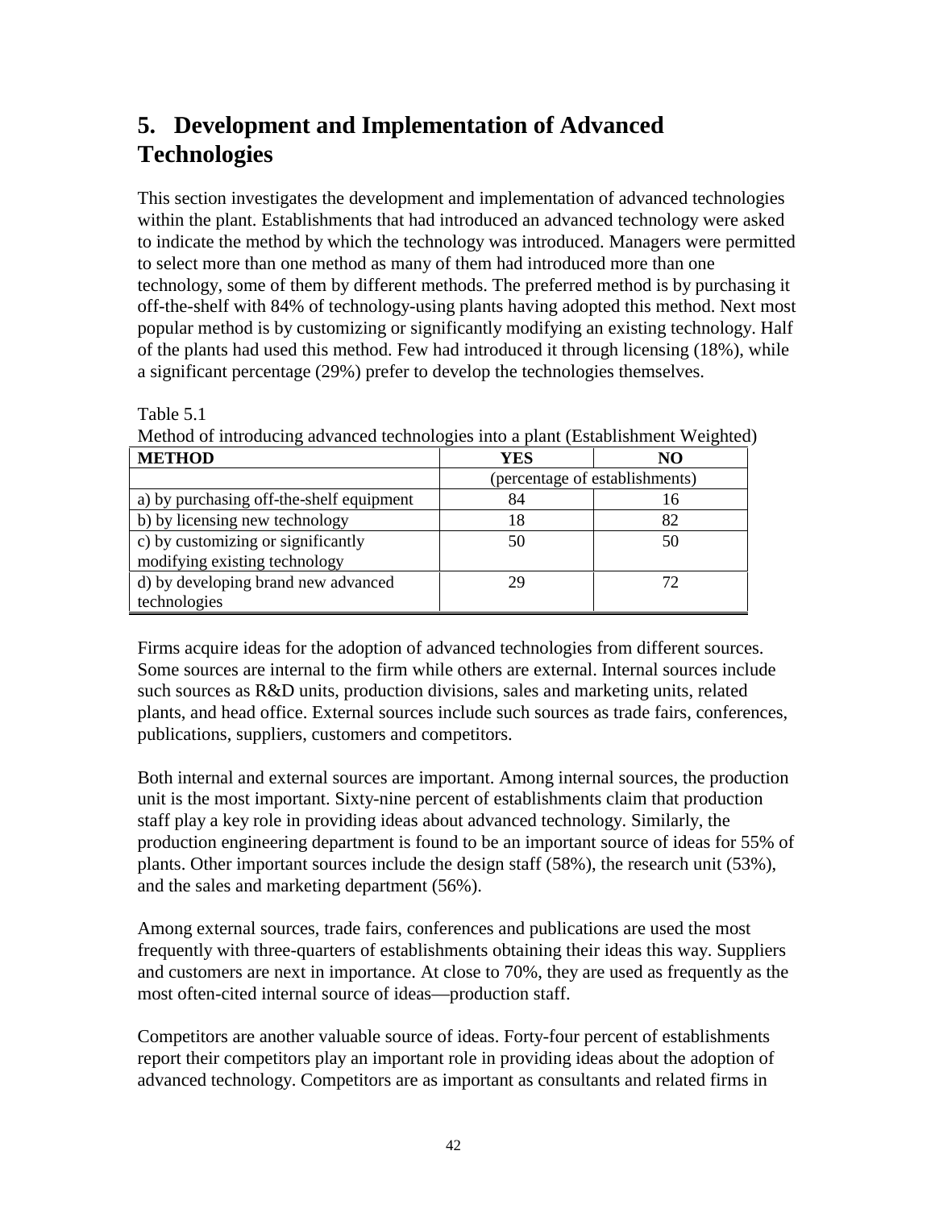# 5. Development and Implementation of Advanced Technologies

This section investigates the development and implementation of advanced technologies within the plant. Establishments that had introduced an advanced technology were asked to indicate the method by which the technology was introduced. Managers were permitted to select more than one method as many of them had introduced more than one technology, some of them by different methods. The preferred method is by purchasing it off-the-shelf with 84% of technology-using plants having adopted this method. Next most popular method is by customizing or significantly modifying an existing technology. Half of the plants had used this method. Few had introduced it through licensing (18%), while a significant percentage (29%) prefer to develop the technologies themselves.

Table 5.1
Method of introducing advanced technologies into a plant (Establishment Weighted)

| METHOD | YES | NO |
|---|---|---|
| | (percentage of establishments) | |
| a) by purchasing off-the-shelf equipment | 84 | 16 |
| b) by licensing new technology | 18 | 82 |
| c) by customizing or significantly modifying existing technology | 50 | 50 |
| d) by developing brand new advanced technologies | 29 | 72 |

Firms acquire ideas for the adoption of advanced technologies from different sources. Some sources are internal to the firm while others are external. Internal sources include such sources as R&D units, production divisions, sales and marketing units, related plants, and head office. External sources include such sources as trade fairs, conferences, publications, suppliers, customers and competitors.

Both internal and external sources are important. Among internal sources, the production unit is the most important. Sixty-nine percent of establishments claim that production staff play a key role in providing ideas about advanced technology. Similarly, the production engineering department is found to be an important source of ideas for 55% of plants. Other important sources include the design staff (58%), the research unit (53%), and the sales and marketing department (56%).

Among external sources, trade fairs, conferences and publications are used the most frequently with three-quarters of establishments obtaining their ideas this way. Suppliers and customers are next in importance. At close to 70%, they are used as frequently as the most often-cited internal source of ideas—production staff.

Competitors are another valuable source of ideas. Forty-four percent of establishments report their competitors play an important role in providing ideas about the adoption of advanced technology. Competitors are as important as consultants and related firms in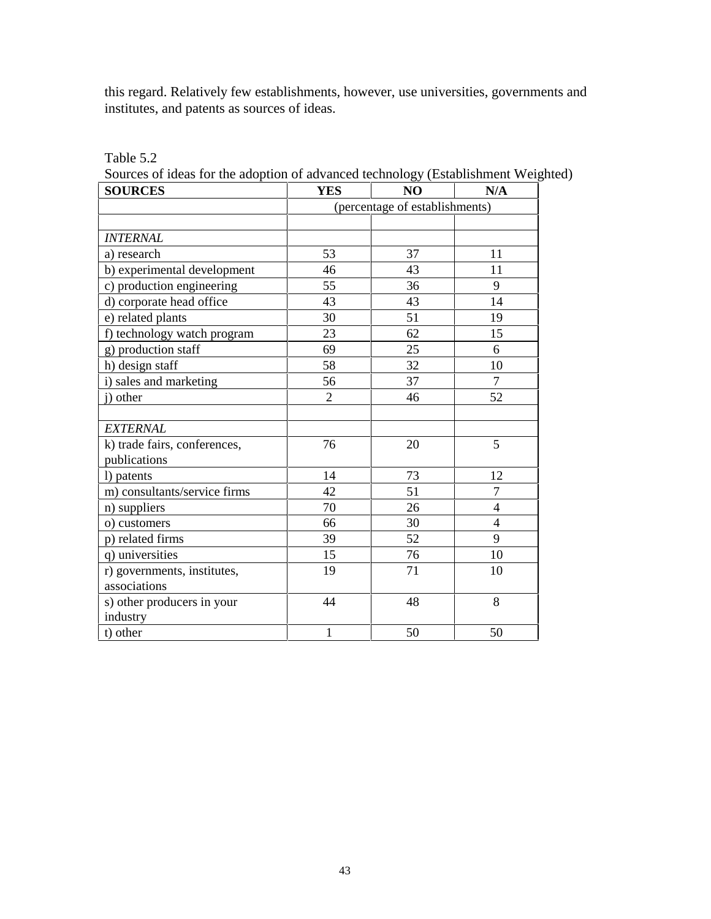this regard. Relatively few establishments, however, use universities, governments and institutes, and patents as sources of ideas.

Table 5.2

Sources of ideas for the adoption of advanced technology (Establishment Weighted)

| SOURCES | YES | NO | N/A |
|---|---|---|---|
| | (percentage of establishments) | | |
| | | | |
| *INTERNAL* | | | |
| a) research | 53 | 37 | 11 |
| b) experimental development | 46 | 43 | 11 |
| c) production engineering | 55 | 36 | 9 |
| d) corporate head office | 43 | 43 | 14 |
| e) related plants | 30 | 51 | 19 |
| f) technology watch program | 23 | 62 | 15 |
| g) production staff | 69 | 25 | 6 |
| h) design staff | 58 | 32 | 10 |
| i) sales and marketing | 56 | 37 | 7 |
| j) other | 2 | 46 | 52 |
| | | | |
| *EXTERNAL* | | | |
| k) trade fairs, conferences, publications | 76 | 20 | 5 |
| l) patents | 14 | 73 | 12 |
| m) consultants/service firms | 42 | 51 | 7 |
| n) suppliers | 70 | 26 | 4 |
| o) customers | 66 | 30 | 4 |
| p) related firms | 39 | 52 | 9 |
| q) universities | 15 | 76 | 10 |
| r) governments, institutes, associations | 19 | 71 | 10 |
| s) other producers in your industry | 44 | 48 | 8 |
| t) other | 1 | 50 | 50 |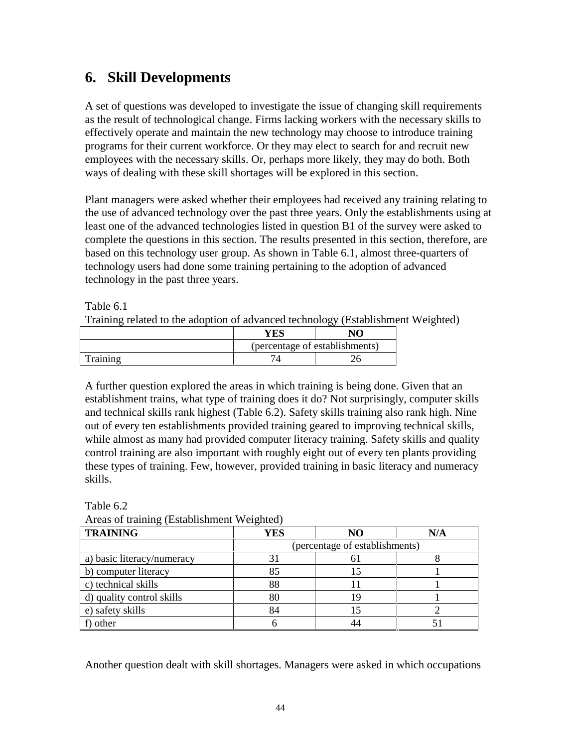# 6. Skill Developments

A set of questions was developed to investigate the issue of changing skill requirements as the result of technological change. Firms lacking workers with the necessary skills to effectively operate and maintain the new technology may choose to introduce training programs for their current workforce. Or they may elect to search for and recruit new employees with the necessary skills. Or, perhaps more likely, they may do both. Both ways of dealing with these skill shortages will be explored in this section.

Plant managers were asked whether their employees had received any training relating to the use of advanced technology over the past three years. Only the establishments using at least one of the advanced technologies listed in question B1 of the survey were asked to complete the questions in this section. The results presented in this section, therefore, are based on this technology user group. As shown in Table 6.1, almost three-quarters of technology users had done some training pertaining to the adoption of advanced technology in the past three years.

Table 6.1
Training related to the adoption of advanced technology (Establishment Weighted)

| | YES | NO |
|---|---|---|
| | (percentage of establishments) | |
| Training | 74 | 26 |

A further question explored the areas in which training is being done. Given that an establishment trains, what type of training does it do? Not surprisingly, computer skills and technical skills rank highest (Table 6.2). Safety skills training also rank high. Nine out of every ten establishments provided training geared to improving technical skills, while almost as many had provided computer literacy training. Safety skills and quality control training are also important with roughly eight out of every ten plants providing these types of training. Few, however, provided training in basic literacy and numeracy skills.

Table 6.2
Areas of training (Establishment Weighted)

| TRAINING | YES | NO | N/A |
|---|---|---|---|
| | (percentage of establishments) | | |
| a) basic literacy/numeracy | 31 | 61 | 8 |
| b) computer literacy | 85 | 15 | 1 |
| c) technical skills | 88 | 11 | 1 |
| d) quality control skills | 80 | 19 | 1 |
| e) safety skills | 84 | 15 | 2 |
| f) other | 6 | 44 | 51 |

Another question dealt with skill shortages. Managers were asked in which occupations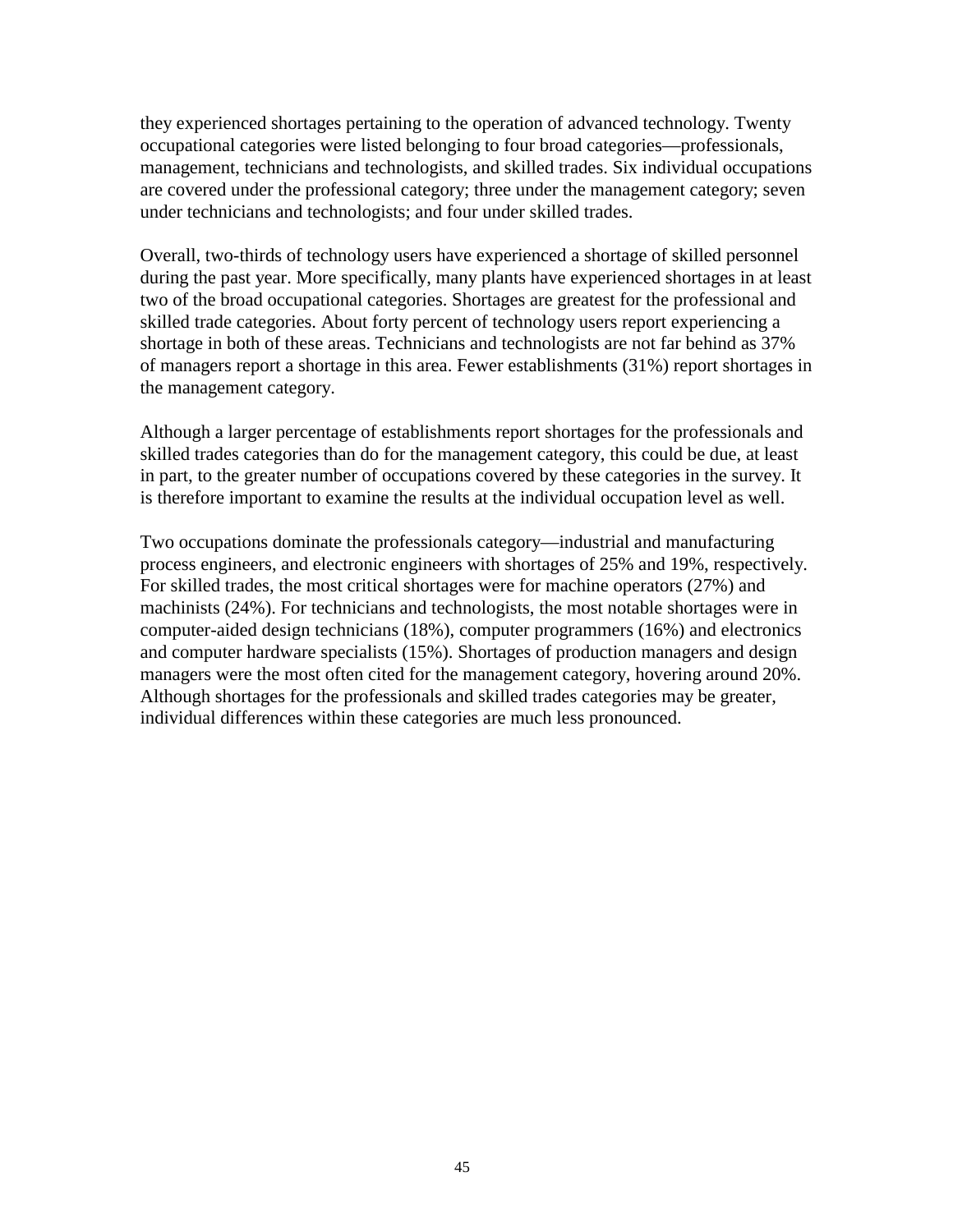they experienced shortages pertaining to the operation of advanced technology. Twenty occupational categories were listed belonging to four broad categories—professionals, management, technicians and technologists, and skilled trades. Six individual occupations are covered under the professional category; three under the management category; seven under technicians and technologists; and four under skilled trades.

Overall, two-thirds of technology users have experienced a shortage of skilled personnel during the past year. More specifically, many plants have experienced shortages in at least two of the broad occupational categories. Shortages are greatest for the professional and skilled trade categories. About forty percent of technology users report experiencing a shortage in both of these areas. Technicians and technologists are not far behind as 37% of managers report a shortage in this area. Fewer establishments (31%) report shortages in the management category.

Although a larger percentage of establishments report shortages for the professionals and skilled trades categories than do for the management category, this could be due, at least in part, to the greater number of occupations covered by these categories in the survey. It is therefore important to examine the results at the individual occupation level as well.

Two occupations dominate the professionals category—industrial and manufacturing process engineers, and electronic engineers with shortages of 25% and 19%, respectively. For skilled trades, the most critical shortages were for machine operators (27%) and machinists (24%). For technicians and technologists, the most notable shortages were in computer-aided design technicians (18%), computer programmers (16%) and electronics and computer hardware specialists (15%). Shortages of production managers and design managers were the most often cited for the management category, hovering around 20%. Although shortages for the professionals and skilled trades categories may be greater, individual differences within these categories are much less pronounced.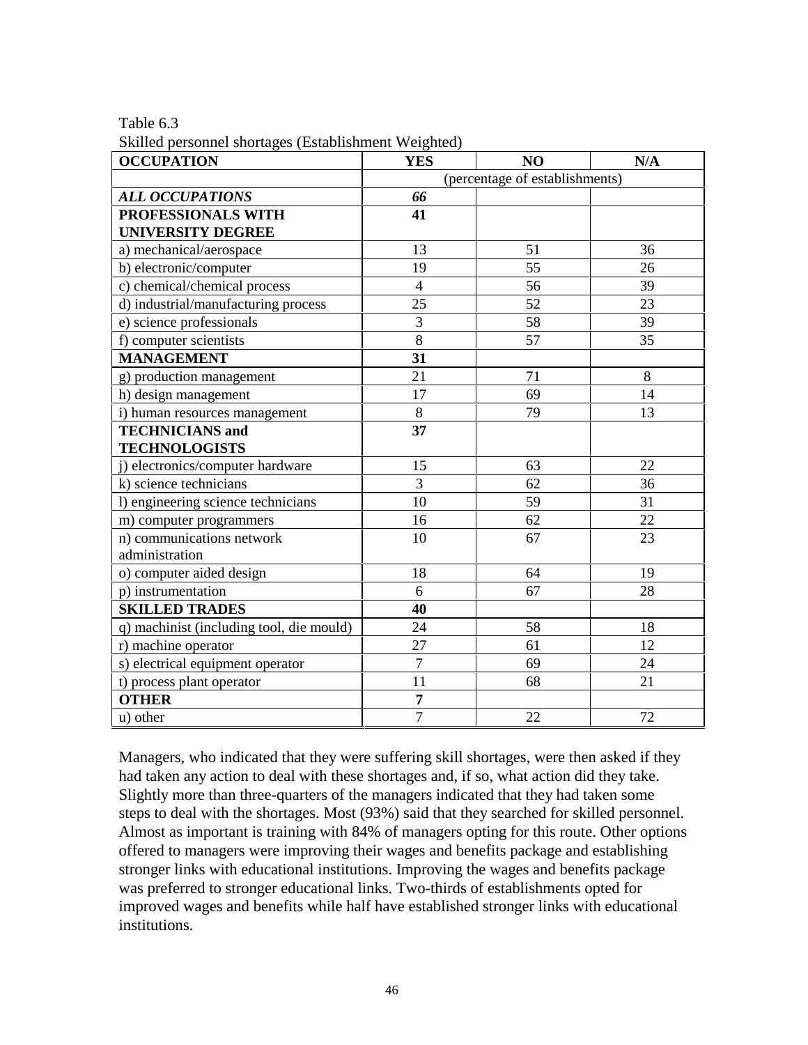Table 6.3
Skilled personnel shortages (Establishment Weighted)

| OCCUPATION | YES | NO | N/A |
|---|---|---|---|
| | (percentage of establishments) | | |
| ***ALL OCCUPATIONS*** | ***66*** | | |
| **PROFESSIONALS WITH UNIVERSITY DEGREE** | **41** | | |
| a) mechanical/aerospace | 13 | 51 | 36 |
| b) electronic/computer | 19 | 55 | 26 |
| c) chemical/chemical process | 4 | 56 | 39 |
| d) industrial/manufacturing process | 25 | 52 | 23 |
| e) science professionals | 3 | 58 | 39 |
| f) computer scientists | 8 | 57 | 35 |
| **MANAGEMENT** | **31** | | |
| g) production management | 21 | 71 | 8 |
| h) design management | 17 | 69 | 14 |
| i) human resources management | 8 | 79 | 13 |
| **TECHNICIANS and TECHNOLOGISTS** | **37** | | |
| j) electronics/computer hardware | 15 | 63 | 22 |
| k) science technicians | 3 | 62 | 36 |
| l) engineering science technicians | 10 | 59 | 31 |
| m) computer programmers | 16 | 62 | 22 |
| n) communications network administration | 10 | 67 | 23 |
| o) computer aided design | 18 | 64 | 19 |
| p) instrumentation | 6 | 67 | 28 |
| **SKILLED TRADES** | **40** | | |
| q) machinist (including tool, die mould) | 24 | 58 | 18 |
| r) machine operator | 27 | 61 | 12 |
| s) electrical equipment operator | 7 | 69 | 24 |
| t) process plant operator | 11 | 68 | 21 |
| **OTHER** | **7** | | |
| u) other | 7 | 22 | 72 |

Managers, who indicated that they were suffering skill shortages, were then asked if they had taken any action to deal with these shortages and, if so, what action did they take. Slightly more than three-quarters of the managers indicated that they had taken some steps to deal with the shortages. Most (93%) said that they searched for skilled personnel. Almost as important is training with 84% of managers opting for this route. Other options offered to managers were improving their wages and benefits package and establishing stronger links with educational institutions. Improving the wages and benefits package was preferred to stronger educational links. Two-thirds of establishments opted for improved wages and benefits while half have established stronger links with educational institutions.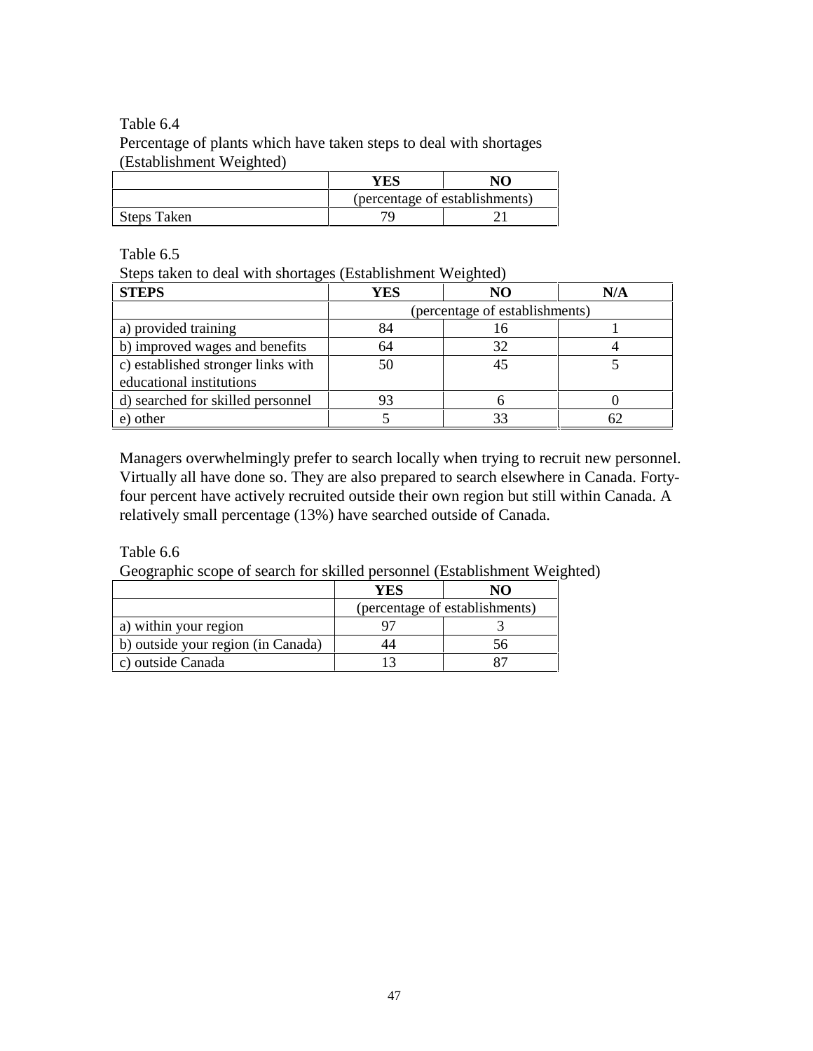Table 6.4

Percentage of plants which have taken steps to deal with shortages (Establishment Weighted)

| | YES | NO |
|---|---|---|
| | (percentage of establishments) | |
| Steps Taken | 79 | 21 |

Table 6.5

Steps taken to deal with shortages (Establishment Weighted)

| STEPS | YES | NO | N/A |
|---|---|---|---|
| | (percentage of establishments) | | |
| a) provided training | 84 | 16 | 1 |
| b) improved wages and benefits | 64 | 32 | 4 |
| c) established stronger links with educational institutions | 50 | 45 | 5 |
| d) searched for skilled personnel | 93 | 6 | 0 |
| e) other | 5 | 33 | 62 |

Managers overwhelmingly prefer to search locally when trying to recruit new personnel. Virtually all have done so. They are also prepared to search elsewhere in Canada. Forty-four percent have actively recruited outside their own region but still within Canada. A relatively small percentage (13%) have searched outside of Canada.

Table 6.6

Geographic scope of search for skilled personnel (Establishment Weighted)

| | YES | NO |
|---|---|---|
| | (percentage of establishments) | |
| a) within your region | 97 | 3 |
| b) outside your region (in Canada) | 44 | 56 |
| c) outside Canada | 13 | 87 |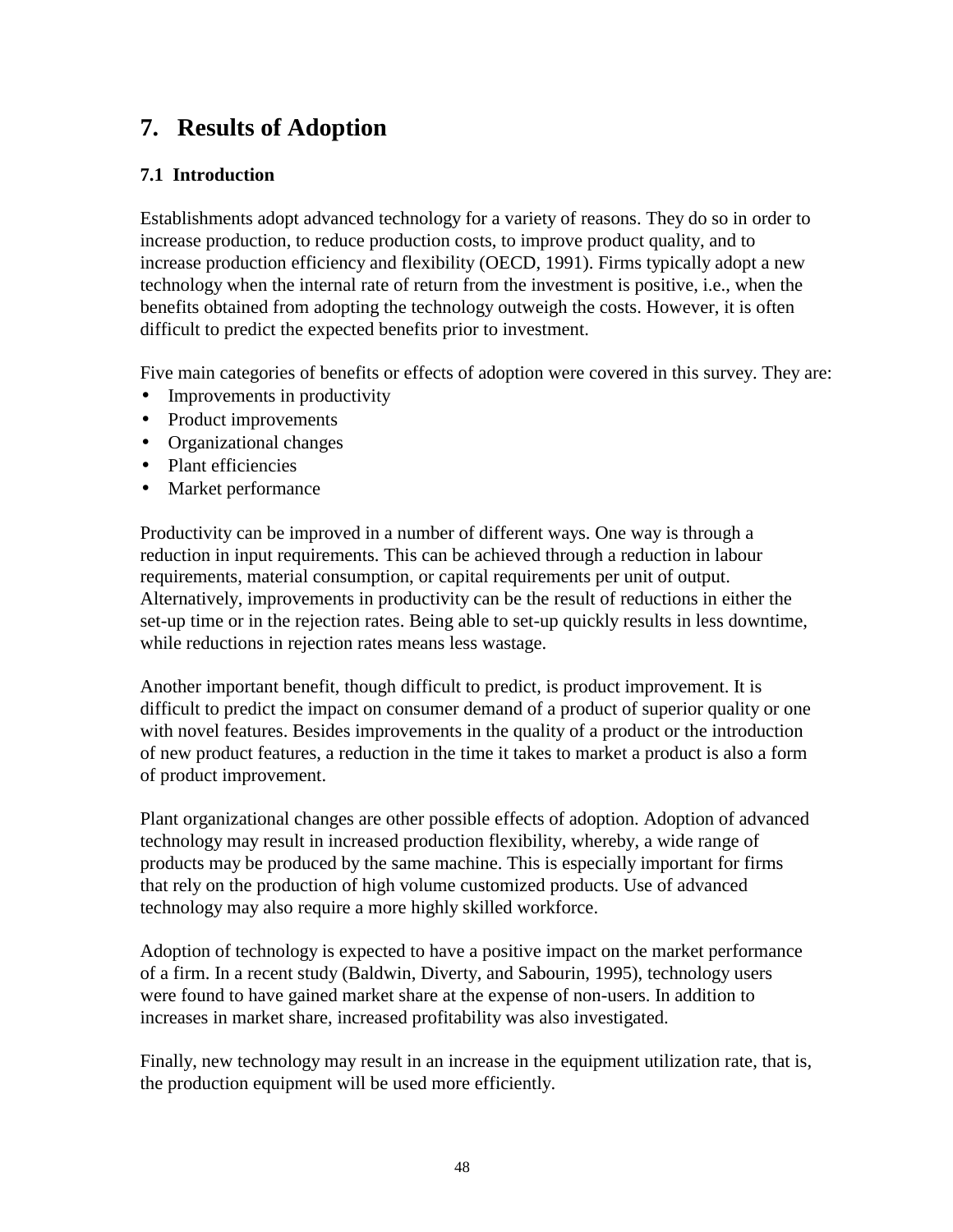# 7. Results of Adoption

## 7.1 Introduction

Establishments adopt advanced technology for a variety of reasons. They do so in order to increase production, to reduce production costs, to improve product quality, and to increase production efficiency and flexibility (OECD, 1991). Firms typically adopt a new technology when the internal rate of return from the investment is positive, i.e., when the benefits obtained from adopting the technology outweigh the costs. However, it is often difficult to predict the expected benefits prior to investment.

Five main categories of benefits or effects of adoption were covered in this survey. They are:

- Improvements in productivity
- Product improvements
- Organizational changes
- Plant efficiencies
- Market performance

Productivity can be improved in a number of different ways. One way is through a reduction in input requirements. This can be achieved through a reduction in labour requirements, material consumption, or capital requirements per unit of output. Alternatively, improvements in productivity can be the result of reductions in either the set-up time or in the rejection rates. Being able to set-up quickly results in less downtime, while reductions in rejection rates means less wastage.

Another important benefit, though difficult to predict, is product improvement. It is difficult to predict the impact on consumer demand of a product of superior quality or one with novel features. Besides improvements in the quality of a product or the introduction of new product features, a reduction in the time it takes to market a product is also a form of product improvement.

Plant organizational changes are other possible effects of adoption. Adoption of advanced technology may result in increased production flexibility, whereby, a wide range of products may be produced by the same machine. This is especially important for firms that rely on the production of high volume customized products. Use of advanced technology may also require a more highly skilled workforce.

Adoption of technology is expected to have a positive impact on the market performance of a firm. In a recent study (Baldwin, Diverty, and Sabourin, 1995), technology users were found to have gained market share at the expense of non-users. In addition to increases in market share, increased profitability was also investigated.

Finally, new technology may result in an increase in the equipment utilization rate, that is, the production equipment will be used more efficiently.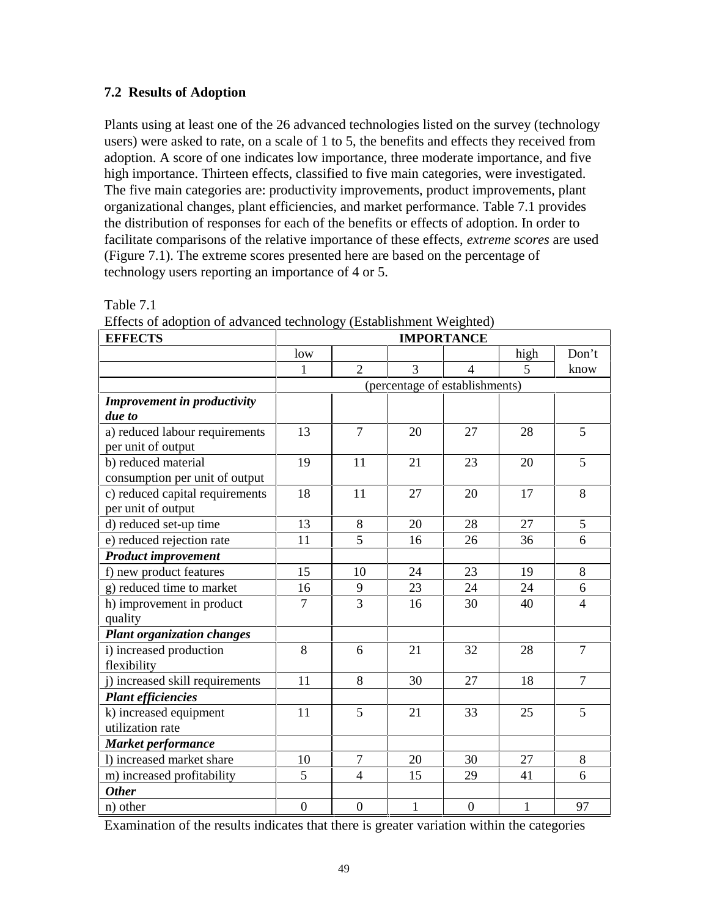## 7.2 Results of Adoption

Plants using at least one of the 26 advanced technologies listed on the survey (technology users) were asked to rate, on a scale of 1 to 5, the benefits and effects they received from adoption. A score of one indicates low importance, three moderate importance, and five high importance. Thirteen effects, classified to five main categories, were investigated. The five main categories are: productivity improvements, product improvements, plant organizational changes, plant efficiencies, and market performance. Table 7.1 provides the distribution of responses for each of the benefits or effects of adoption. In order to facilitate comparisons of the relative importance of these effects, *extreme scores* are used (Figure 7.1). The extreme scores presented here are based on the percentage of technology users reporting an importance of 4 or 5.

Table 7.1
Effects of adoption of advanced technology (Establishment Weighted)

| **EFFECTS** | **IMPORTANCE** | | | | | |
|---|---|---|---|---|---|---|
| | low | | | | high | Don't |
| | 1 | 2 | 3 | 4 | 5 | know |
| | (percentage of establishments) | | | | | |
| ***Improvement in productivity due to*** | | | | | | |
| a) reduced labour requirements per unit of output | 13 | 7 | 20 | 27 | 28 | 5 |
| b) reduced material consumption per unit of output | 19 | 11 | 21 | 23 | 20 | 5 |
| c) reduced capital requirements per unit of output | 18 | 11 | 27 | 20 | 17 | 8 |
| d) reduced set-up time | 13 | 8 | 20 | 28 | 27 | 5 |
| e) reduced rejection rate | 11 | 5 | 16 | 26 | 36 | 6 |
| ***Product improvement*** | | | | | | |
| f) new product features | 15 | 10 | 24 | 23 | 19 | 8 |
| g) reduced time to market | 16 | 9 | 23 | 24 | 24 | 6 |
| h) improvement in product quality | 7 | 3 | 16 | 30 | 40 | 4 |
| ***Plant organization changes*** | | | | | | |
| i) increased production flexibility | 8 | 6 | 21 | 32 | 28 | 7 |
| j) increased skill requirements | 11 | 8 | 30 | 27 | 18 | 7 |
| ***Plant efficiencies*** | | | | | | |
| k) increased equipment utilization rate | 11 | 5 | 21 | 33 | 25 | 5 |
| ***Market performance*** | | | | | | |
| l) increased market share | 10 | 7 | 20 | 30 | 27 | 8 |
| m) increased profitability | 5 | 4 | 15 | 29 | 41 | 6 |
| ***Other*** | | | | | | |
| n) other | 0 | 0 | 1 | 0 | 1 | 97 |

Examination of the results indicates that there is greater variation within the categories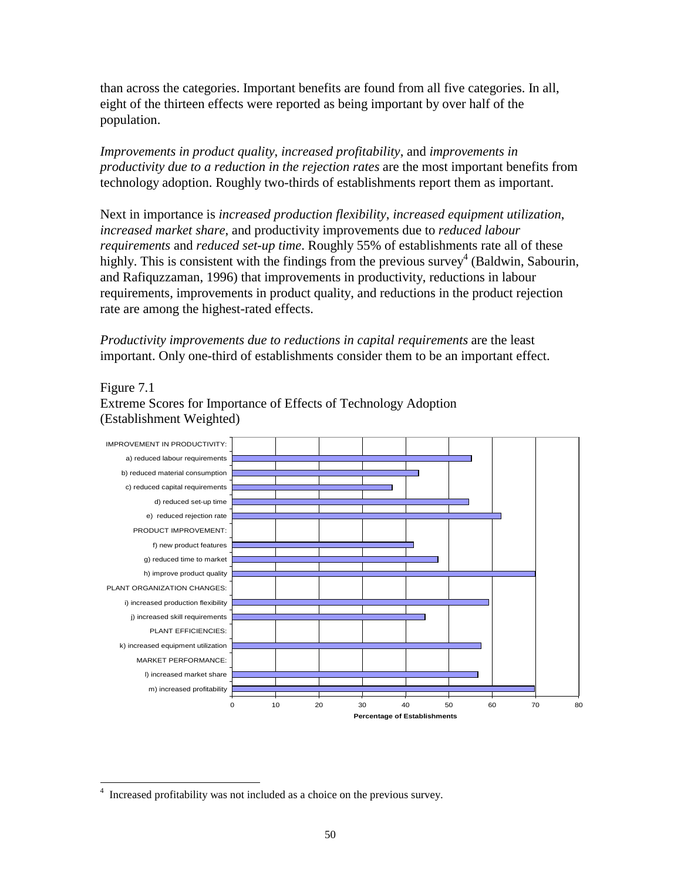than across the categories. Important benefits are found from all five categories. In all, eight of the thirteen effects were reported as being important by over half of the population.

*Improvements in product quality*, *increased profitability*, and *improvements in productivity due to a reduction in the rejection rates* are the most important benefits from technology adoption. Roughly two-thirds of establishments report them as important.

Next in importance is *increased production flexibility*, *increased equipment utilization*, *increased market share*, and productivity improvements due to *reduced labour requirements* and *reduced set-up time*. Roughly 55% of establishments rate all of these highly. This is consistent with the findings from the previous survey[4] (Baldwin, Sabourin, and Rafiquzzaman, 1996) that improvements in productivity, reductions in labour requirements, improvements in product quality, and reductions in the product rejection rate are among the highest-rated effects.

*Productivity improvements due to reductions in capital requirements* are the least important. Only one-third of establishments consider them to be an important effect.

Figure 7.1
Extreme Scores for Importance of Effects of Technology Adoption
(Establishment Weighted)

IMPROVEMENT IN PRODUCTIVITY:
a) reduced labour requirements
b) reduced material consumption
c) reduced capital requirements
d) reduced set-up time
e) reduced rejection rate
PRODUCT IMPROVEMENT:
f) new product features
g) reduced time to market
h) improve product quality
PLANT ORGANIZATION CHANGES:
i) increased production flexibility
j) increased skill requirements
PLANT EFFICIENCIES:
k) increased equipment utilization
MARKET PERFORMANCE:
l) increased market share
m) increased profitability

0 10 20 30 40 50 60 70 80
Percentage of Establishments

[4] Increased profitability was not included as a choice on the previous survey.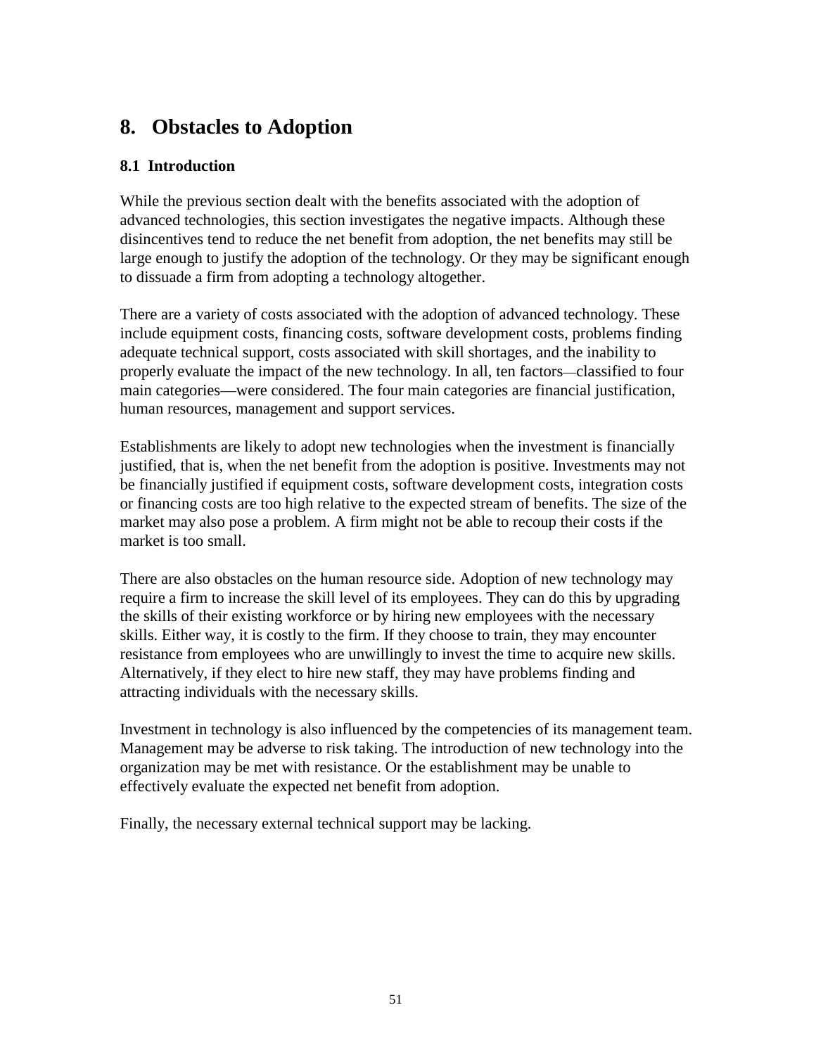# 8. Obstacles to Adoption

## 8.1 Introduction

While the previous section dealt with the benefits associated with the adoption of advanced technologies, this section investigates the negative impacts. Although these disincentives tend to reduce the net benefit from adoption, the net benefits may still be large enough to justify the adoption of the technology. Or they may be significant enough to dissuade a firm from adopting a technology altogether.

There are a variety of costs associated with the adoption of advanced technology. These include equipment costs, financing costs, software development costs, problems finding adequate technical support, costs associated with skill shortages, and the inability to properly evaluate the impact of the new technology. In all, ten factors—classified to four main categories—were considered. The four main categories are financial justification, human resources, management and support services.

Establishments are likely to adopt new technologies when the investment is financially justified, that is, when the net benefit from the adoption is positive. Investments may not be financially justified if equipment costs, software development costs, integration costs or financing costs are too high relative to the expected stream of benefits. The size of the market may also pose a problem. A firm might not be able to recoup their costs if the market is too small.

There are also obstacles on the human resource side. Adoption of new technology may require a firm to increase the skill level of its employees. They can do this by upgrading the skills of their existing workforce or by hiring new employees with the necessary skills. Either way, it is costly to the firm. If they choose to train, they may encounter resistance from employees who are unwillingly to invest the time to acquire new skills. Alternatively, if they elect to hire new staff, they may have problems finding and attracting individuals with the necessary skills.

Investment in technology is also influenced by the competencies of its management team. Management may be adverse to risk taking. The introduction of new technology into the organization may be met with resistance. Or the establishment may be unable to effectively evaluate the expected net benefit from adoption.

Finally, the necessary external technical support may be lacking.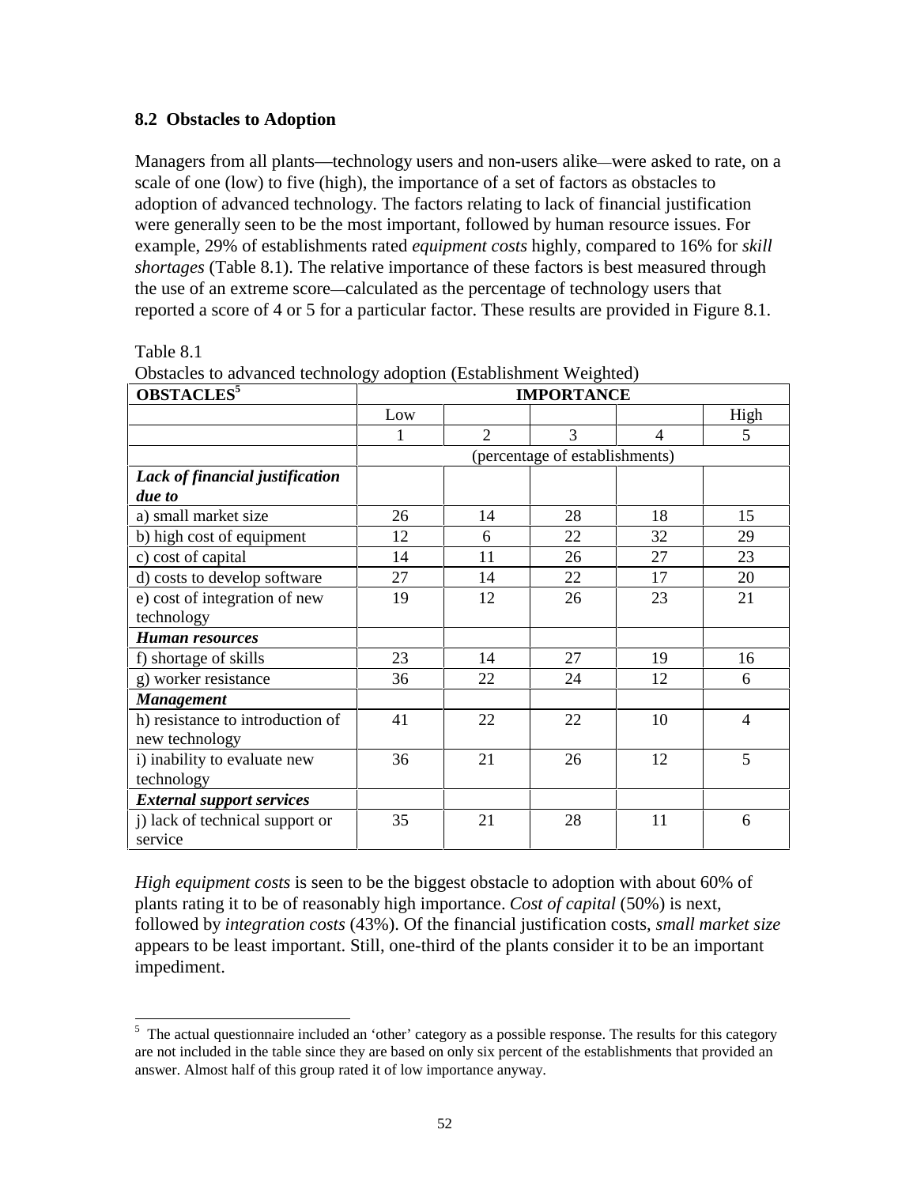### 8.2 Obstacles to Adoption

Managers from all plants—technology users and non-users alike—were asked to rate, on a scale of one (low) to five (high), the importance of a set of factors as obstacles to adoption of advanced technology. The factors relating to lack of financial justification were generally seen to be the most important, followed by human resource issues. For example, 29% of establishments rated *equipment costs* highly, compared to 16% for *skill shortages* (Table 8.1). The relative importance of these factors is best measured through the use of an extreme score—calculated as the percentage of technology users that reported a score of 4 or 5 for a particular factor. These results are provided in Figure 8.1.

Table 8.1
Obstacles to advanced technology adoption (Establishment Weighted)

| **OBSTACLES**[5] | **IMPORTANCE** | | | | |
|---|---|---|---|---|---|
| | Low | | | | High |
| | 1 | 2 | 3 | 4 | 5 |
| | (percentage of establishments) | | | | |
| ***Lack of financial justification due to*** | | | | | |
| a) small market size | 26 | 14 | 28 | 18 | 15 |
| b) high cost of equipment | 12 | 6 | 22 | 32 | 29 |
| c) cost of capital | 14 | 11 | 26 | 27 | 23 |
| d) costs to develop software | 27 | 14 | 22 | 17 | 20 |
| e) cost of integration of new technology | 19 | 12 | 26 | 23 | 21 |
| ***Human resources*** | | | | | |
| f) shortage of skills | 23 | 14 | 27 | 19 | 16 |
| g) worker resistance | 36 | 22 | 24 | 12 | 6 |
| ***Management*** | | | | | |
| h) resistance to introduction of new technology | 41 | 22 | 22 | 10 | 4 |
| i) inability to evaluate new technology | 36 | 21 | 26 | 12 | 5 |
| ***External support services*** | | | | | |
| j) lack of technical support or service | 35 | 21 | 28 | 11 | 6 |

*High equipment costs* is seen to be the biggest obstacle to adoption with about 60% of plants rating it to be of reasonably high importance. *Cost of capital* (50%) is next, followed by *integration costs* (43%). Of the financial justification costs, *small market size* appears to be least important. Still, one-third of the plants consider it to be an important impediment.

[5] The actual questionnaire included an 'other' category as a possible response. The results for this category are not included in the table since they are based on only six percent of the establishments that provided an answer. Almost half of this group rated it of low importance anyway.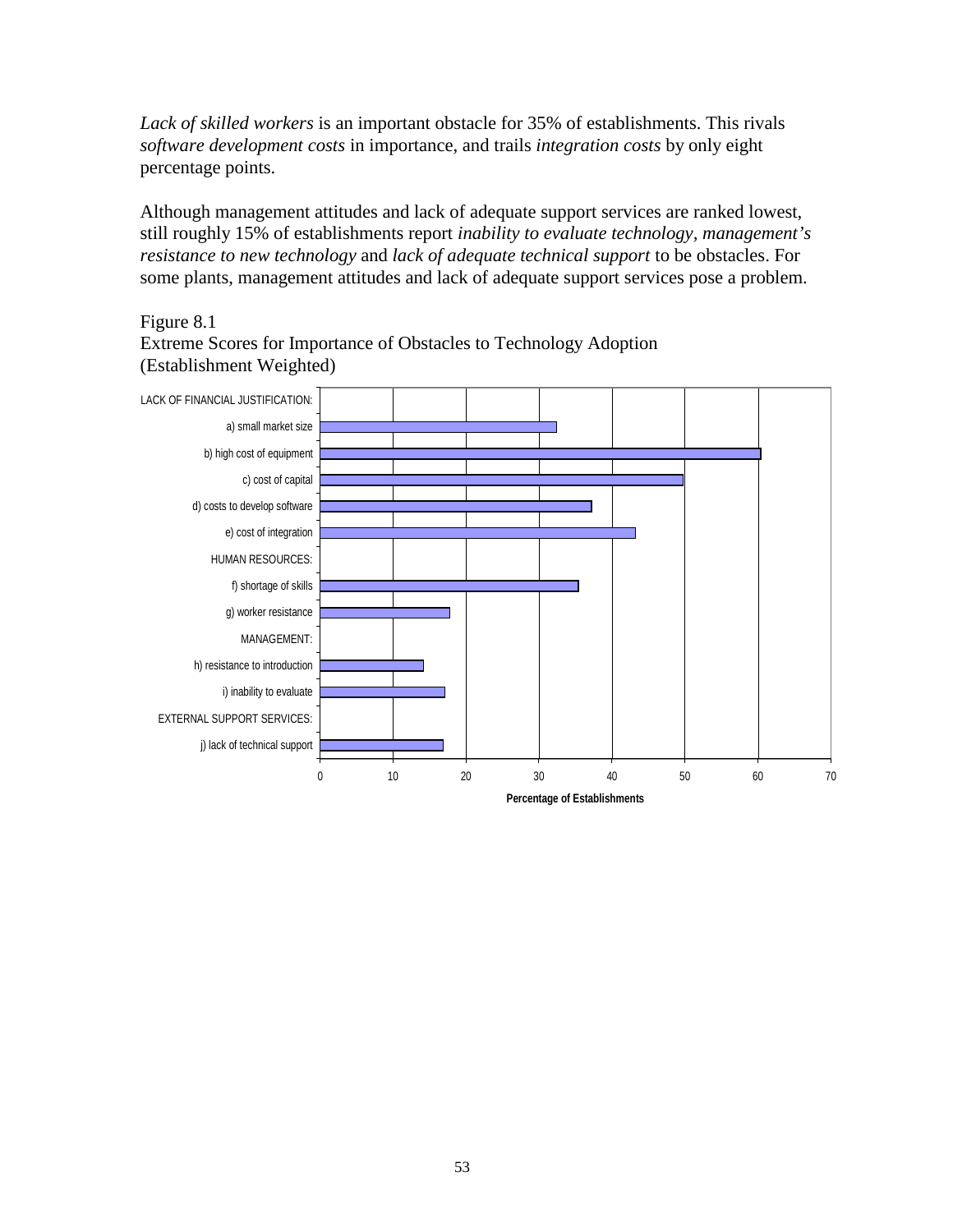*Lack of skilled workers* is an important obstacle for 35% of establishments. This rivals *software development costs* in importance, and trails *integration costs* by only eight percentage points.

Although management attitudes and lack of adequate support services are ranked lowest, still roughly 15% of establishments report *inability to evaluate technology, management's resistance to new technology* and *lack of adequate technical support* to be obstacles. For some plants, management attitudes and lack of adequate support services pose a problem.

Figure 8.1
Extreme Scores for Importance of Obstacles to Technology Adoption
(Establishment Weighted)

LACK OF FINANCIAL JUSTIFICATION:
a) small market size
b) high cost of equipment
c) cost of capital
d) costs to develop software
e) cost of integration
HUMAN RESOURCES:
f) shortage of skills
g) worker resistance
MANAGEMENT:
h) resistance to introduction
i) inability to evaluate
EXTERNAL SUPPORT SERVICES:
j) lack of technical support

0 10 20 30 40 50 60 70

Percentage of Establishments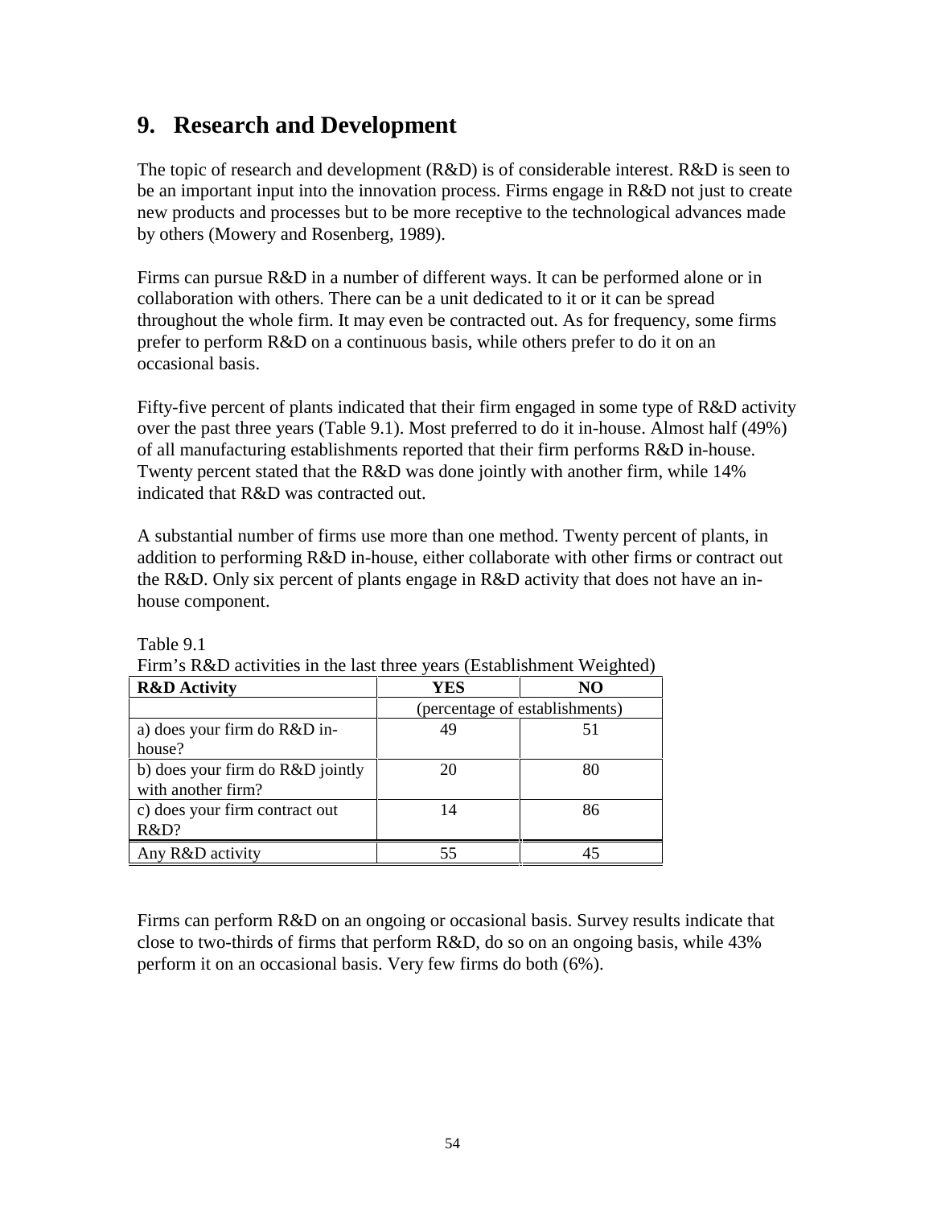# 9. Research and Development

The topic of research and development (R&D) is of considerable interest. R&D is seen to be an important input into the innovation process. Firms engage in R&D not just to create new products and processes but to be more receptive to the technological advances made by others (Mowery and Rosenberg, 1989).

Firms can pursue R&D in a number of different ways. It can be performed alone or in collaboration with others. There can be a unit dedicated to it or it can be spread throughout the whole firm. It may even be contracted out. As for frequency, some firms prefer to perform R&D on a continuous basis, while others prefer to do it on an occasional basis.

Fifty-five percent of plants indicated that their firm engaged in some type of R&D activity over the past three years (Table 9.1). Most preferred to do it in-house. Almost half (49%) of all manufacturing establishments reported that their firm performs R&D in-house. Twenty percent stated that the R&D was done jointly with another firm, while 14% indicated that R&D was contracted out.

A substantial number of firms use more than one method. Twenty percent of plants, in addition to performing R&D in-house, either collaborate with other firms or contract out the R&D. Only six percent of plants engage in R&D activity that does not have an in-house component.

Table 9.1
Firm's R&D activities in the last three years (Establishment Weighted)

| **R&D Activity** | **YES** | **NO** |
|---|---|---|
| | (percentage of establishments) | |
| a) does your firm do R&D in-house? | 49 | 51 |
| b) does your firm do R&D jointly with another firm? | 20 | 80 |
| c) does your firm contract out R&D? | 14 | 86 |
| Any R&D activity | 55 | 45 |

Firms can perform R&D on an ongoing or occasional basis. Survey results indicate that close to two-thirds of firms that perform R&D, do so on an ongoing basis, while 43% perform it on an occasional basis. Very few firms do both (6%).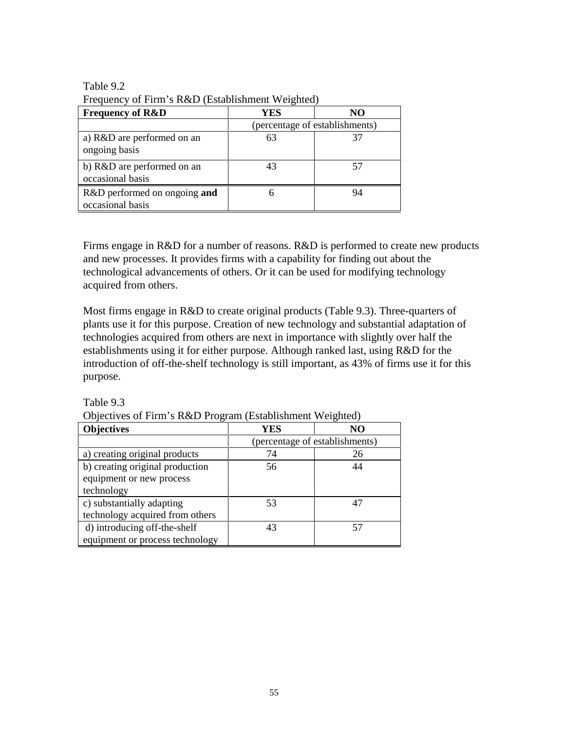Table 9.2
Frequency of Firm's R&D (Establishment Weighted)

| Frequency of R&D | YES | NO |
|---|---|---|
| | (percentage of establishments) | |
| a) R&D are performed on an ongoing basis | 63 | 37 |
| b) R&D are performed on an occasional basis | 43 | 57 |
| R&D performed on ongoing **and** occasional basis | 6 | 94 |

Firms engage in R&D for a number of reasons. R&D is performed to create new products and new processes. It provides firms with a capability for finding out about the technological advancements of others. Or it can be used for modifying technology acquired from others.

Most firms engage in R&D to create original products (Table 9.3). Three-quarters of plants use it for this purpose. Creation of new technology and substantial adaptation of technologies acquired from others are next in importance with slightly over half the establishments using it for either purpose. Although ranked last, using R&D for the introduction of off-the-shelf technology is still important, as 43% of firms use it for this purpose.

Table 9.3
Objectives of Firm's R&D Program (Establishment Weighted)

| Objectives | YES | NO |
|---|---|---|
| | (percentage of establishments) | |
| a) creating original products | 74 | 26 |
| b) creating original production equipment or new process technology | 56 | 44 |
| c) substantially adapting technology acquired from others | 53 | 47 |
| d) introducing off-the-shelf equipment or process technology | 43 | 57 |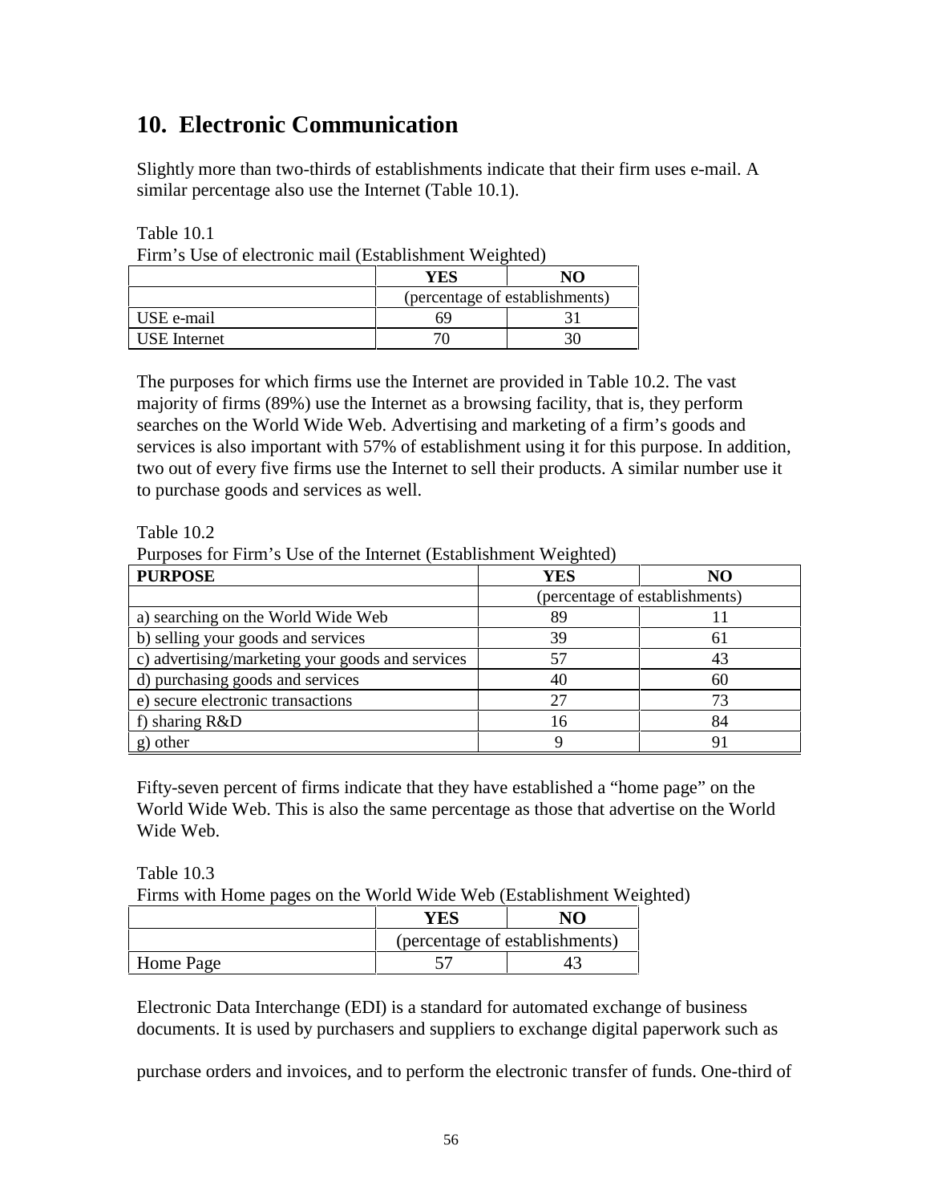## 10. Electronic Communication

Slightly more than two-thirds of establishments indicate that their firm uses e-mail. A similar percentage also use the Internet (Table 10.1).

Table 10.1
Firm's Use of electronic mail (Establishment Weighted)

| | YES | NO |
|---|---|---|
| | (percentage of establishments) | |
| USE e-mail | 69 | 31 |
| USE Internet | 70 | 30 |

The purposes for which firms use the Internet are provided in Table 10.2. The vast majority of firms (89%) use the Internet as a browsing facility, that is, they perform searches on the World Wide Web. Advertising and marketing of a firm's goods and services is also important with 57% of establishment using it for this purpose. In addition, two out of every five firms use the Internet to sell their products. A similar number use it to purchase goods and services as well.

Table 10.2
Purposes for Firm's Use of the Internet (Establishment Weighted)

| PURPOSE | YES | NO |
|---|---|---|
| | (percentage of establishments) | |
| a) searching on the World Wide Web | 89 | 11 |
| b) selling your goods and services | 39 | 61 |
| c) advertising/marketing your goods and services | 57 | 43 |
| d) purchasing goods and services | 40 | 60 |
| e) secure electronic transactions | 27 | 73 |
| f) sharing R&D | 16 | 84 |
| g) other | 9 | 91 |

Fifty-seven percent of firms indicate that they have established a "home page" on the World Wide Web. This is also the same percentage as those that advertise on the World Wide Web.

Table 10.3
Firms with Home pages on the World Wide Web (Establishment Weighted)

| | YES | NO |
|---|---|---|
| | (percentage of establishments) | |
| Home Page | 57 | 43 |

Electronic Data Interchange (EDI) is a standard for automated exchange of business documents. It is used by purchasers and suppliers to exchange digital paperwork such as

purchase orders and invoices, and to perform the electronic transfer of funds. One-third of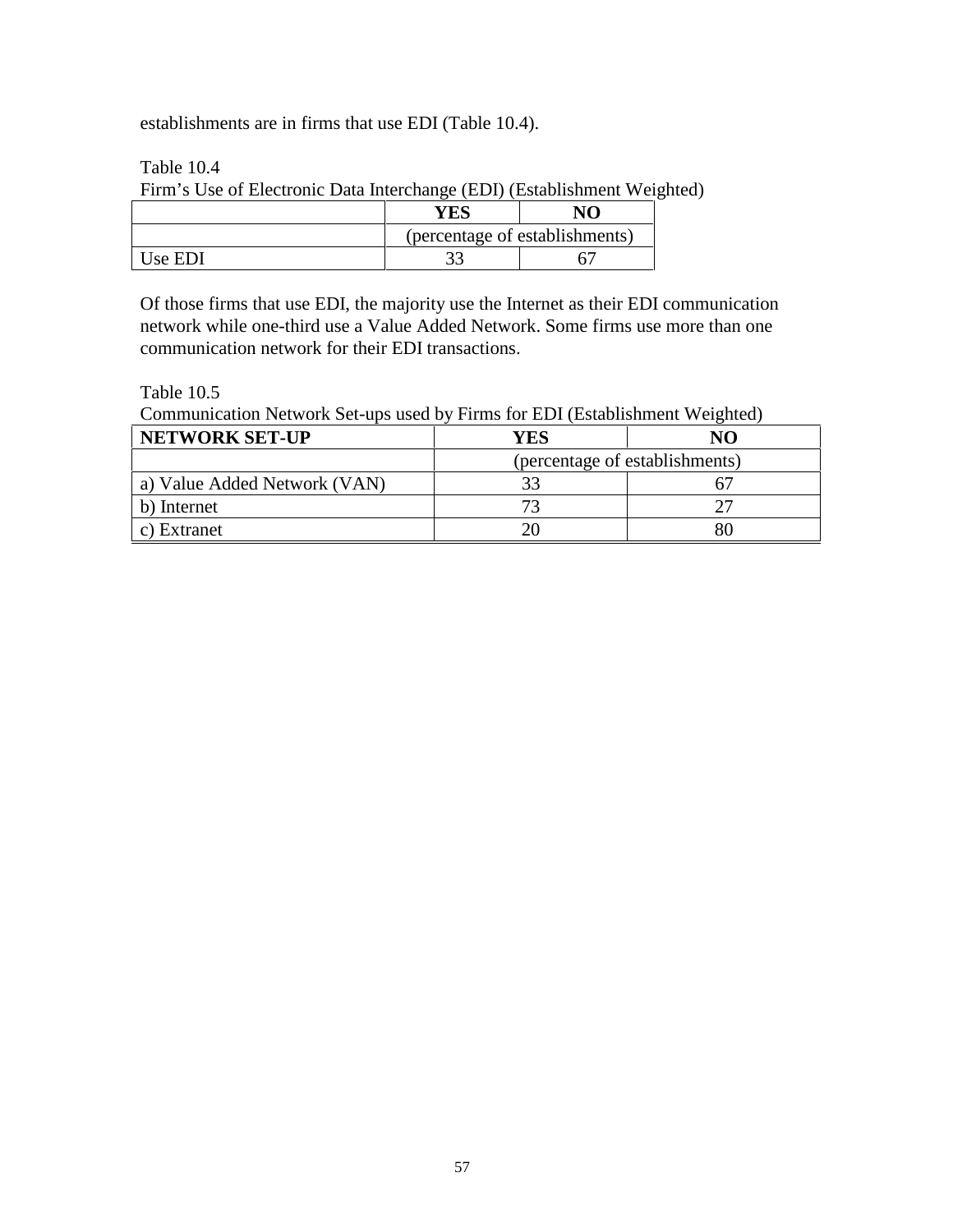establishments are in firms that use EDI (Table 10.4).

Table 10.4
Firm's Use of Electronic Data Interchange (EDI) (Establishment Weighted)

| | YES | NO |
|---|---|---|
| | (percentage of establishments) | |
| Use EDI | 33 | 67 |

Of those firms that use EDI, the majority use the Internet as their EDI communication network while one-third use a Value Added Network. Some firms use more than one communication network for their EDI transactions.

Table 10.5
Communication Network Set-ups used by Firms for EDI (Establishment Weighted)

| NETWORK SET-UP | YES | NO |
|---|---|---|
| | (percentage of establishments) | |
| a) Value Added Network (VAN) | 33 | 67 |
| b) Internet | 73 | 27 |
| c) Extranet | 20 | 80 |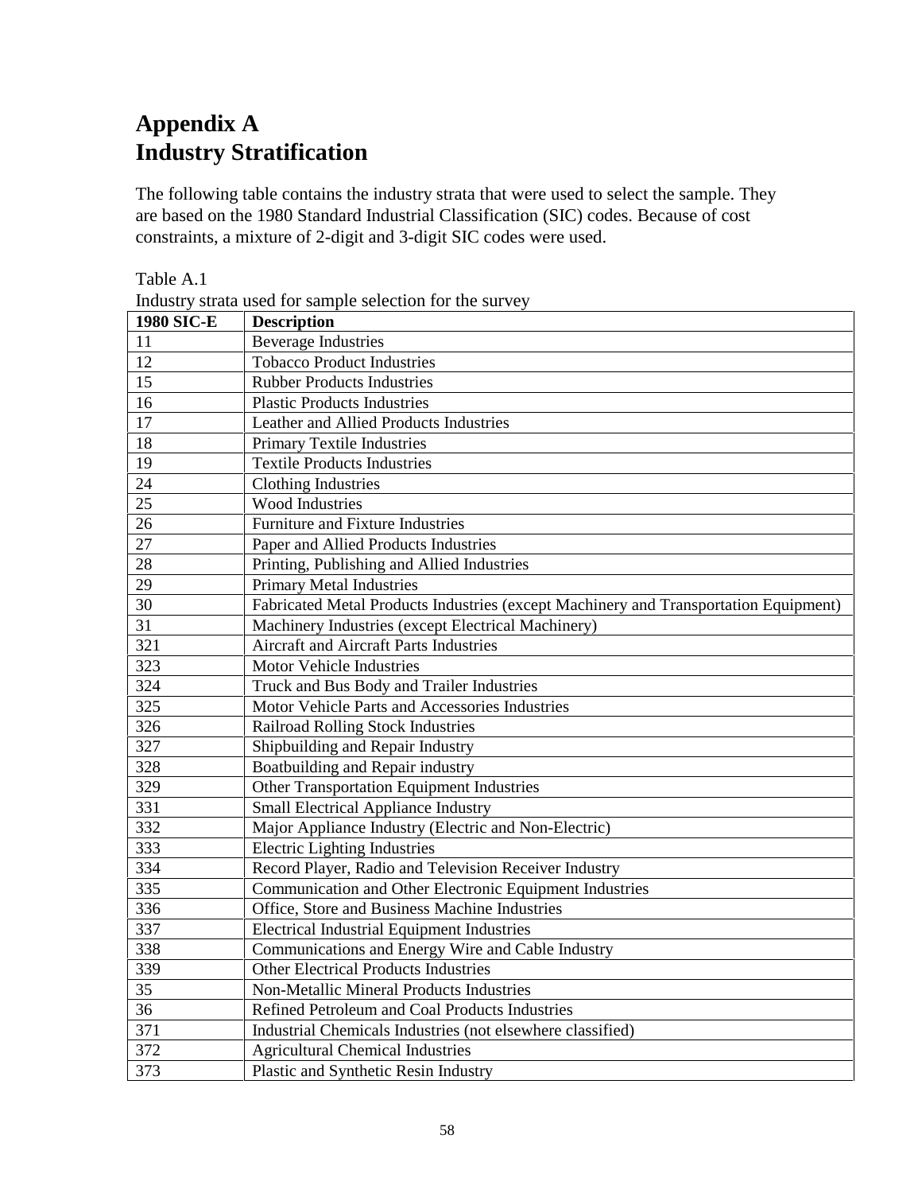# Appendix A
# Industry Stratification

The following table contains the industry strata that were used to select the sample. They are based on the 1980 Standard Industrial Classification (SIC) codes. Because of cost constraints, a mixture of 2-digit and 3-digit SIC codes were used.

Table A.1
Industry strata used for sample selection for the survey

| 1980 SIC-E | Description |
|---|---|
| 11 | Beverage Industries |
| 12 | Tobacco Product Industries |
| 15 | Rubber Products Industries |
| 16 | Plastic Products Industries |
| 17 | Leather and Allied Products Industries |
| 18 | Primary Textile Industries |
| 19 | Textile Products Industries |
| 24 | Clothing Industries |
| 25 | Wood Industries |
| 26 | Furniture and Fixture Industries |
| 27 | Paper and Allied Products Industries |
| 28 | Printing, Publishing and Allied Industries |
| 29 | Primary Metal Industries |
| 30 | Fabricated Metal Products Industries (except Machinery and Transportation Equipment) |
| 31 | Machinery Industries (except Electrical Machinery) |
| 321 | Aircraft and Aircraft Parts Industries |
| 323 | Motor Vehicle Industries |
| 324 | Truck and Bus Body and Trailer Industries |
| 325 | Motor Vehicle Parts and Accessories Industries |
| 326 | Railroad Rolling Stock Industries |
| 327 | Shipbuilding and Repair Industry |
| 328 | Boatbuilding and Repair industry |
| 329 | Other Transportation Equipment Industries |
| 331 | Small Electrical Appliance Industry |
| 332 | Major Appliance Industry (Electric and Non-Electric) |
| 333 | Electric Lighting Industries |
| 334 | Record Player, Radio and Television Receiver Industry |
| 335 | Communication and Other Electronic Equipment Industries |
| 336 | Office, Store and Business Machine Industries |
| 337 | Electrical Industrial Equipment Industries |
| 338 | Communications and Energy Wire and Cable Industry |
| 339 | Other Electrical Products Industries |
| 35 | Non-Metallic Mineral Products Industries |
| 36 | Refined Petroleum and Coal Products Industries |
| 371 | Industrial Chemicals Industries (not elsewhere classified) |
| 372 | Agricultural Chemical Industries |
| 373 | Plastic and Synthetic Resin Industry |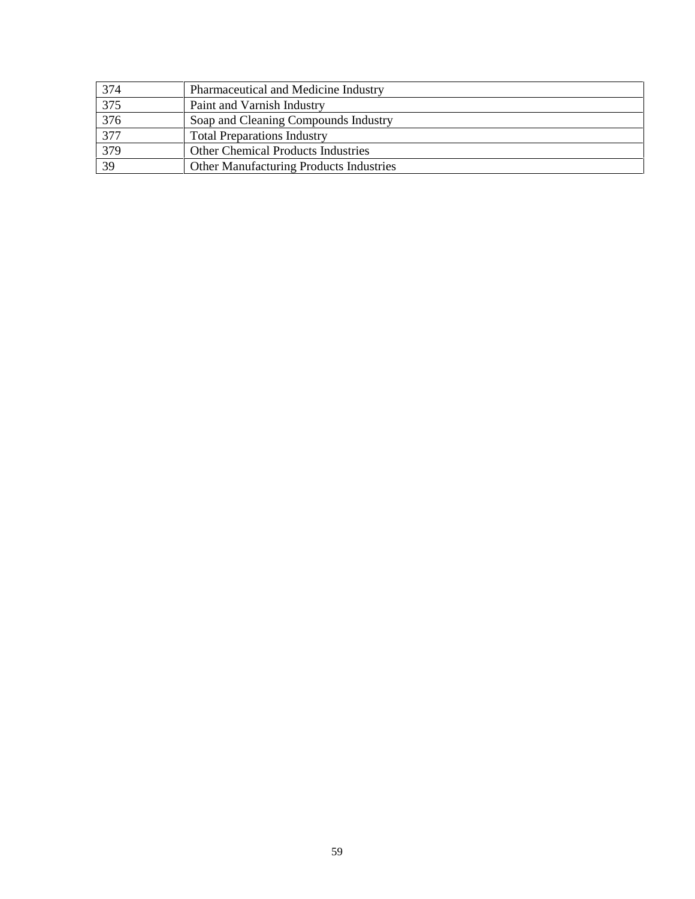| 374 | Pharmaceutical and Medicine Industry |
|---|---|
| 375 | Paint and Varnish Industry |
| 376 | Soap and Cleaning Compounds Industry |
| 377 | Total Preparations Industry |
| 379 | Other Chemical Products Industries |
| 39 | Other Manufacturing Products Industries |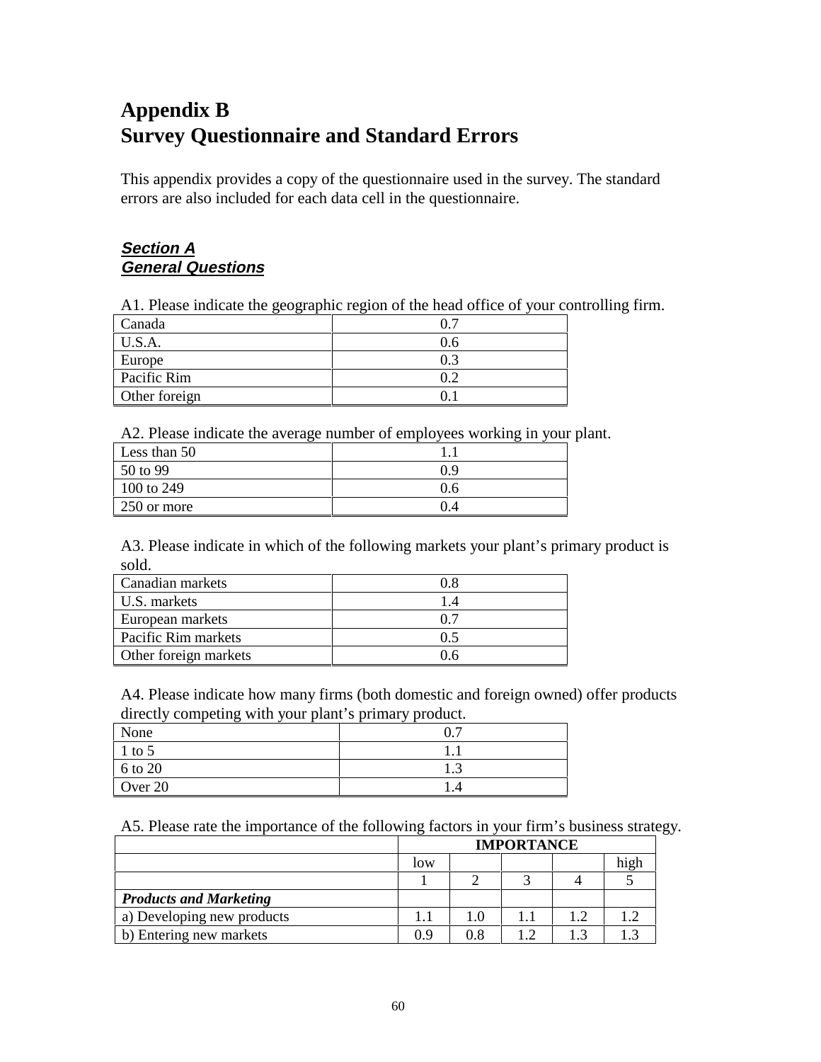# Appendix B
# Survey Questionnaire and Standard Errors

This appendix provides a copy of the questionnaire used in the survey. The standard errors are also included for each data cell in the questionnaire.

***Section A***
***General Questions***

A1. Please indicate the geographic region of the head office of your controlling firm.

| | |
|---|---|
| Canada | 0.7 |
| U.S.A. | 0.6 |
| Europe | 0.3 |
| Pacific Rim | 0.2 |
| Other foreign | 0.1 |

A2. Please indicate the average number of employees working in your plant.

| | |
|---|---|
| Less than 50 | 1.1 |
| 50 to 99 | 0.9 |
| 100 to 249 | 0.6 |
| 250 or more | 0.4 |

A3. Please indicate in which of the following markets your plant's primary product is sold.

| | |
|---|---|
| Canadian markets | 0.8 |
| U.S. markets | 1.4 |
| European markets | 0.7 |
| Pacific Rim markets | 0.5 |
| Other foreign markets | 0.6 |

A4. Please indicate how many firms (both domestic and foreign owned) offer products directly competing with your plant's primary product.

| | |
|---|---|
| None | 0.7 |
| 1 to 5 | 1.1 |
| 6 to 20 | 1.3 |
| Over 20 | 1.4 |

A5. Please rate the importance of the following factors in your firm's business strategy.

| | IMPORTANCE | | | | |
|---|---|---|---|---|---|
| | low | | | | high |
| | 1 | 2 | 3 | 4 | 5 |
| ***Products and Marketing*** | | | | | |
| a) Developing new products | 1.1 | 1.0 | 1.1 | 1.2 | 1.2 |
| b) Entering new markets | 0.9 | 0.8 | 1.2 | 1.3 | 1.3 |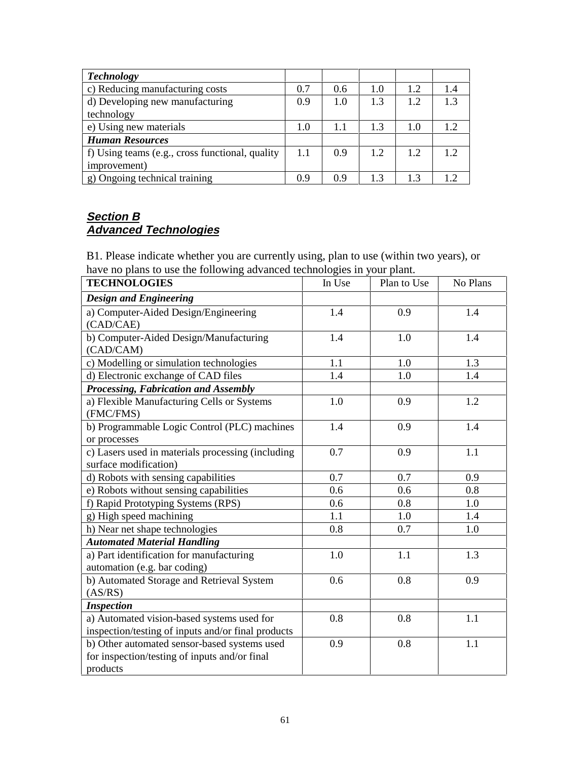| *Technology* | | | | | |
|---|---|---|---|---|---|
| c) Reducing manufacturing costs | 0.7 | 0.6 | 1.0 | 1.2 | 1.4 |
| d) Developing new manufacturing technology | 0.9 | 1.0 | 1.3 | 1.2 | 1.3 |
| e) Using new materials | 1.0 | 1.1 | 1.3 | 1.0 | 1.2 |
| ***Human Resources*** | | | | | |
| f) Using teams (e.g., cross functional, quality improvement) | 1.1 | 0.9 | 1.2 | 1.2 | 1.2 |
| g) Ongoing technical training | 0.9 | 0.9 | 1.3 | 1.3 | 1.2 |

## ***Section B***
## ***Advanced Technologies***

B1. Please indicate whether you are currently using, plan to use (within two years), or have no plans to use the following advanced technologies in your plant.

| **TECHNOLOGIES** | In Use | Plan to Use | No Plans |
|---|---|---|---|
| ***Design and Engineering*** | | | |
| a) Computer-Aided Design/Engineering (CAD/CAE) | 1.4 | 0.9 | 1.4 |
| b) Computer-Aided Design/Manufacturing (CAD/CAM) | 1.4 | 1.0 | 1.4 |
| c) Modelling or simulation technologies | 1.1 | 1.0 | 1.3 |
| d) Electronic exchange of CAD files | 1.4 | 1.0 | 1.4 |
| ***Processing, Fabrication and Assembly*** | | | |
| a) Flexible Manufacturing Cells or Systems (FMC/FMS) | 1.0 | 0.9 | 1.2 |
| b) Programmable Logic Control (PLC) machines or processes | 1.4 | 0.9 | 1.4 |
| c) Lasers used in materials processing (including surface modification) | 0.7 | 0.9 | 1.1 |
| d) Robots with sensing capabilities | 0.7 | 0.7 | 0.9 |
| e) Robots without sensing capabilities | 0.6 | 0.6 | 0.8 |
| f) Rapid Prototyping Systems (RPS) | 0.6 | 0.8 | 1.0 |
| g) High speed machining | 1.1 | 1.0 | 1.4 |
| h) Near net shape technologies | 0.8 | 0.7 | 1.0 |
| ***Automated Material Handling*** | | | |
| a) Part identification for manufacturing automation (e.g. bar coding) | 1.0 | 1.1 | 1.3 |
| b) Automated Storage and Retrieval System (AS/RS) | 0.6 | 0.8 | 0.9 |
| ***Inspection*** | | | |
| a) Automated vision-based systems used for inspection/testing of inputs and/or final products | 0.8 | 0.8 | 1.1 |
| b) Other automated sensor-based systems used for inspection/testing of inputs and/or final products | 0.9 | 0.8 | 1.1 |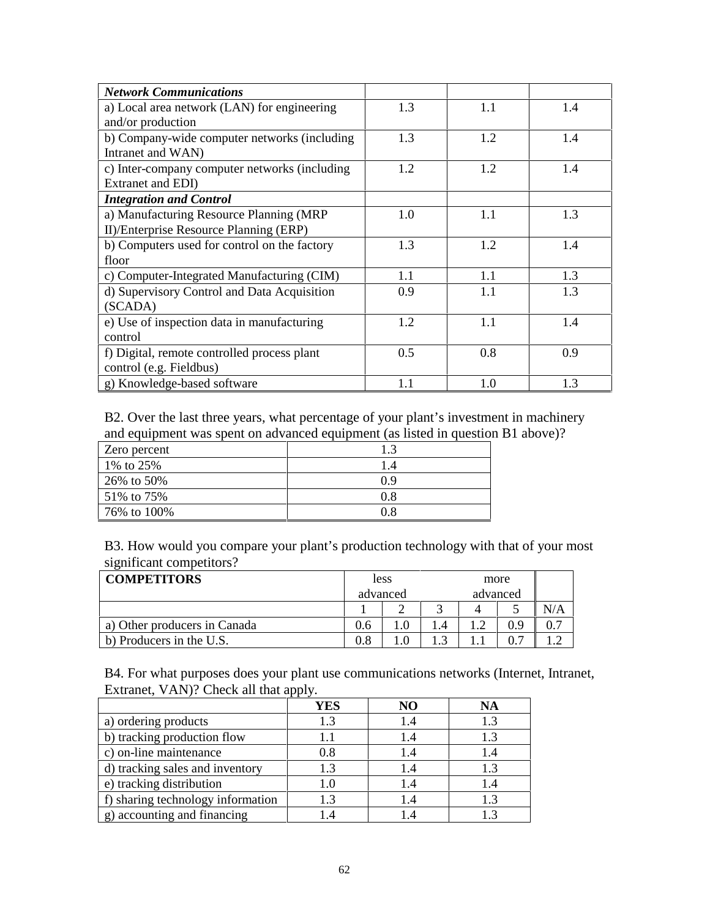| | | | |
|---|---|---|---|
| ***Network Communications*** | | | |
| a) Local area network (LAN) for engineering and/or production | 1.3 | 1.1 | 1.4 |
| b) Company-wide computer networks (including Intranet and WAN) | 1.3 | 1.2 | 1.4 |
| c) Inter-company computer networks (including Extranet and EDI) | 1.2 | 1.2 | 1.4 |
| ***Integration and Control*** | | | |
| a) Manufacturing Resource Planning (MRP II)/Enterprise Resource Planning (ERP) | 1.0 | 1.1 | 1.3 |
| b) Computers used for control on the factory floor | 1.3 | 1.2 | 1.4 |
| c) Computer-Integrated Manufacturing (CIM) | 1.1 | 1.1 | 1.3 |
| d) Supervisory Control and Data Acquisition (SCADA) | 0.9 | 1.1 | 1.3 |
| e) Use of inspection data in manufacturing control | 1.2 | 1.1 | 1.4 |
| f) Digital, remote controlled process plant control (e.g. Fieldbus) | 0.5 | 0.8 | 0.9 |
| g) Knowledge-based software | 1.1 | 1.0 | 1.3 |

B2. Over the last three years, what percentage of your plant's investment in machinery and equipment was spent on advanced equipment (as listed in question B1 above)?

| | |
|---|---|
| Zero percent | 1.3 |
| 1% to 25% | 1.4 |
| 26% to 50% | 0.9 |
| 51% to 75% | 0.8 |
| 76% to 100% | 0.8 |

B3. How would you compare your plant's production technology with that of your most significant competitors?

| **COMPETITORS** | less advanced | | | more advanced | | |
|---|---|---|---|---|---|---|
| | 1 | 2 | 3 | 4 | 5 | N/A |
| a) Other producers in Canada | 0.6 | 1.0 | 1.4 | 1.2 | 0.9 | 0.7 |
| b) Producers in the U.S. | 0.8 | 1.0 | 1.3 | 1.1 | 0.7 | 1.2 |

B4. For what purposes does your plant use communications networks (Internet, Intranet, Extranet, VAN)? Check all that apply.

| | **YES** | **NO** | **NA** |
|---|---|---|---|
| a) ordering products | 1.3 | 1.4 | 1.3 |
| b) tracking production flow | 1.1 | 1.4 | 1.3 |
| c) on-line maintenance | 0.8 | 1.4 | 1.4 |
| d) tracking sales and inventory | 1.3 | 1.4 | 1.3 |
| e) tracking distribution | 1.0 | 1.4 | 1.4 |
| f) sharing technology information | 1.3 | 1.4 | 1.3 |
| g) accounting and financing | 1.4 | 1.4 | 1.3 |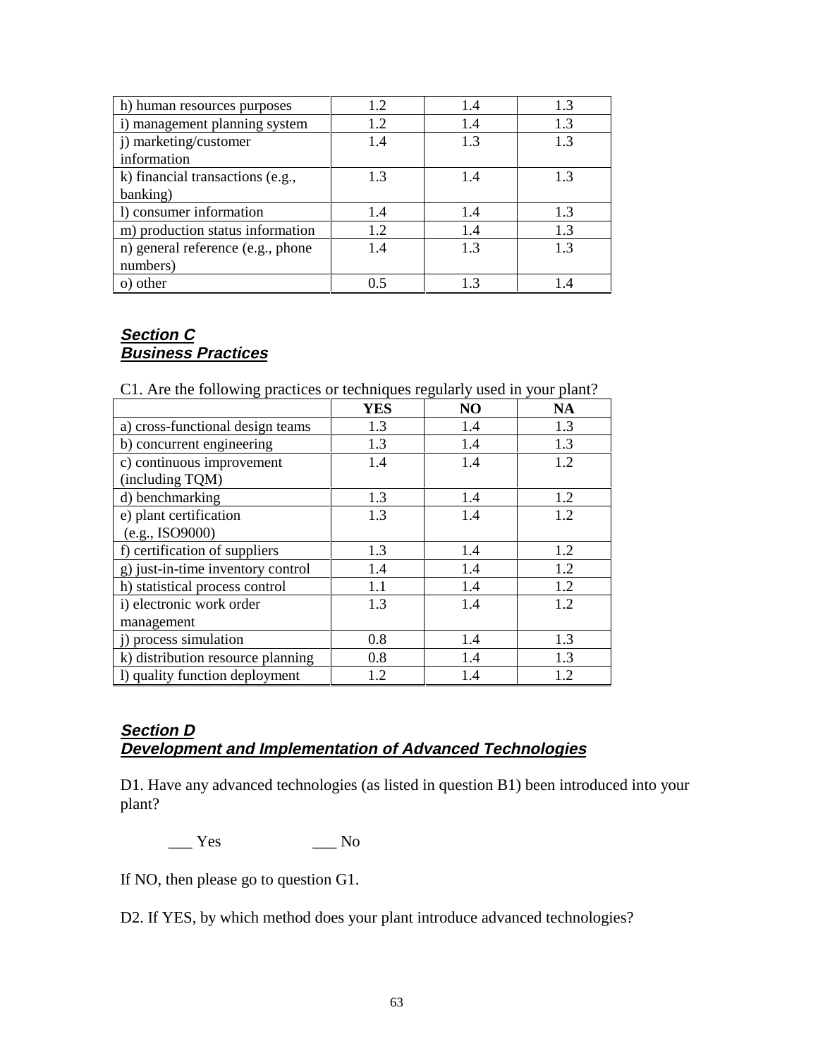| | | | |
|---|---|---|---|
| h) human resources purposes | 1.2 | 1.4 | 1.3 |
| i) management planning system | 1.2 | 1.4 | 1.3 |
| j) marketing/customer information | 1.4 | 1.3 | 1.3 |
| k) financial transactions (e.g., banking) | 1.3 | 1.4 | 1.3 |
| l) consumer information | 1.4 | 1.4 | 1.3 |
| m) production status information | 1.2 | 1.4 | 1.3 |
| n) general reference (e.g., phone numbers) | 1.4 | 1.3 | 1.3 |
| o) other | 0.5 | 1.3 | 1.4 |

## ***Section C***
## ***Business Practices***

C1. Are the following practices or techniques regularly used in your plant?

| | YES | NO | NA |
|---|---|---|---|
| a) cross-functional design teams | 1.3 | 1.4 | 1.3 |
| b) concurrent engineering | 1.3 | 1.4 | 1.3 |
| c) continuous improvement (including TQM) | 1.4 | 1.4 | 1.2 |
| d) benchmarking | 1.3 | 1.4 | 1.2 |
| e) plant certification (e.g., ISO9000) | 1.3 | 1.4 | 1.2 |
| f) certification of suppliers | 1.3 | 1.4 | 1.2 |
| g) just-in-time inventory control | 1.4 | 1.4 | 1.2 |
| h) statistical process control | 1.1 | 1.4 | 1.2 |
| i) electronic work order management | 1.3 | 1.4 | 1.2 |
| j) process simulation | 0.8 | 1.4 | 1.3 |
| k) distribution resource planning | 0.8 | 1.4 | 1.3 |
| l) quality function deployment | 1.2 | 1.4 | 1.2 |

## ***Section D***
## ***Development and Implementation of Advanced Technologies***

D1. Have any advanced technologies (as listed in question B1) been introduced into your plant?

___ Yes ___ No

If NO, then please go to question G1.

D2. If YES, by which method does your plant introduce advanced technologies?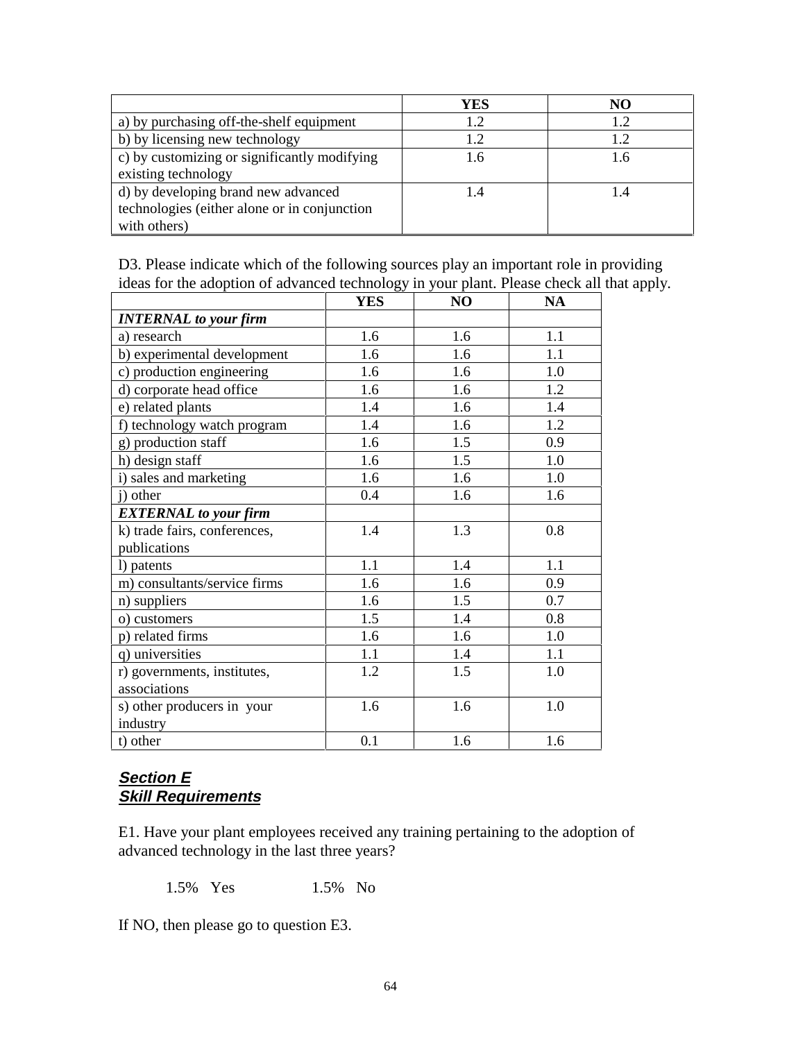| | YES | NO |
|---|---|---|
| a) by purchasing off-the-shelf equipment | 1.2 | 1.2 |
| b) by licensing new technology | 1.2 | 1.2 |
| c) by customizing or significantly modifying existing technology | 1.6 | 1.6 |
| d) by developing brand new advanced technologies (either alone or in conjunction with others) | 1.4 | 1.4 |

D3. Please indicate which of the following sources play an important role in providing ideas for the adoption of advanced technology in your plant. Please check all that apply.

| | YES | NO | NA |
|---|---|---|---|
| ***INTERNAL to your firm*** | | | |
| a) research | 1.6 | 1.6 | 1.1 |
| b) experimental development | 1.6 | 1.6 | 1.1 |
| c) production engineering | 1.6 | 1.6 | 1.0 |
| d) corporate head office | 1.6 | 1.6 | 1.2 |
| e) related plants | 1.4 | 1.6 | 1.4 |
| f) technology watch program | 1.4 | 1.6 | 1.2 |
| g) production staff | 1.6 | 1.5 | 0.9 |
| h) design staff | 1.6 | 1.5 | 1.0 |
| i) sales and marketing | 1.6 | 1.6 | 1.0 |
| j) other | 0.4 | 1.6 | 1.6 |
| ***EXTERNAL to your firm*** | | | |
| k) trade fairs, conferences, publications | 1.4 | 1.3 | 0.8 |
| l) patents | 1.1 | 1.4 | 1.1 |
| m) consultants/service firms | 1.6 | 1.6 | 0.9 |
| n) suppliers | 1.6 | 1.5 | 0.7 |
| o) customers | 1.5 | 1.4 | 0.8 |
| p) related firms | 1.6 | 1.6 | 1.0 |
| q) universities | 1.1 | 1.4 | 1.1 |
| r) governments, institutes, associations | 1.2 | 1.5 | 1.0 |
| s) other producers in your industry | 1.6 | 1.6 | 1.0 |
| t) other | 0.1 | 1.6 | 1.6 |

## Section E
## Skill Requirements

E1. Have your plant employees received any training pertaining to the adoption of advanced technology in the last three years?

1.5% Yes 1.5% No

If NO, then please go to question E3.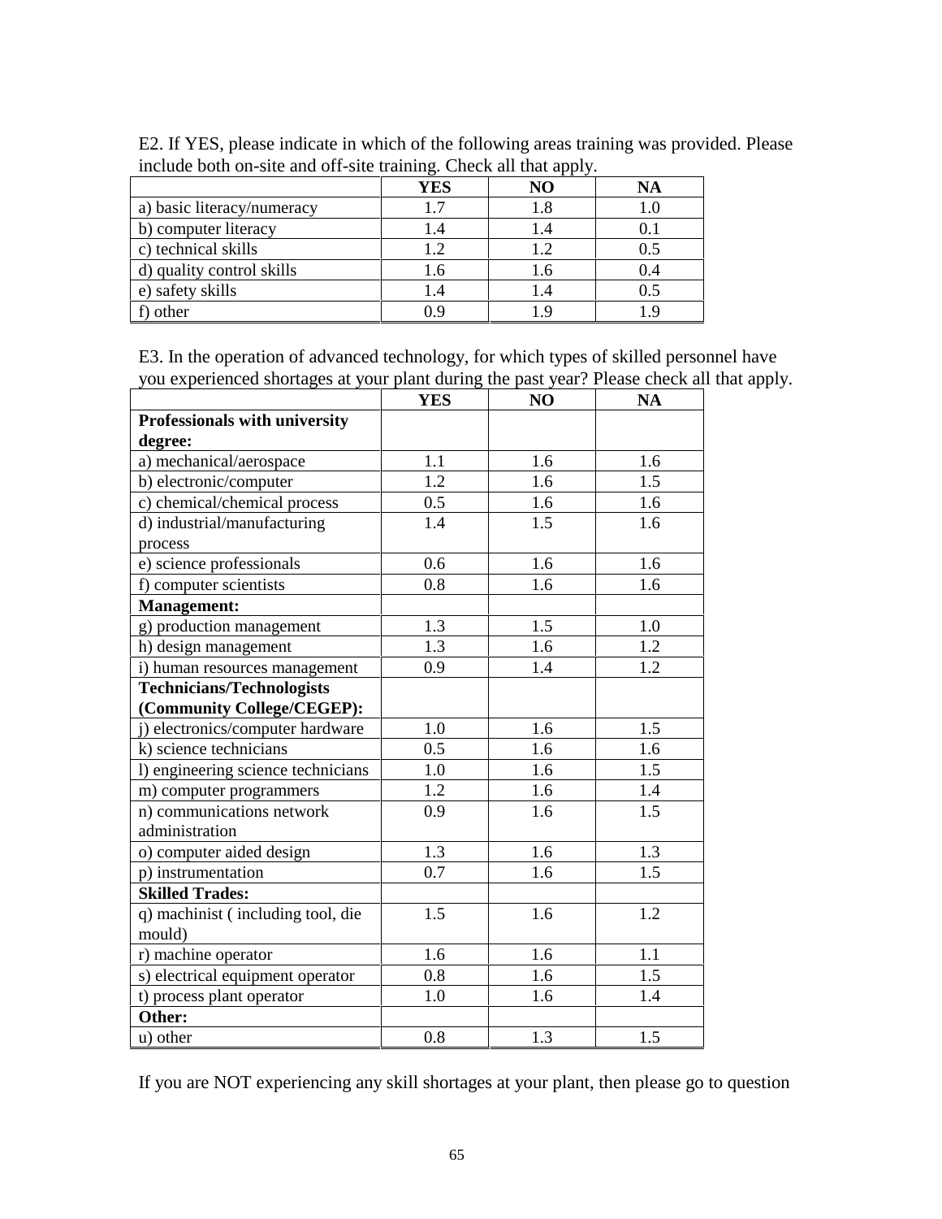E2. If YES, please indicate in which of the following areas training was provided. Please include both on-site and off-site training. Check all that apply.

| | YES | NO | NA |
|---|---|---|---|
| a) basic literacy/numeracy | 1.7 | 1.8 | 1.0 |
| b) computer literacy | 1.4 | 1.4 | 0.1 |
| c) technical skills | 1.2 | 1.2 | 0.5 |
| d) quality control skills | 1.6 | 1.6 | 0.4 |
| e) safety skills | 1.4 | 1.4 | 0.5 |
| f) other | 0.9 | 1.9 | 1.9 |

E3. In the operation of advanced technology, for which types of skilled personnel have you experienced shortages at your plant during the past year? Please check all that apply.

| | YES | NO | NA |
|---|---|---|---|
| **Professionals with university degree:** | | | |
| a) mechanical/aerospace | 1.1 | 1.6 | 1.6 |
| b) electronic/computer | 1.2 | 1.6 | 1.5 |
| c) chemical/chemical process | 0.5 | 1.6 | 1.6 |
| d) industrial/manufacturing process | 1.4 | 1.5 | 1.6 |
| e) science professionals | 0.6 | 1.6 | 1.6 |
| f) computer scientists | 0.8 | 1.6 | 1.6 |
| **Management:** | | | |
| g) production management | 1.3 | 1.5 | 1.0 |
| h) design management | 1.3 | 1.6 | 1.2 |
| i) human resources management | 0.9 | 1.4 | 1.2 |
| **Technicians/Technologists (Community College/CEGEP):** | | | |
| j) electronics/computer hardware | 1.0 | 1.6 | 1.5 |
| k) science technicians | 0.5 | 1.6 | 1.6 |
| l) engineering science technicians | 1.0 | 1.6 | 1.5 |
| m) computer programmers | 1.2 | 1.6 | 1.4 |
| n) communications network administration | 0.9 | 1.6 | 1.5 |
| o) computer aided design | 1.3 | 1.6 | 1.3 |
| p) instrumentation | 0.7 | 1.6 | 1.5 |
| **Skilled Trades:** | | | |
| q) machinist ( including tool, die mould) | 1.5 | 1.6 | 1.2 |
| r) machine operator | 1.6 | 1.6 | 1.1 |
| s) electrical equipment operator | 0.8 | 1.6 | 1.5 |
| t) process plant operator | 1.0 | 1.6 | 1.4 |
| **Other:** | | | |
| u) other | 0.8 | 1.3 | 1.5 |

If you are NOT experiencing any skill shortages at your plant, then please go to question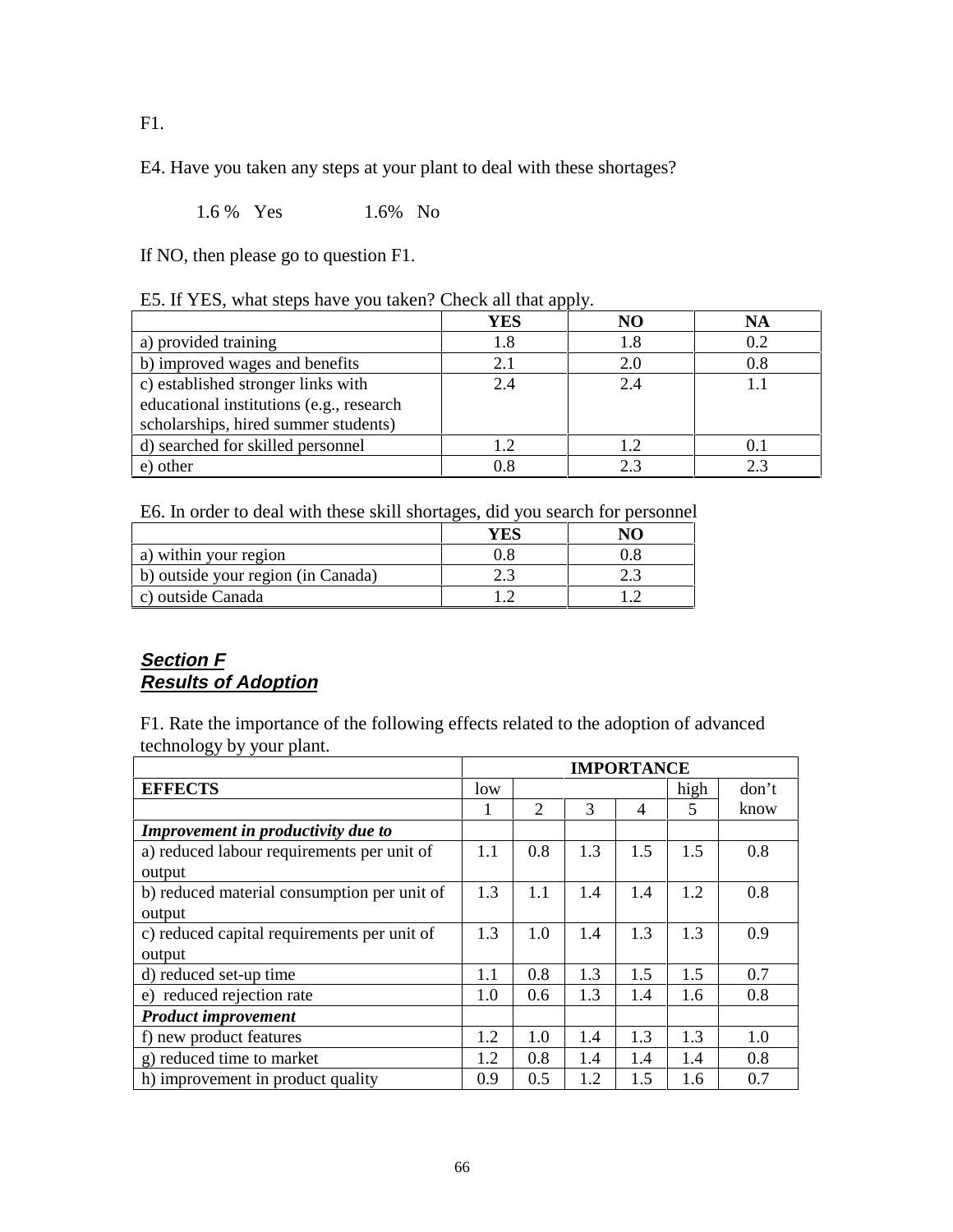F1.

E4. Have you taken any steps at your plant to deal with these shortages?

1.6 % Yes 1.6% No

If NO, then please go to question F1.

E5. If YES, what steps have you taken? Check all that apply.

| | YES | NO | NA |
|---|---|---|---|
| a) provided training | 1.8 | 1.8 | 0.2 |
| b) improved wages and benefits | 2.1 | 2.0 | 0.8 |
| c) established stronger links with educational institutions (e.g., research scholarships, hired summer students) | 2.4 | 2.4 | 1.1 |
| d) searched for skilled personnel | 1.2 | 1.2 | 0.1 |
| e) other | 0.8 | 2.3 | 2.3 |

E6. In order to deal with these skill shortages, did you search for personnel

| | YES | NO |
|---|---|---|
| a) within your region | 0.8 | 0.8 |
| b) outside your region (in Canada) | 2.3 | 2.3 |
| c) outside Canada | 1.2 | 1.2 |

## ***Section F***
## ***Results of Adoption***

F1. Rate the importance of the following effects related to the adoption of advanced technology by your plant.

| | IMPORTANCE | | | | | |
|---|---|---|---|---|---|---|
| **EFFECTS** | low | | | | high | don't |
| | 1 | 2 | 3 | 4 | 5 | know |
| ***Improvement in productivity due to*** | | | | | | |
| a) reduced labour requirements per unit of output | 1.1 | 0.8 | 1.3 | 1.5 | 1.5 | 0.8 |
| b) reduced material consumption per unit of output | 1.3 | 1.1 | 1.4 | 1.4 | 1.2 | 0.8 |
| c) reduced capital requirements per unit of output | 1.3 | 1.0 | 1.4 | 1.3 | 1.3 | 0.9 |
| d) reduced set-up time | 1.1 | 0.8 | 1.3 | 1.5 | 1.5 | 0.7 |
| e) reduced rejection rate | 1.0 | 0.6 | 1.3 | 1.4 | 1.6 | 0.8 |
| ***Product improvement*** | | | | | | |
| f) new product features | 1.2 | 1.0 | 1.4 | 1.3 | 1.3 | 1.0 |
| g) reduced time to market | 1.2 | 0.8 | 1.4 | 1.4 | 1.4 | 0.8 |
| h) improvement in product quality | 0.9 | 0.5 | 1.2 | 1.5 | 1.6 | 0.7 |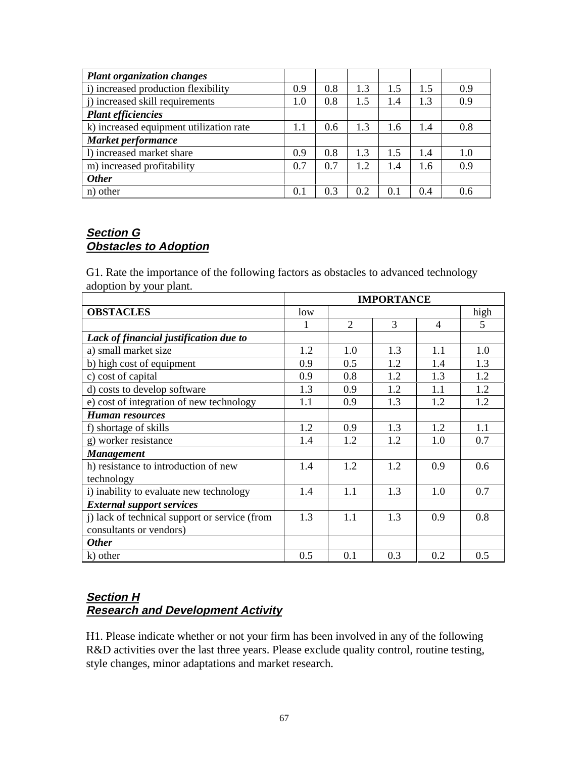| *Plant organization changes* | | | | | | |
|---|---|---|---|---|---|---|
| i) increased production flexibility | 0.9 | 0.8 | 1.3 | 1.5 | 1.5 | 0.9 |
| j) increased skill requirements | 1.0 | 0.8 | 1.5 | 1.4 | 1.3 | 0.9 |
| *Plant efficiencies* | | | | | | |
| k) increased equipment utilization rate | 1.1 | 0.6 | 1.3 | 1.6 | 1.4 | 0.8 |
| *Market performance* | | | | | | |
| l) increased market share | 0.9 | 0.8 | 1.3 | 1.5 | 1.4 | 1.0 |
| m) increased profitability | 0.7 | 0.7 | 1.2 | 1.4 | 1.6 | 0.9 |
| *Other* | | | | | | |
| n) other | 0.1 | 0.3 | 0.2 | 0.1 | 0.4 | 0.6 |

## *Section G*
## *Obstacles to Adoption*

G1. Rate the importance of the following factors as obstacles to advanced technology adoption by your plant.

| | **IMPORTANCE** | | | | |
|---|---|---|---|---|---|
| **OBSTACLES** | low | | | | high |
| | 1 | 2 | 3 | 4 | 5 |
| *Lack of financial justification due to* | | | | | |
| a) small market size | 1.2 | 1.0 | 1.3 | 1.1 | 1.0 |
| b) high cost of equipment | 0.9 | 0.5 | 1.2 | 1.4 | 1.3 |
| c) cost of capital | 0.9 | 0.8 | 1.2 | 1.3 | 1.2 |
| d) costs to develop software | 1.3 | 0.9 | 1.2 | 1.1 | 1.2 |
| e) cost of integration of new technology | 1.1 | 0.9 | 1.3 | 1.2 | 1.2 |
| *Human resources* | | | | | |
| f) shortage of skills | 1.2 | 0.9 | 1.3 | 1.2 | 1.1 |
| g) worker resistance | 1.4 | 1.2 | 1.2 | 1.0 | 0.7 |
| *Management* | | | | | |
| h) resistance to introduction of new technology | 1.4 | 1.2 | 1.2 | 0.9 | 0.6 |
| i) inability to evaluate new technology | 1.4 | 1.1 | 1.3 | 1.0 | 0.7 |
| *External support services* | | | | | |
| j) lack of technical support or service (from consultants or vendors) | 1.3 | 1.1 | 1.3 | 0.9 | 0.8 |
| *Other* | | | | | |
| k) other | 0.5 | 0.1 | 0.3 | 0.2 | 0.5 |

## *Section H*
## *Research and Development Activity*

H1. Please indicate whether or not your firm has been involved in any of the following R&D activities over the last three years. Please exclude quality control, routine testing, style changes, minor adaptations and market research.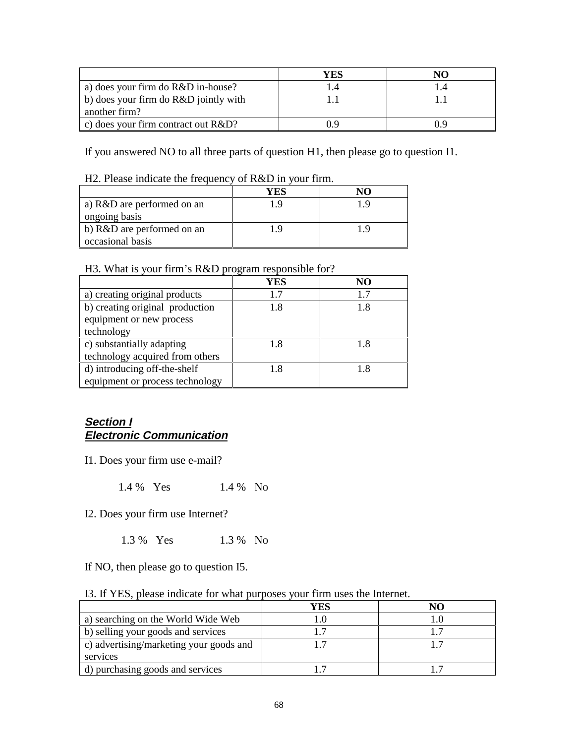| | YES | NO |
|---|---|---|
| a) does your firm do R&D in-house? | 1.4 | 1.4 |
| b) does your firm do R&D jointly with another firm? | 1.1 | 1.1 |
| c) does your firm contract out R&D? | 0.9 | 0.9 |

If you answered NO to all three parts of question H1, then please go to question I1.

H2. Please indicate the frequency of R&D in your firm.

| | YES | NO |
|---|---|---|
| a) R&D are performed on an ongoing basis | 1.9 | 1.9 |
| b) R&D are performed on an occasional basis | 1.9 | 1.9 |

H3. What is your firm's R&D program responsible for?

| | YES | NO |
|---|---|---|
| a) creating original products | 1.7 | 1.7 |
| b) creating original production equipment or new process technology | 1.8 | 1.8 |
| c) substantially adapting technology acquired from others | 1.8 | 1.8 |
| d) introducing off-the-shelf equipment or process technology | 1.8 | 1.8 |

## *Section I*
## *Electronic Communication*

I1. Does your firm use e-mail?

1.4 % Yes 1.4 % No

I2. Does your firm use Internet?

1.3 % Yes 1.3 % No

If NO, then please go to question I5.

I3. If YES, please indicate for what purposes your firm uses the Internet.

| | YES | NO |
|---|---|---|
| a) searching on the World Wide Web | 1.0 | 1.0 |
| b) selling your goods and services | 1.7 | 1.7 |
| c) advertising/marketing your goods and services | 1.7 | 1.7 |
| d) purchasing goods and services | 1.7 | 1.7 |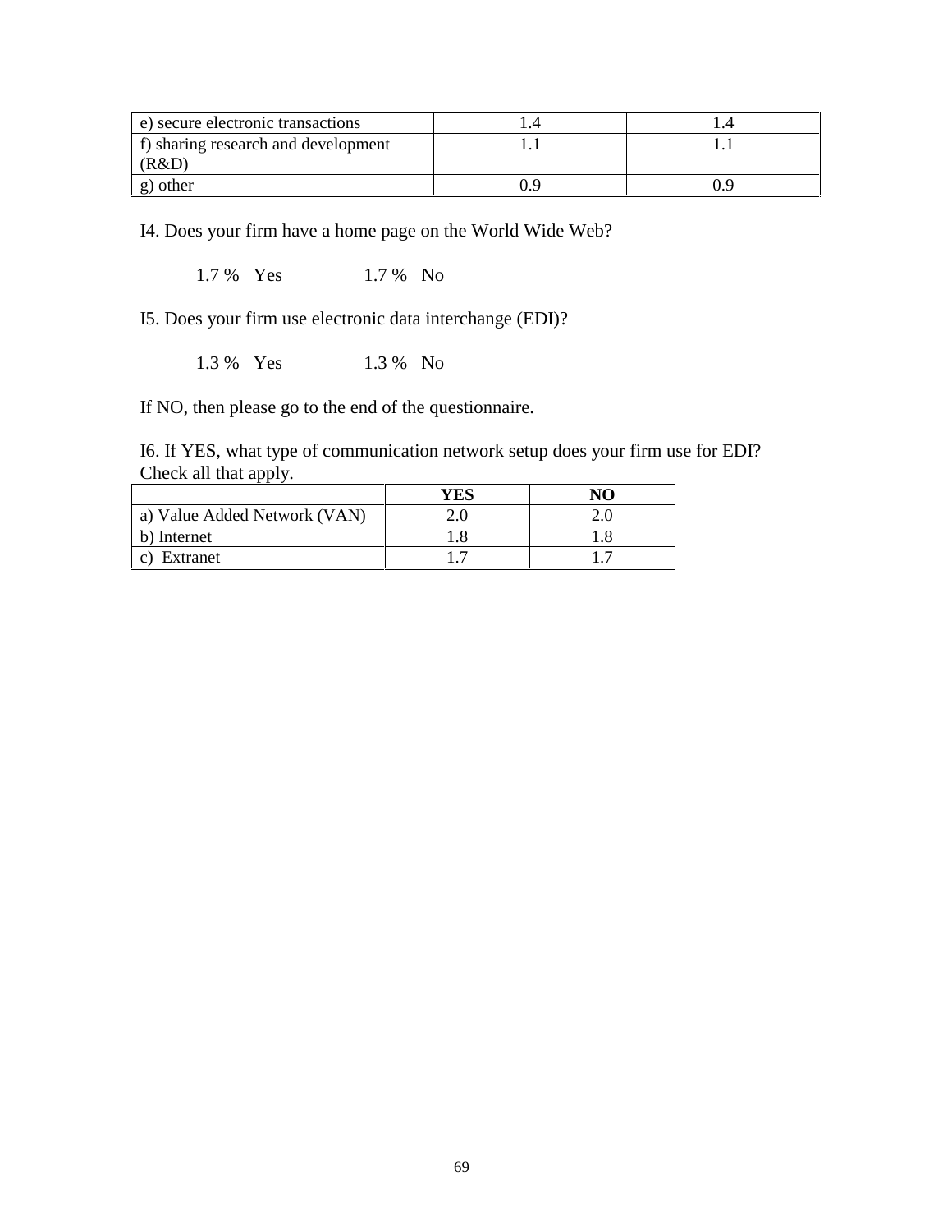| e) secure electronic transactions | 1.4 | 1.4 |
|---|---|---|
| f) sharing research and development (R&D) | 1.1 | 1.1 |
| g) other | 0.9 | 0.9 |

I4. Does your firm have a home page on the World Wide Web?

1.7 %   Yes     1.7 %   No

I5. Does your firm use electronic data interchange (EDI)?

1.3 %   Yes     1.3 %   No

If NO, then please go to the end of the questionnaire.

I6. If YES, what type of communication network setup does your firm use for EDI? Check all that apply.

| | **YES** | **NO** |
|---|---|---|
| a) Value Added Network (VAN) | 2.0 | 2.0 |
| b) Internet | 1.8 | 1.8 |
| c) Extranet | 1.7 | 1.7 |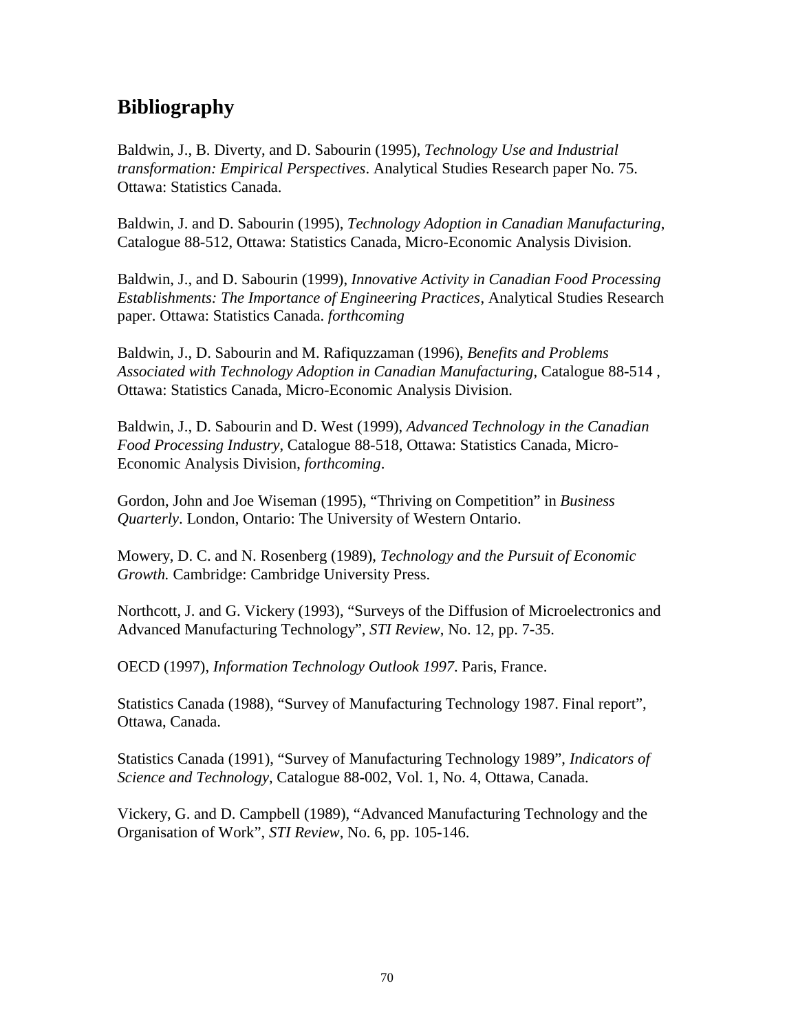# Bibliography

Baldwin, J., B. Diverty, and D. Sabourin (1995), *Technology Use and Industrial transformation: Empirical Perspectives*. Analytical Studies Research paper No. 75. Ottawa: Statistics Canada.

Baldwin, J. and D. Sabourin (1995), *Technology Adoption in Canadian Manufacturing*, Catalogue 88-512, Ottawa: Statistics Canada, Micro-Economic Analysis Division.

Baldwin, J., and D. Sabourin (1999), *Innovative Activity in Canadian Food Processing Establishments: The Importance of Engineering Practices*, Analytical Studies Research paper. Ottawa: Statistics Canada. *forthcoming*

Baldwin, J., D. Sabourin and M. Rafiquzzaman (1996), *Benefits and Problems Associated with Technology Adoption in Canadian Manufacturing*, Catalogue 88-514 , Ottawa: Statistics Canada, Micro-Economic Analysis Division.

Baldwin, J., D. Sabourin and D. West (1999), *Advanced Technology in the Canadian Food Processing Industry*, Catalogue 88-518, Ottawa: Statistics Canada, Micro-Economic Analysis Division, *forthcoming*.

Gordon, John and Joe Wiseman (1995), "Thriving on Competition" in *Business Quarterly*. London, Ontario: The University of Western Ontario.

Mowery, D. C. and N. Rosenberg (1989), *Technology and the Pursuit of Economic Growth.* Cambridge: Cambridge University Press.

Northcott, J. and G. Vickery (1993), "Surveys of the Diffusion of Microelectronics and Advanced Manufacturing Technology", *STI Review*, No. 12, pp. 7-35.

OECD (1997), *Information Technology Outlook 1997*. Paris, France.

Statistics Canada (1988), "Survey of Manufacturing Technology 1987. Final report", Ottawa, Canada.

Statistics Canada (1991), "Survey of Manufacturing Technology 1989", *Indicators of Science and Technology*, Catalogue 88-002, Vol. 1, No. 4, Ottawa, Canada.

Vickery, G. and D. Campbell (1989), "Advanced Manufacturing Technology and the Organisation of Work", *STI Review*, No. 6, pp. 105-146.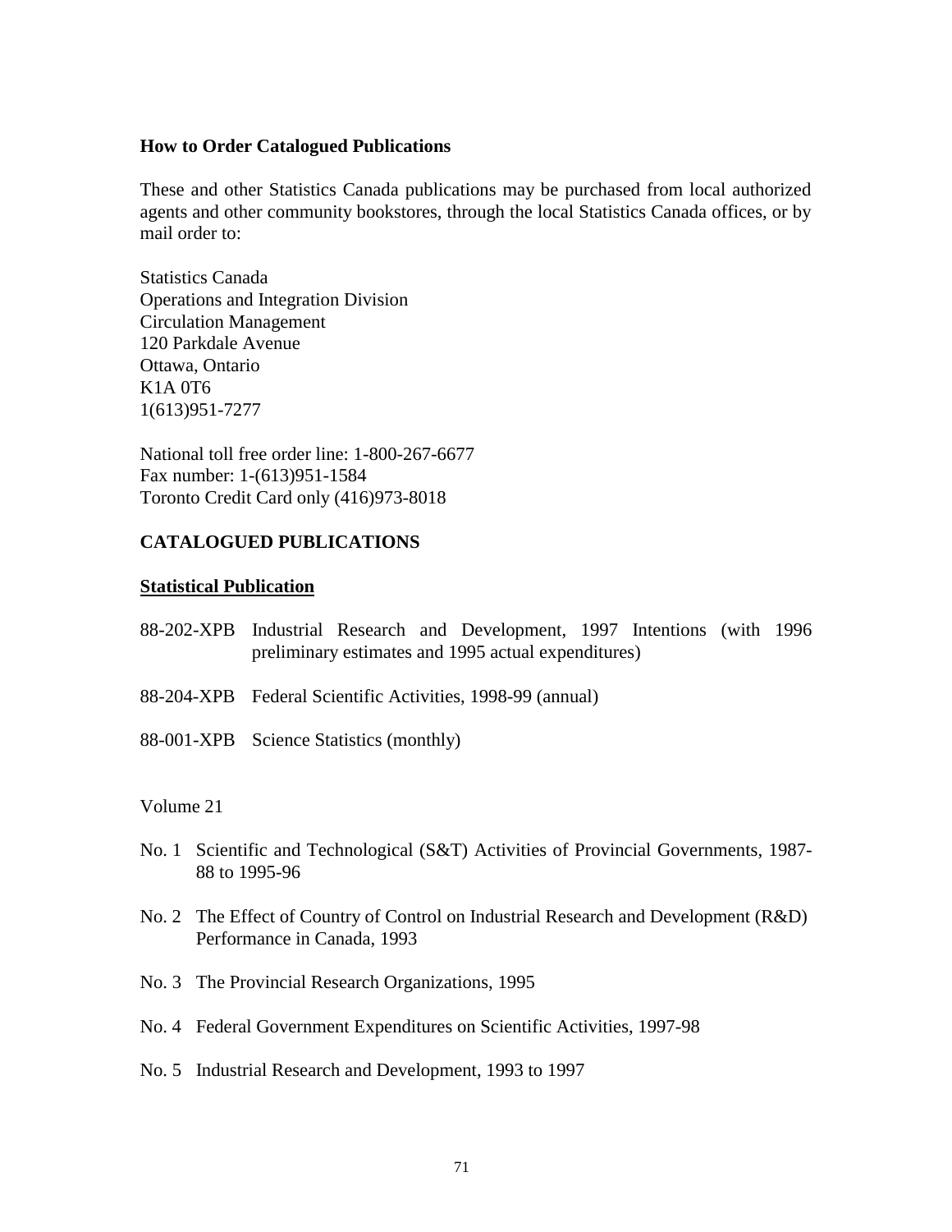## How to Order Catalogued Publications

These and other Statistics Canada publications may be purchased from local authorized agents and other community bookstores, through the local Statistics Canada offices, or by mail order to:

Statistics Canada
Operations and Integration Division
Circulation Management
120 Parkdale Avenue
Ottawa, Ontario
K1A 0T6
1(613)951-7277

National toll free order line: 1-800-267-6677
Fax number: 1-(613)951-1584
Toronto Credit Card only (416)973-8018

## CATALOGUED PUBLICATIONS

### Statistical Publication

88-202-XPB Industrial Research and Development, 1997 Intentions (with 1996 preliminary estimates and 1995 actual expenditures)

88-204-XPB Federal Scientific Activities, 1998-99 (annual)

88-001-XPB Science Statistics (monthly)

Volume 21

No. 1 Scientific and Technological (S&T) Activities of Provincial Governments, 1987-88 to 1995-96

No. 2 The Effect of Country of Control on Industrial Research and Development (R&D) Performance in Canada, 1993

No. 3 The Provincial Research Organizations, 1995

No. 4 Federal Government Expenditures on Scientific Activities, 1997-98

No. 5 Industrial Research and Development, 1993 to 1997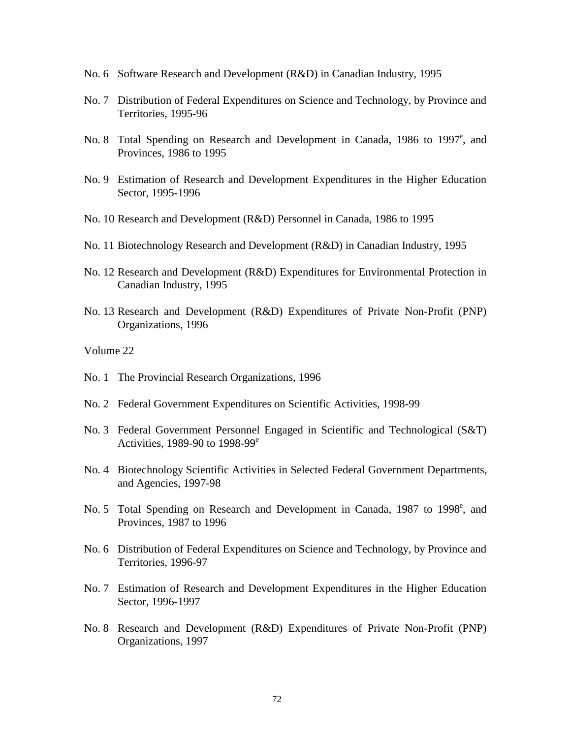No. 6 Software Research and Development (R&D) in Canadian Industry, 1995

No. 7 Distribution of Federal Expenditures on Science and Technology, by Province and Territories, 1995-96

No. 8 Total Spending on Research and Development in Canada, 1986 to 1997[e], and Provinces, 1986 to 1995

No. 9 Estimation of Research and Development Expenditures in the Higher Education Sector, 1995-1996

No. 10 Research and Development (R&D) Personnel in Canada, 1986 to 1995

No. 11 Biotechnology Research and Development (R&D) in Canadian Industry, 1995

No. 12 Research and Development (R&D) Expenditures for Environmental Protection in Canadian Industry, 1995

No. 13 Research and Development (R&D) Expenditures of Private Non-Profit (PNP) Organizations, 1996

Volume 22

No. 1 The Provincial Research Organizations, 1996

No. 2 Federal Government Expenditures on Scientific Activities, 1998-99

No. 3 Federal Government Personnel Engaged in Scientific and Technological (S&T) Activities, 1989-90 to 1998-99[e]

No. 4 Biotechnology Scientific Activities in Selected Federal Government Departments, and Agencies, 1997-98

No. 5 Total Spending on Research and Development in Canada, 1987 to 1998[e], and Provinces, 1987 to 1996

No. 6 Distribution of Federal Expenditures on Science and Technology, by Province and Territories, 1996-97

No. 7 Estimation of Research and Development Expenditures in the Higher Education Sector, 1996-1997

No. 8 Research and Development (R&D) Expenditures of Private Non-Profit (PNP) Organizations, 1997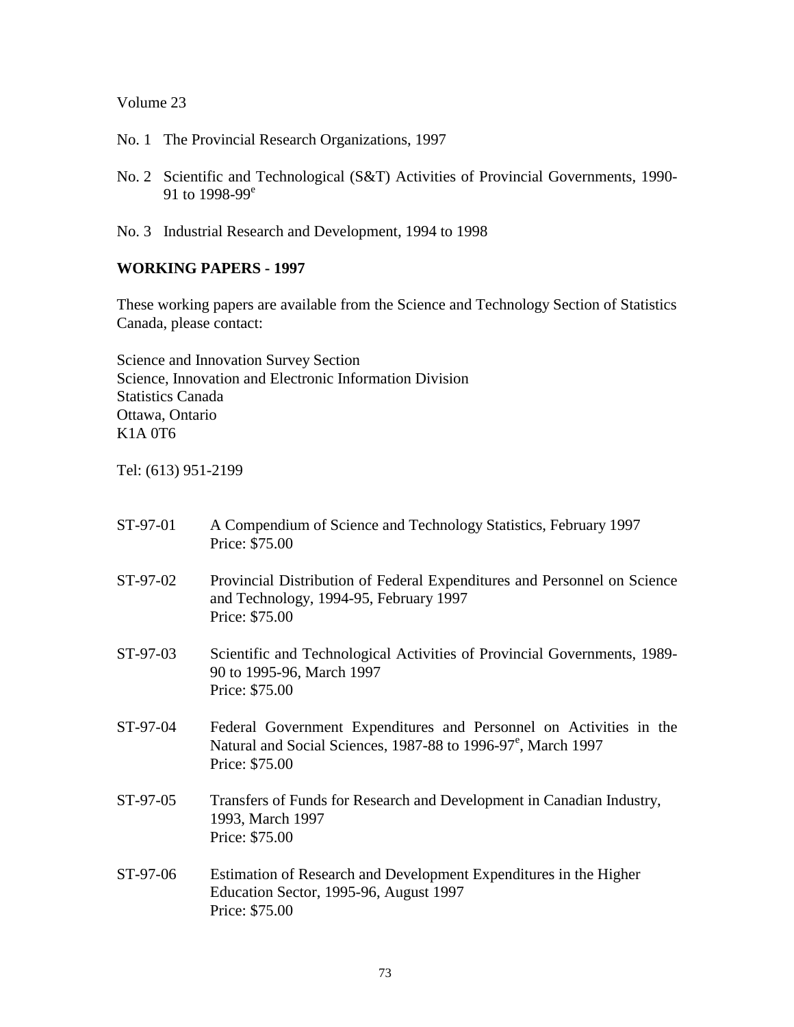Volume 23

No. 1 The Provincial Research Organizations, 1997

No. 2 Scientific and Technological (S&T) Activities of Provincial Governments, 1990-91 to 1998-99$^e$

No. 3 Industrial Research and Development, 1994 to 1998

**WORKING PAPERS - 1997**

These working papers are available from the Science and Technology Section of Statistics Canada, please contact:

Science and Innovation Survey Section
Science, Innovation and Electronic Information Division
Statistics Canada
Ottawa, Ontario
K1A 0T6

Tel: (613) 951-2199

ST-97-01 A Compendium of Science and Technology Statistics, February 1997
Price: $75.00

ST-97-02 Provincial Distribution of Federal Expenditures and Personnel on Science and Technology, 1994-95, February 1997
Price: $75.00

ST-97-03 Scientific and Technological Activities of Provincial Governments, 1989-90 to 1995-96, March 1997
Price: $75.00

ST-97-04 Federal Government Expenditures and Personnel on Activities in the Natural and Social Sciences, 1987-88 to 1996-97$^e$, March 1997
Price: $75.00

ST-97-05 Transfers of Funds for Research and Development in Canadian Industry, 1993, March 1997
Price: $75.00

ST-97-06 Estimation of Research and Development Expenditures in the Higher Education Sector, 1995-96, August 1997
Price: $75.00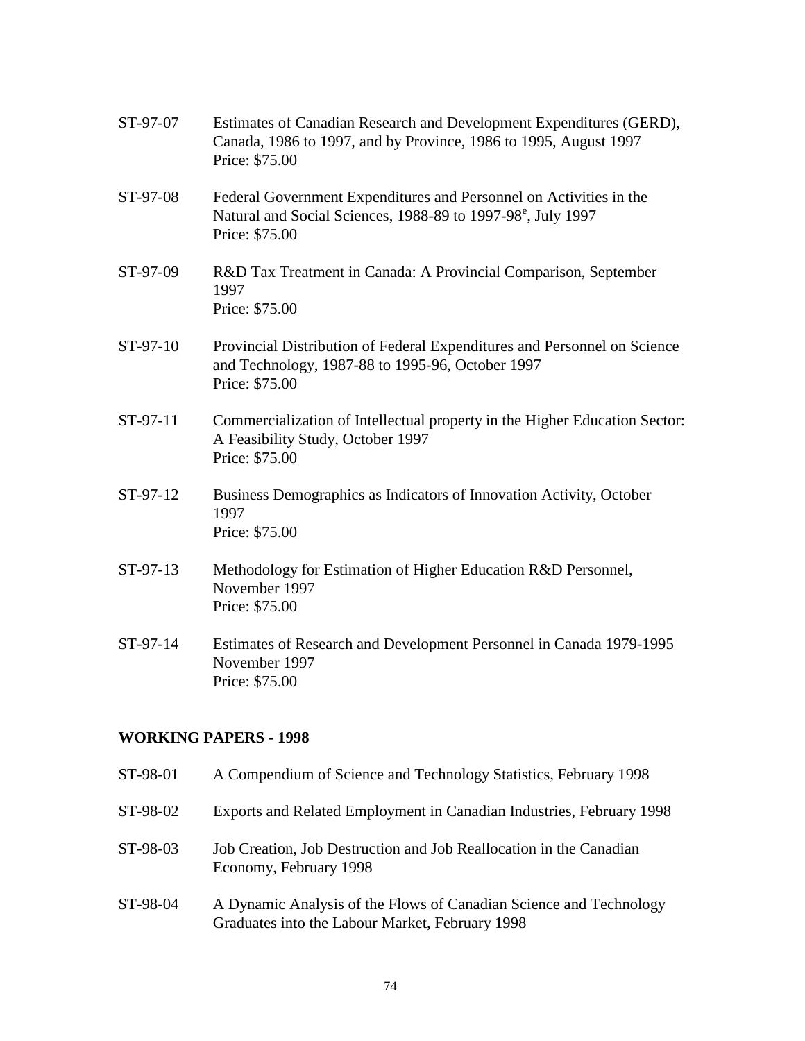ST-97-07 Estimates of Canadian Research and Development Expenditures (GERD), Canada, 1986 to 1997, and by Province, 1986 to 1995, August 1997
Price: $75.00

ST-97-08 Federal Government Expenditures and Personnel on Activities in the Natural and Social Sciences, 1988-89 to 1997-98$^{e}$, July 1997
Price: $75.00

ST-97-09 R&D Tax Treatment in Canada: A Provincial Comparison, September 1997
Price: $75.00

ST-97-10 Provincial Distribution of Federal Expenditures and Personnel on Science and Technology, 1987-88 to 1995-96, October 1997
Price: $75.00

ST-97-11 Commercialization of Intellectual property in the Higher Education Sector: A Feasibility Study, October 1997
Price: $75.00

ST-97-12 Business Demographics as Indicators of Innovation Activity, October 1997
Price: $75.00

ST-97-13 Methodology for Estimation of Higher Education R&D Personnel, November 1997
Price: $75.00

ST-97-14 Estimates of Research and Development Personnel in Canada 1979-1995 November 1997
Price: $75.00

**WORKING PAPERS - 1998**

ST-98-01 A Compendium of Science and Technology Statistics, February 1998

ST-98-02 Exports and Related Employment in Canadian Industries, February 1998

ST-98-03 Job Creation, Job Destruction and Job Reallocation in the Canadian Economy, February 1998

ST-98-04 A Dynamic Analysis of the Flows of Canadian Science and Technology Graduates into the Labour Market, February 1998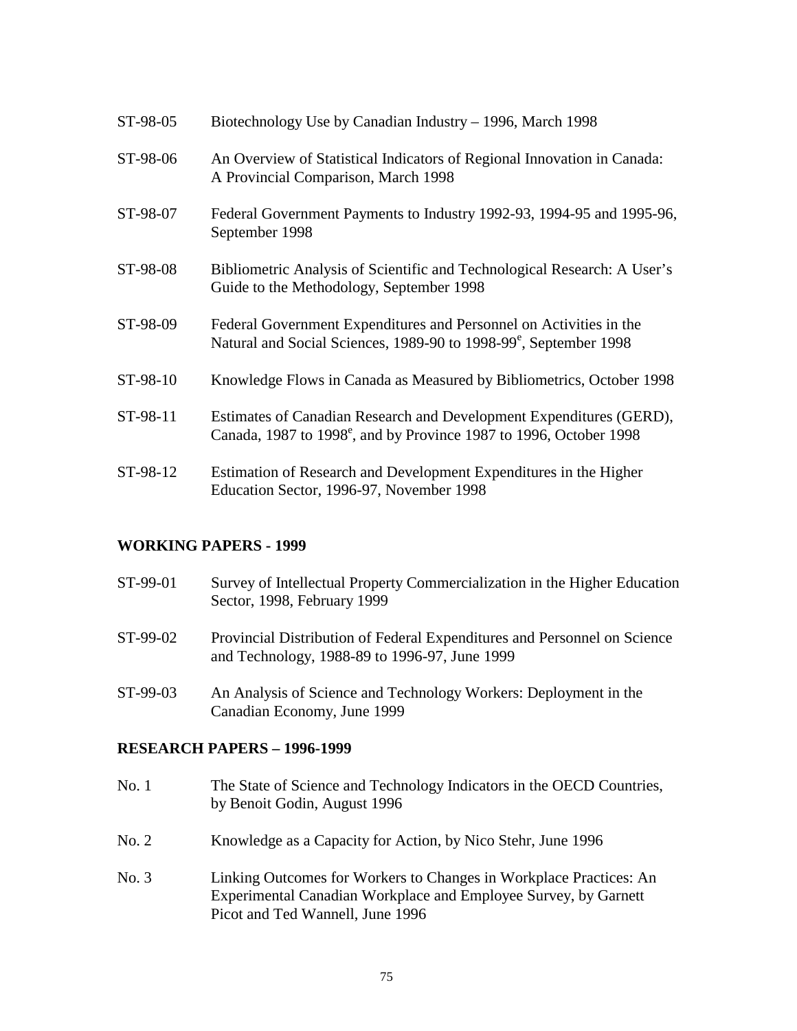ST-98-05 Biotechnology Use by Canadian Industry – 1996, March 1998

ST-98-06 An Overview of Statistical Indicators of Regional Innovation in Canada: A Provincial Comparison, March 1998

ST-98-07 Federal Government Payments to Industry 1992-93, 1994-95 and 1995-96, September 1998

ST-98-08 Bibliometric Analysis of Scientific and Technological Research: A User's Guide to the Methodology, September 1998

ST-98-09 Federal Government Expenditures and Personnel on Activities in the Natural and Social Sciences, 1989-90 to 1998-99[e], September 1998

ST-98-10 Knowledge Flows in Canada as Measured by Bibliometrics, October 1998

ST-98-11 Estimates of Canadian Research and Development Expenditures (GERD), Canada, 1987 to 1998[e], and by Province 1987 to 1996, October 1998

ST-98-12 Estimation of Research and Development Expenditures in the Higher Education Sector, 1996-97, November 1998

## WORKING PAPERS - 1999

ST-99-01 Survey of Intellectual Property Commercialization in the Higher Education Sector, 1998, February 1999

ST-99-02 Provincial Distribution of Federal Expenditures and Personnel on Science and Technology, 1988-89 to 1996-97, June 1999

ST-99-03 An Analysis of Science and Technology Workers: Deployment in the Canadian Economy, June 1999

## RESEARCH PAPERS – 1996-1999

No. 1 The State of Science and Technology Indicators in the OECD Countries, by Benoit Godin, August 1996

No. 2 Knowledge as a Capacity for Action, by Nico Stehr, June 1996

No. 3 Linking Outcomes for Workers to Changes in Workplace Practices: An Experimental Canadian Workplace and Employee Survey, by Garnett Picot and Ted Wannell, June 1996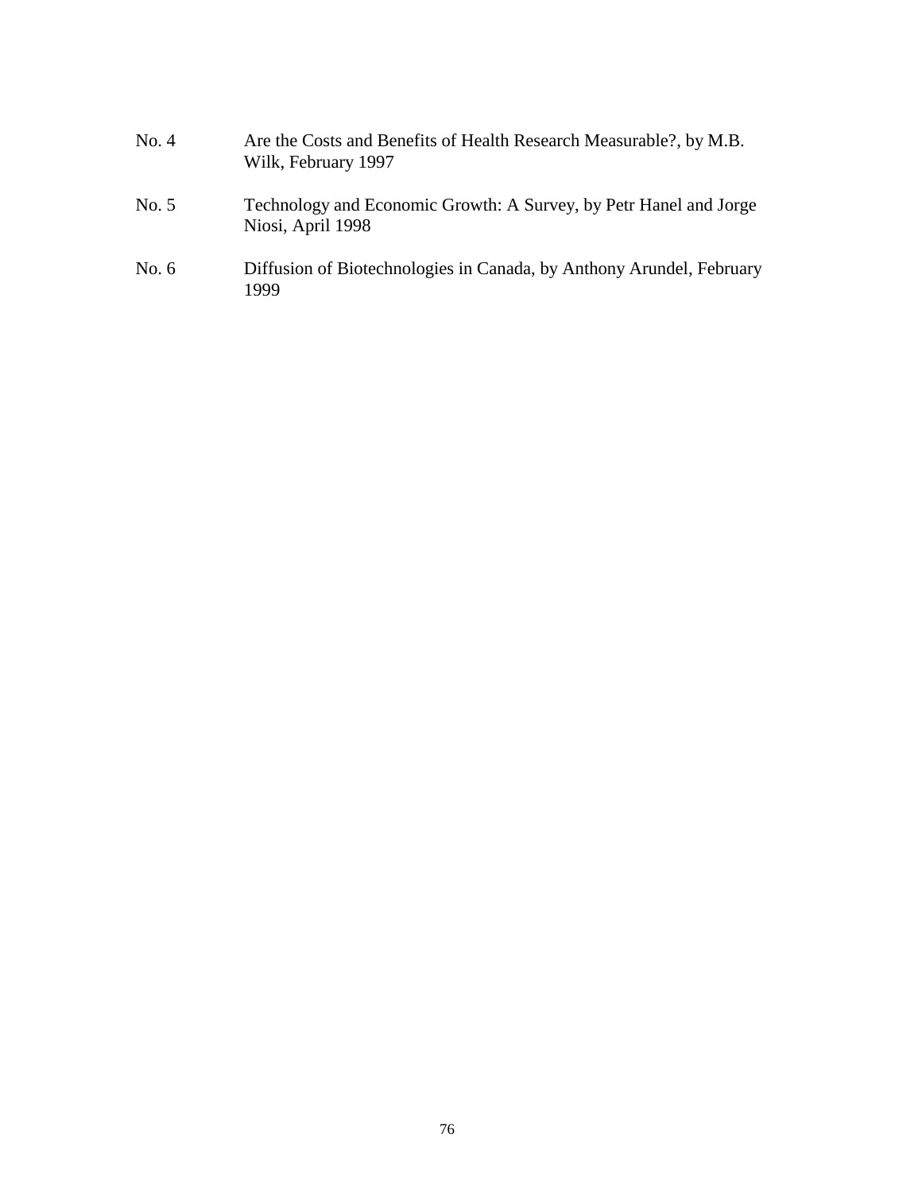No. 4 Are the Costs and Benefits of Health Research Measurable?, by M.B. Wilk, February 1997

No. 5 Technology and Economic Growth: A Survey, by Petr Hanel and Jorge Niosi, April 1998

No. 6 Diffusion of Biotechnologies in Canada, by Anthony Arundel, February 1999